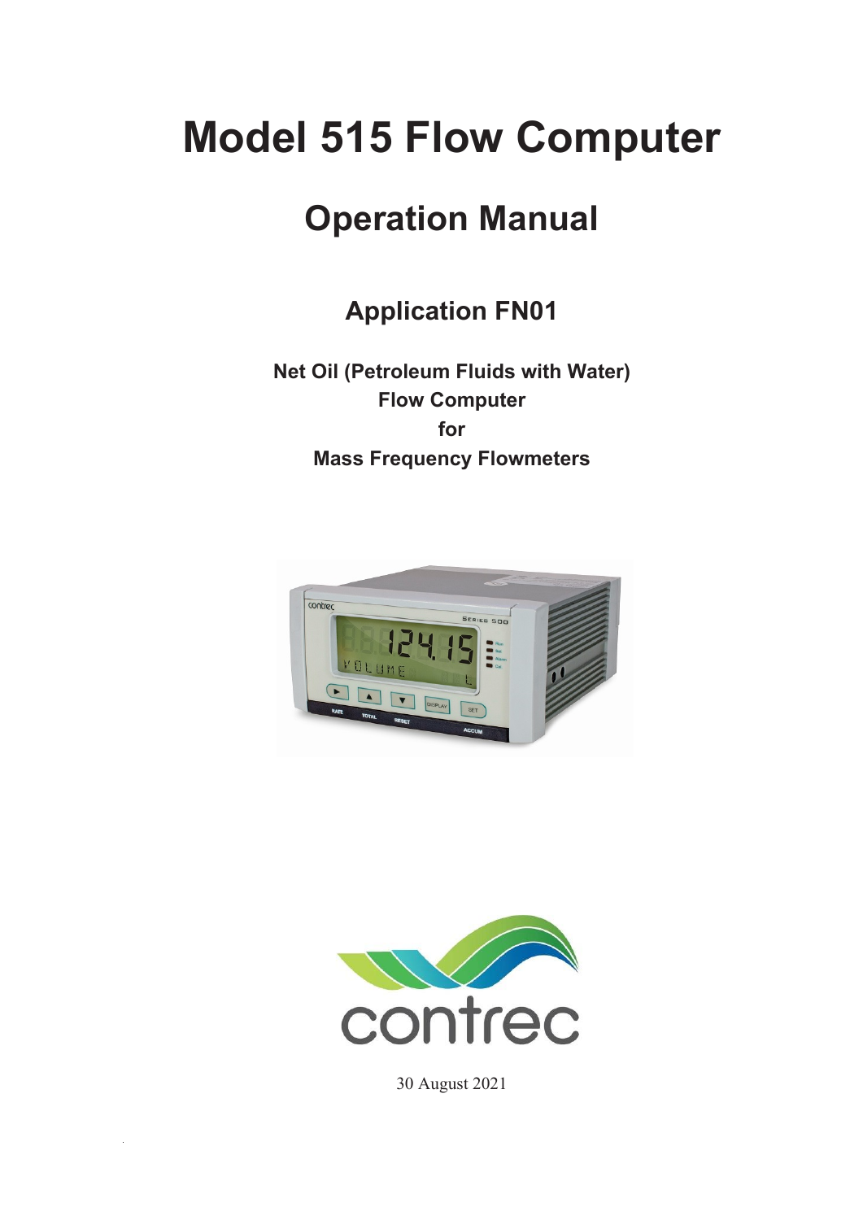# Model 515 Flow Computer

## Operation Manual

### Application FN01

**Net Oil (Petroleum Fluids with Water)**
**Flow Computer**
**for**
**Mass Frequency Flowmeters**

contrec

30 August 2021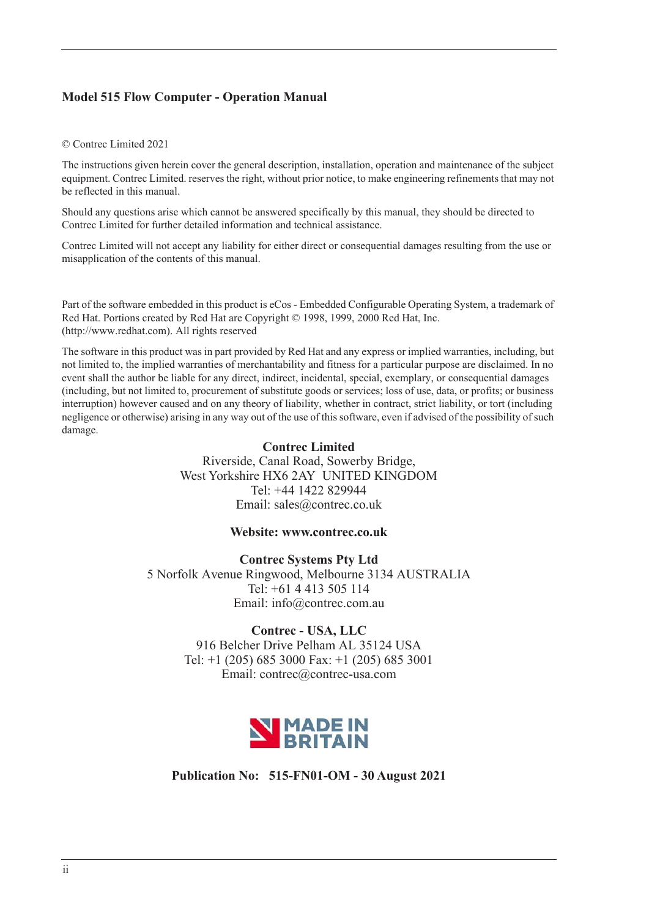**Model 515 Flow Computer - Operation Manual**

© Contrec Limited 2021

The instructions given herein cover the general description, installation, operation and maintenance of the subject equipment. Contrec Limited. reserves the right, without prior notice, to make engineering refinements that may not be reflected in this manual.

Should any questions arise which cannot be answered specifically by this manual, they should be directed to Contrec Limited for further detailed information and technical assistance.

Contrec Limited will not accept any liability for either direct or consequential damages resulting from the use or misapplication of the contents of this manual.

Part of the software embedded in this product is eCos - Embedded Configurable Operating System, a trademark of Red Hat. Portions created by Red Hat are Copyright © 1998, 1999, 2000 Red Hat, Inc. (http://www.redhat.com). All rights reserved

The software in this product was in part provided by Red Hat and any express or implied warranties, including, but not limited to, the implied warranties of merchantability and fitness for a particular purpose are disclaimed. In no event shall the author be liable for any direct, indirect, incidental, special, exemplary, or consequential damages (including, but not limited to, procurement of substitute goods or services; loss of use, data, or profits; or business interruption) however caused and on any theory of liability, whether in contract, strict liability, or tort (including negligence or otherwise) arising in any way out of the use of this software, even if advised of the possibility of such damage.

**Contrec Limited**
Riverside, Canal Road, Sowerby Bridge,
West Yorkshire HX6 2AY UNITED KINGDOM
Tel: +44 1422 829944
Email: sales@contrec.co.uk

**Website: www.contrec.co.uk**

**Contrec Systems Pty Ltd**
5 Norfolk Avenue Ringwood, Melbourne 3134 AUSTRALIA
Tel: +61 4 413 505 114
Email: info@contrec.com.au

**Contrec - USA, LLC**
916 Belcher Drive Pelham AL 35124 USA
Tel: +1 (205) 685 3000 Fax: +1 (205) 685 3001
Email: contrec@contrec-usa.com

MADE IN BRITAIN

**Publication No: 515-FN01-OM - 30 August 2021**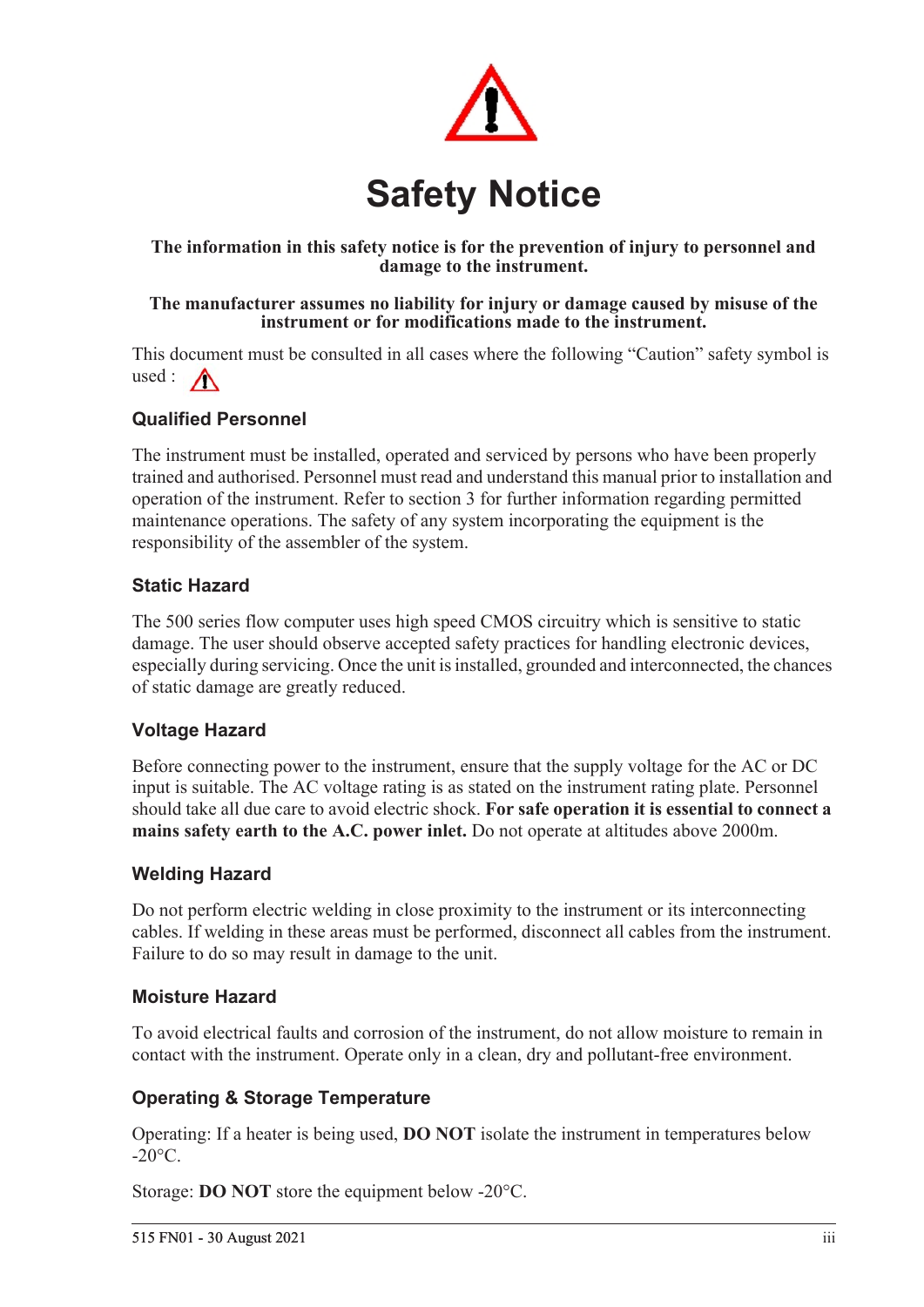# Safety Notice

**The information in this safety notice is for the prevention of injury to personnel and damage to the instrument.**

**The manufacturer assumes no liability for injury or damage caused by misuse of the instrument or for modifications made to the instrument.**

This document must be consulted in all cases where the following “Caution” safety symbol is used :

### Qualified Personnel

The instrument must be installed, operated and serviced by persons who have been properly trained and authorised. Personnel must read and understand this manual prior to installation and operation of the instrument. Refer to section 3 for further information regarding permitted maintenance operations. The safety of any system incorporating the equipment is the responsibility of the assembler of the system.

### Static Hazard

The 500 series flow computer uses high speed CMOS circuitry which is sensitive to static damage. The user should observe accepted safety practices for handling electronic devices, especially during servicing. Once the unit is installed, grounded and interconnected, the chances of static damage are greatly reduced.

### Voltage Hazard

Before connecting power to the instrument, ensure that the supply voltage for the AC or DC input is suitable. The AC voltage rating is as stated on the instrument rating plate. Personnel should take all due care to avoid electric shock. **For safe operation it is essential to connect a mains safety earth to the A.C. power inlet.** Do not operate at altitudes above 2000m.

### Welding Hazard

Do not perform electric welding in close proximity to the instrument or its interconnecting cables. If welding in these areas must be performed, disconnect all cables from the instrument. Failure to do so may result in damage to the unit.

### Moisture Hazard

To avoid electrical faults and corrosion of the instrument, do not allow moisture to remain in contact with the instrument. Operate only in a clean, dry and pollutant-free environment.

### Operating & Storage Temperature

Operating: If a heater is being used, **DO NOT** isolate the instrument in temperatures below -20°C.

Storage: **DO NOT** store the equipment below -20°C.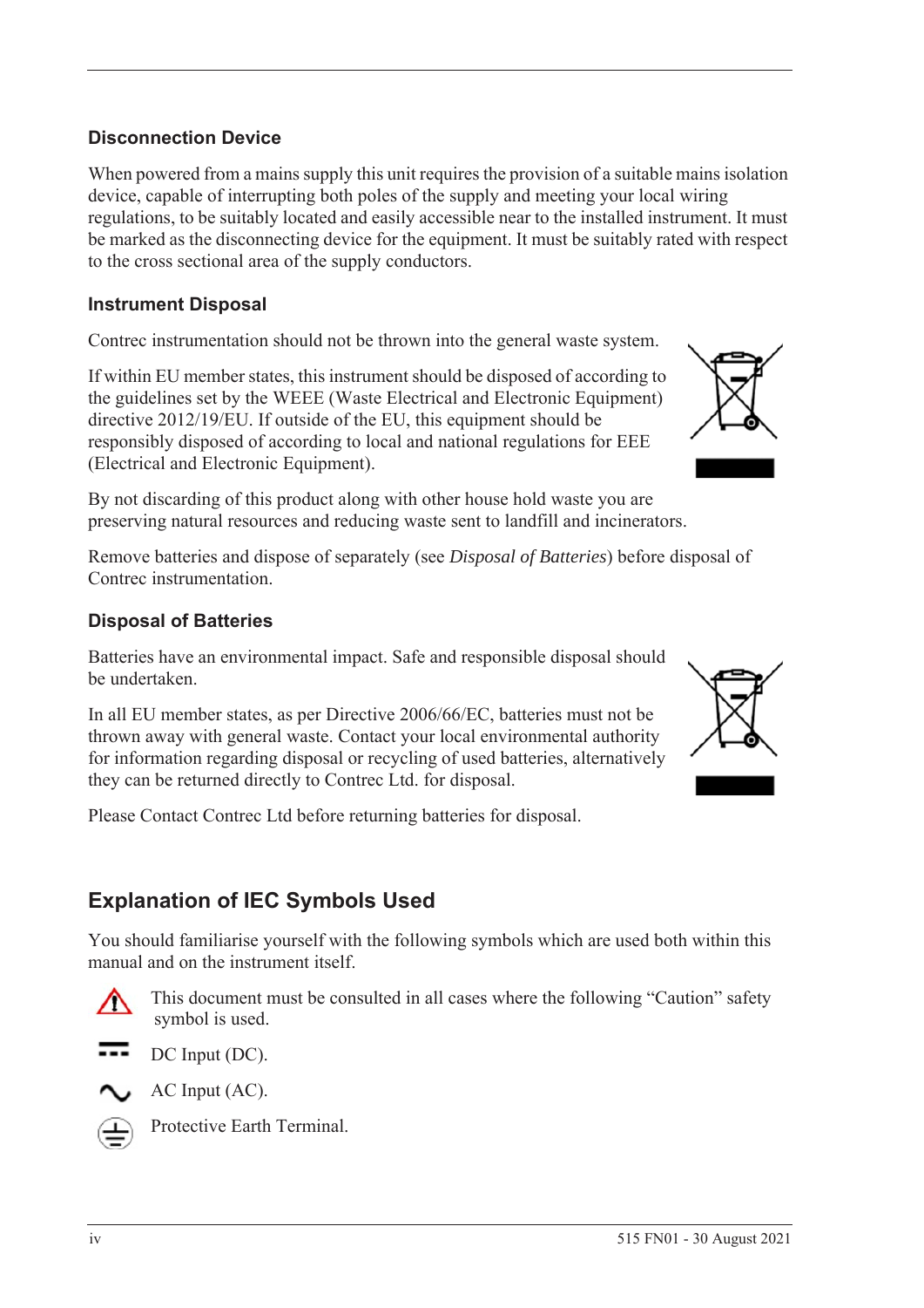### Disconnection Device

When powered from a mains supply this unit requires the provision of a suitable mains isolation device, capable of interrupting both poles of the supply and meeting your local wiring regulations, to be suitably located and easily accessible near to the installed instrument. It must be marked as the disconnecting device for the equipment. It must be suitably rated with respect to the cross sectional area of the supply conductors.

### Instrument Disposal

Contrec instrumentation should not be thrown into the general waste system.

If within EU member states, this instrument should be disposed of according to the guidelines set by the WEEE (Waste Electrical and Electronic Equipment) directive 2012/19/EU. If outside of the EU, this equipment should be responsibly disposed of according to local and national regulations for EEE (Electrical and Electronic Equipment).

By not discarding of this product along with other house hold waste you are preserving natural resources and reducing waste sent to landfill and incinerators.

Remove batteries and dispose of separately (see *Disposal of Batteries*) before disposal of Contrec instrumentation.

### Disposal of Batteries

Batteries have an environmental impact. Safe and responsible disposal should be undertaken.

In all EU member states, as per Directive 2006/66/EC, batteries must not be thrown away with general waste. Contact your local environmental authority for information regarding disposal or recycling of used batteries, alternatively they can be returned directly to Contrec Ltd. for disposal.

Please Contact Contrec Ltd before returning batteries for disposal.

## Explanation of IEC Symbols Used

You should familiarise yourself with the following symbols which are used both within this manual and on the instrument itself.

This document must be consulted in all cases where the following "Caution" safety symbol is used.

DC Input (DC).

AC Input (AC).

Protective Earth Terminal.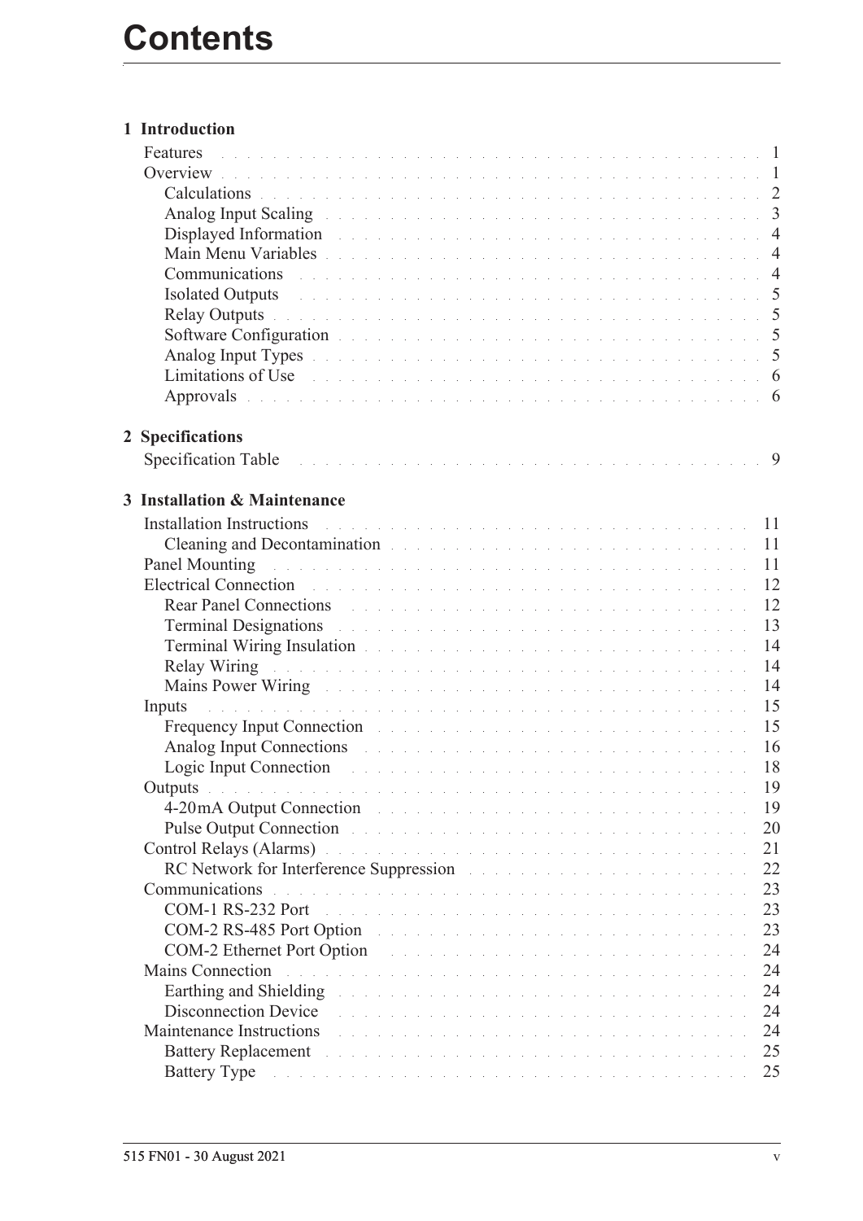# Contents

**1 Introduction**

- Features . . . 1
- Overview . . . 1
  - Calculations . . . 2
  - Analog Input Scaling . . . 3
  - Displayed Information . . . 4
  - Main Menu Variables . . . 4
  - Communications . . . 4
  - Isolated Outputs . . . 5
  - Relay Outputs . . . 5
  - Software Configuration . . . 5
  - Analog Input Types . . . 5
  - Limitations of Use . . . 6
  - Approvals . . . 6

**2 Specifications**

- Specification Table . . . 9

**3 Installation & Maintenance**

- Installation Instructions . . . 11
  - Cleaning and Decontamination . . . 11
- Panel Mounting . . . 11
- Electrical Connection . . . 12
  - Rear Panel Connections . . . 12
  - Terminal Designations . . . 13
  - Terminal Wiring Insulation . . . 14
  - Relay Wiring . . . 14
  - Mains Power Wiring . . . 14
- Inputs . . . 15
  - Frequency Input Connection . . . 15
  - Analog Input Connections . . . 16
  - Logic Input Connection . . . 18
- Outputs . . . 19
  - 4-20mA Output Connection . . . 19
  - Pulse Output Connection . . . 20
- Control Relays (Alarms) . . . 21
  - RC Network for Interference Suppression . . . 22
- Communications . . . 23
  - COM-1 RS-232 Port . . . 23
  - COM-2 RS-485 Port Option . . . 23
  - COM-2 Ethernet Port Option . . . 24
- Mains Connection . . . 24
  - Earthing and Shielding . . . 24
  - Disconnection Device . . . 24
- Maintenance Instructions . . . 24
  - Battery Replacement . . . 25
  - Battery Type . . . 25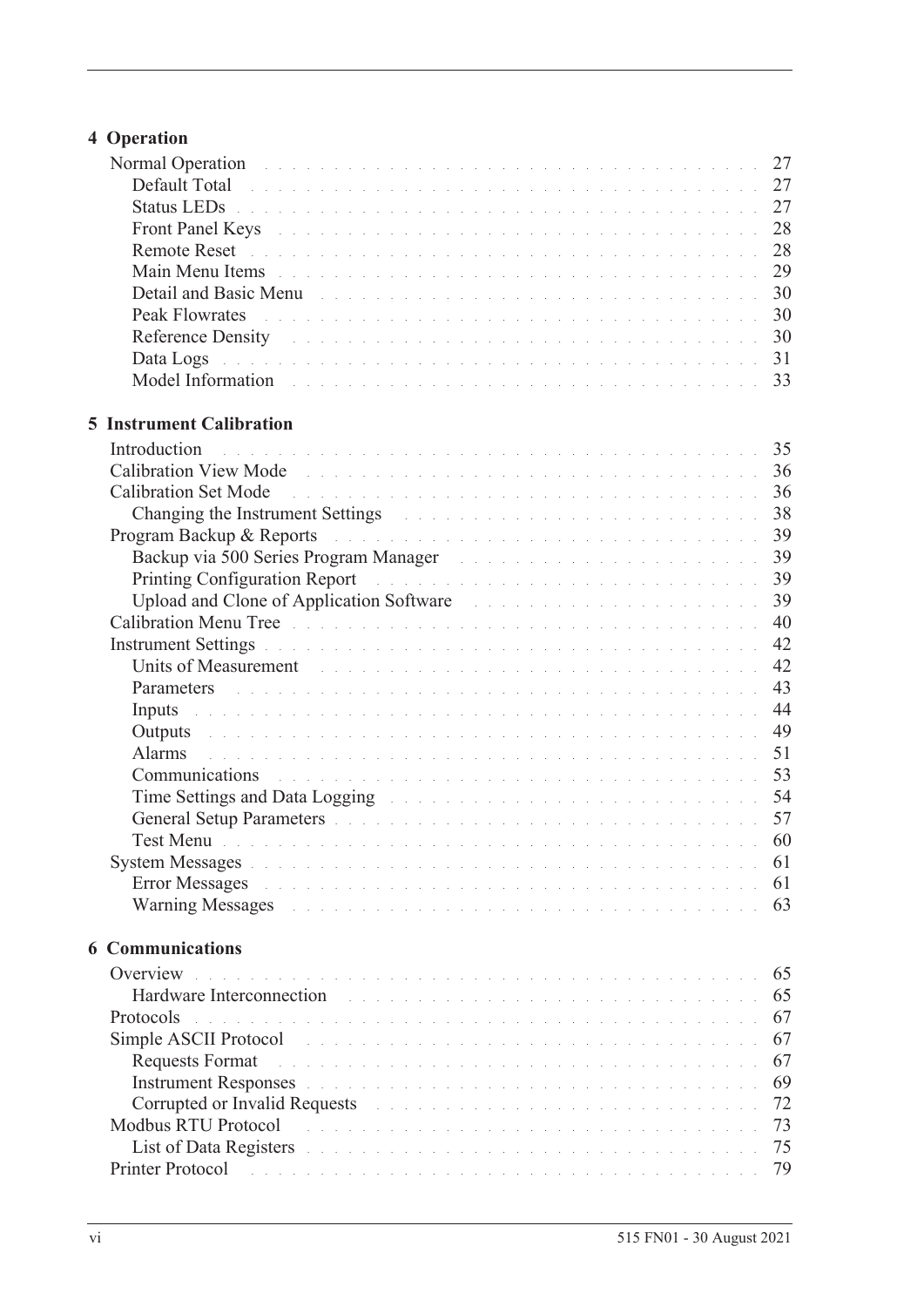## 4 Operation

- Normal Operation . . . . . 27
  - Default Total . . . . . 27
  - Status LEDs . . . . . 27
  - Front Panel Keys . . . . . 28
  - Remote Reset . . . . . 28
  - Main Menu Items . . . . . 29
  - Detail and Basic Menu . . . . . 30
  - Peak Flowrates . . . . . 30
  - Reference Density . . . . . 30
  - Data Logs . . . . . 31
  - Model Information . . . . . 33

## 5 Instrument Calibration

- Introduction . . . . . 35
- Calibration View Mode . . . . . 36
- Calibration Set Mode . . . . . 36
  - Changing the Instrument Settings . . . . . 38
- Program Backup & Reports . . . . . 39
  - Backup via 500 Series Program Manager . . . . . 39
  - Printing Configuration Report . . . . . 39
  - Upload and Clone of Application Software . . . . . 39
- Calibration Menu Tree . . . . . 40
- Instrument Settings . . . . . 42
  - Units of Measurement . . . . . 42
  - Parameters . . . . . 43
  - Inputs . . . . . 44
  - Outputs . . . . . 49
  - Alarms . . . . . 51
  - Communications . . . . . 53
  - Time Settings and Data Logging . . . . . 54
  - General Setup Parameters . . . . . 57
  - Test Menu . . . . . 60
- System Messages . . . . . 61
  - Error Messages . . . . . 61
  - Warning Messages . . . . . 63

## 6 Communications

- Overview . . . . . 65
  - Hardware Interconnection . . . . . 65
- Protocols . . . . . 67
- Simple ASCII Protocol . . . . . 67
  - Requests Format . . . . . 67
  - Instrument Responses . . . . . 69
  - Corrupted or Invalid Requests . . . . . 72
- Modbus RTU Protocol . . . . . 73
  - List of Data Registers . . . . . 75
- Printer Protocol . . . . . 79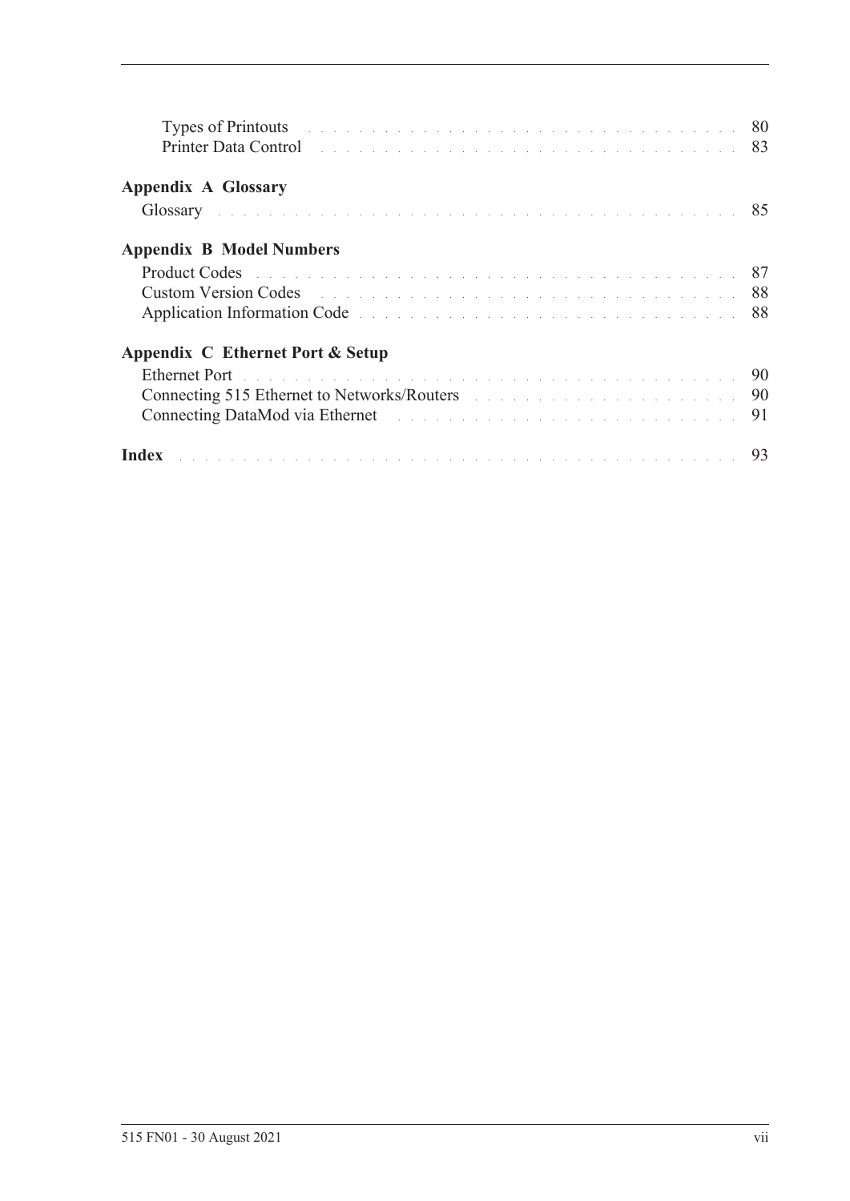Types of Printouts . . . . . . . . . . 80
Printer Data Control . . . . . . . . . . 83

**Appendix A Glossary**

Glossary . . . . . . . . . . 85

**Appendix B Model Numbers**

Product Codes . . . . . . . . . . 87
Custom Version Codes . . . . . . . . . . 88
Application Information Code . . . . . . . . . . 88

**Appendix C Ethernet Port & Setup**

Ethernet Port . . . . . . . . . . 90
Connecting 515 Ethernet to Networks/Routers . . . . . . . . . . 90
Connecting DataMod via Ethernet . . . . . . . . . . 91

**Index** . . . . . . . . . . 93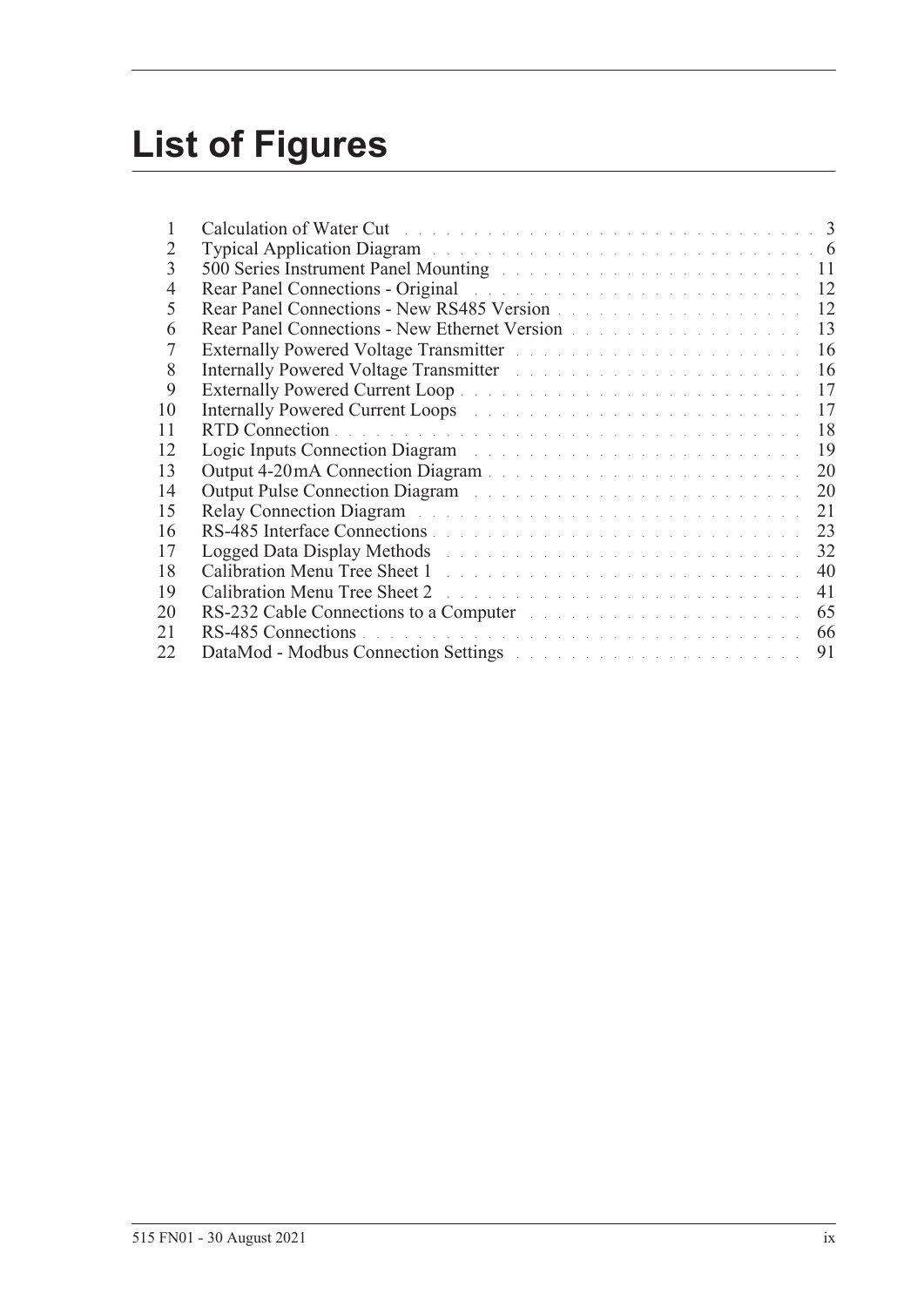# List of Figures

| | | |
|---|---|---|
| 1 | Calculation of Water Cut | 3 |
| 2 | Typical Application Diagram | 6 |
| 3 | 500 Series Instrument Panel Mounting | 11 |
| 4 | Rear Panel Connections - Original | 12 |
| 5 | Rear Panel Connections - New RS485 Version | 12 |
| 6 | Rear Panel Connections - New Ethernet Version | 13 |
| 7 | Externally Powered Voltage Transmitter | 16 |
| 8 | Internally Powered Voltage Transmitter | 16 |
| 9 | Externally Powered Current Loop | 17 |
| 10 | Internally Powered Current Loops | 17 |
| 11 | RTD Connection | 18 |
| 12 | Logic Inputs Connection Diagram | 19 |
| 13 | Output 4-20 mA Connection Diagram | 20 |
| 14 | Output Pulse Connection Diagram | 20 |
| 15 | Relay Connection Diagram | 21 |
| 16 | RS-485 Interface Connections | 23 |
| 17 | Logged Data Display Methods | 32 |
| 18 | Calibration Menu Tree Sheet 1 | 40 |
| 19 | Calibration Menu Tree Sheet 2 | 41 |
| 20 | RS-232 Cable Connections to a Computer | 65 |
| 21 | RS-485 Connections | 66 |
| 22 | DataMod - Modbus Connection Settings | 91 |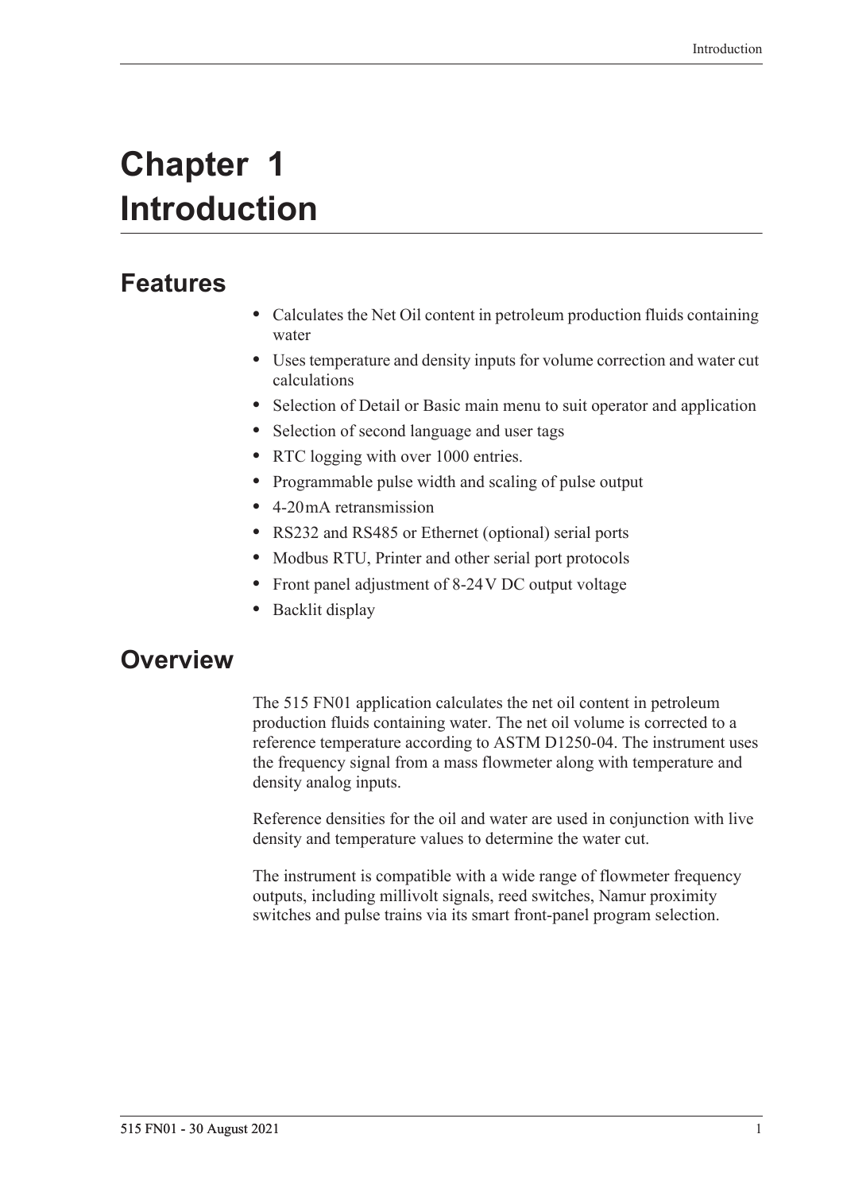# Chapter 1 Introduction

## Features

- Calculates the Net Oil content in petroleum production fluids containing water
- Uses temperature and density inputs for volume correction and water cut calculations
- Selection of Detail or Basic main menu to suit operator and application
- Selection of second language and user tags
- RTC logging with over 1000 entries.
- Programmable pulse width and scaling of pulse output
- 4-20 mA retransmission
- RS232 and RS485 or Ethernet (optional) serial ports
- Modbus RTU, Printer and other serial port protocols
- Front panel adjustment of 8-24 V DC output voltage
- Backlit display

## Overview

The 515 FN01 application calculates the net oil content in petroleum production fluids containing water. The net oil volume is corrected to a reference temperature according to ASTM D1250-04. The instrument uses the frequency signal from a mass flowmeter along with temperature and density analog inputs.

Reference densities for the oil and water are used in conjunction with live density and temperature values to determine the water cut.

The instrument is compatible with a wide range of flowmeter frequency outputs, including millivolt signals, reed switches, Namur proximity switches and pulse trains via its smart front-panel program selection.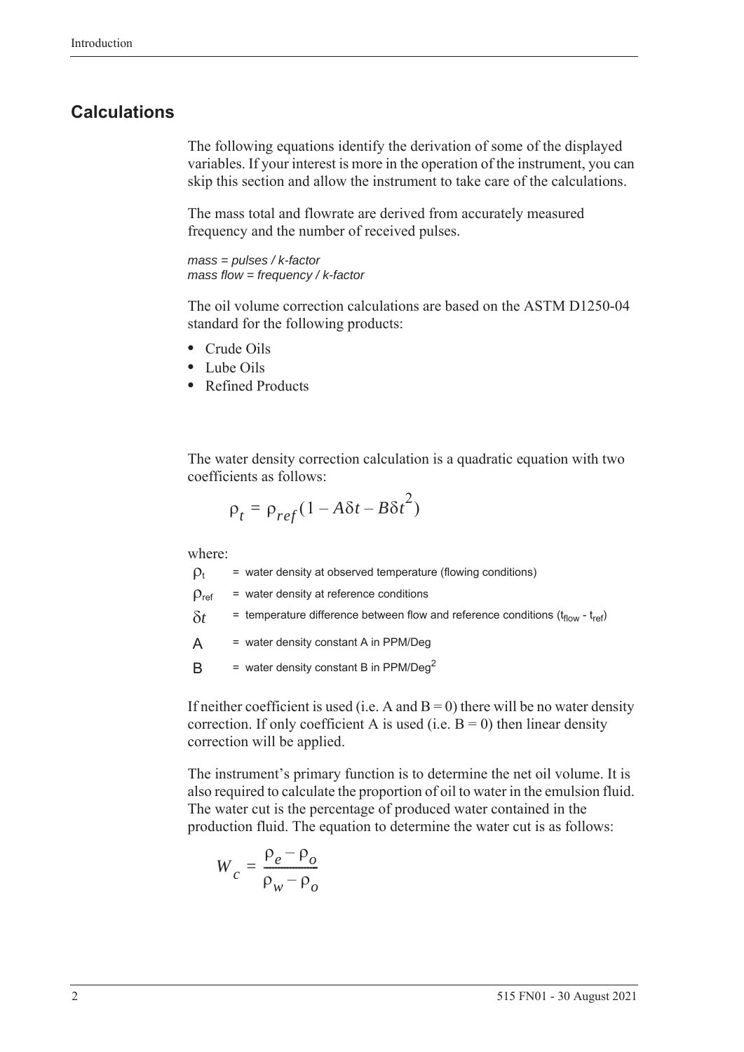## Calculations

The following equations identify the derivation of some of the displayed variables. If your interest is more in the operation of the instrument, you can skip this section and allow the instrument to take care of the calculations.

The mass total and flowrate are derived from accurately measured frequency and the number of received pulses.

*mass = pulses / k-factor*
*mass flow = frequency / k-factor*

The oil volume correction calculations are based on the ASTM D1250-04 standard for the following products:

- Crude Oils
- Lube Oils
- Refined Products

The water density correction calculation is a quadratic equation with two coefficients as follows:

$$\rho_t = \rho_{ref}(1 - A\delta t - B\delta t^2)$$

where:

$\rho_t$ = water density at observed temperature (flowing conditions)

$\rho_{ref}$ = water density at reference conditions

$\delta t$ = temperature difference between flow and reference conditions ($t_{flow}$ - $t_{ref}$)

A = water density constant A in PPM/Deg

B = water density constant B in PPM/Deg$^2$

If neither coefficient is used (i.e. A and B = 0) there will be no water density correction. If only coefficient A is used (i.e. B = 0) then linear density correction will be applied.

The instrument's primary function is to determine the net oil volume. It is also required to calculate the proportion of oil to water in the emulsion fluid. The water cut is the percentage of produced water contained in the production fluid. The equation to determine the water cut is as follows:

$$W_c = \frac{\rho_e - \rho_o}{\rho_w - \rho_o}$$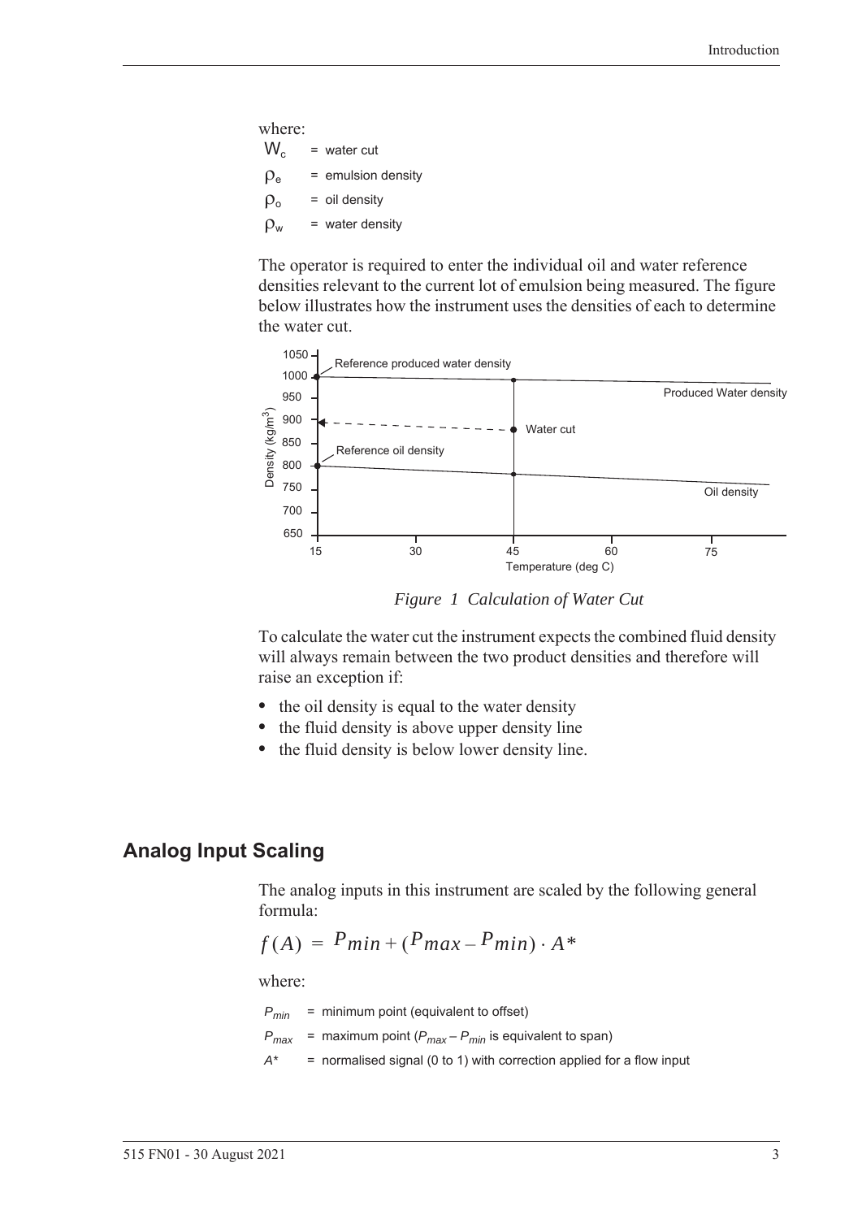where:

$W_c$ = water cut

$\rho_e$ = emulsion density

$\rho_o$ = oil density

$\rho_w$ = water density

The operator is required to enter the individual oil and water reference densities relevant to the current lot of emulsion being measured. The figure below illustrates how the instrument uses the densities of each to determine the water cut.

*Figure 1 Calculation of Water Cut*

To calculate the water cut the instrument expects the combined fluid density will always remain between the two product densities and therefore will raise an exception if:

- the oil density is equal to the water density
- the fluid density is above upper density line
- the fluid density is below lower density line.

## Analog Input Scaling

The analog inputs in this instrument are scaled by the following general formula:

$$f(A) = P_{min} + (P_{max} - P_{min}) \cdot A^*$$

where:

$P_{min}$ = minimum point (equivalent to offset)

$P_{max}$ = maximum point ($P_{max} - P_{min}$ is equivalent to span)

$A^*$ = normalised signal (0 to 1) with correction applied for a flow input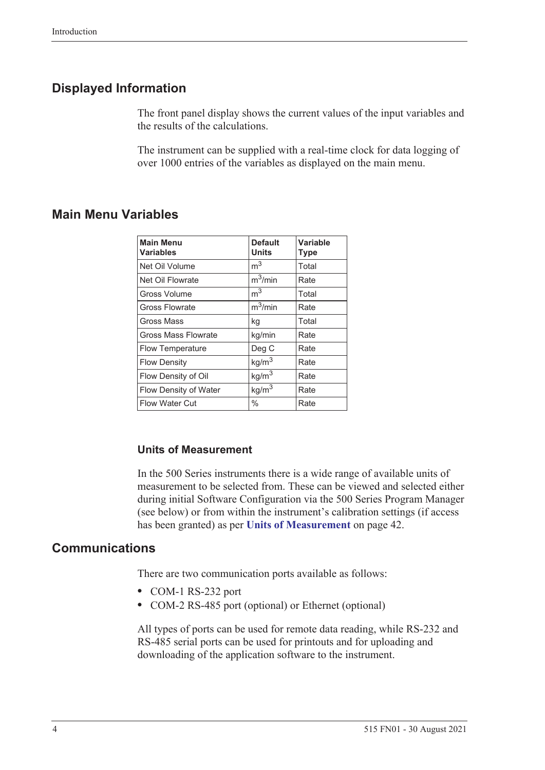## Displayed Information

The front panel display shows the current values of the input variables and the results of the calculations.

The instrument can be supplied with a real-time clock for data logging of over 1000 entries of the variables as displayed on the main menu.

## Main Menu Variables

| Main Menu Variables | Default Units | Variable Type |
|---|---|---|
| Net Oil Volume | $m^3$ | Total |
| Net Oil Flowrate | $m^3$/min | Rate |
| Gross Volume | $m^3$ | Total |
| Gross Flowrate | $m^3$/min | Rate |
| Gross Mass | kg | Total |
| Gross Mass Flowrate | kg/min | Rate |
| Flow Temperature | Deg C | Rate |
| Flow Density | kg/$m^3$ | Rate |
| Flow Density of Oil | kg/$m^3$ | Rate |
| Flow Density of Water | kg/$m^3$ | Rate |
| Flow Water Cut | % | Rate |

### Units of Measurement

In the 500 Series instruments there is a wide range of available units of measurement to be selected from. These can be viewed and selected either during initial Software Configuration via the 500 Series Program Manager (see below) or from within the instrument's calibration settings (if access has been granted) as per **Units of Measurement** on page 42.

## Communications

There are two communication ports available as follows:

- COM-1 RS-232 port
- COM-2 RS-485 port (optional) or Ethernet (optional)

All types of ports can be used for remote data reading, while RS-232 and RS-485 serial ports can be used for printouts and for uploading and downloading of the application software to the instrument.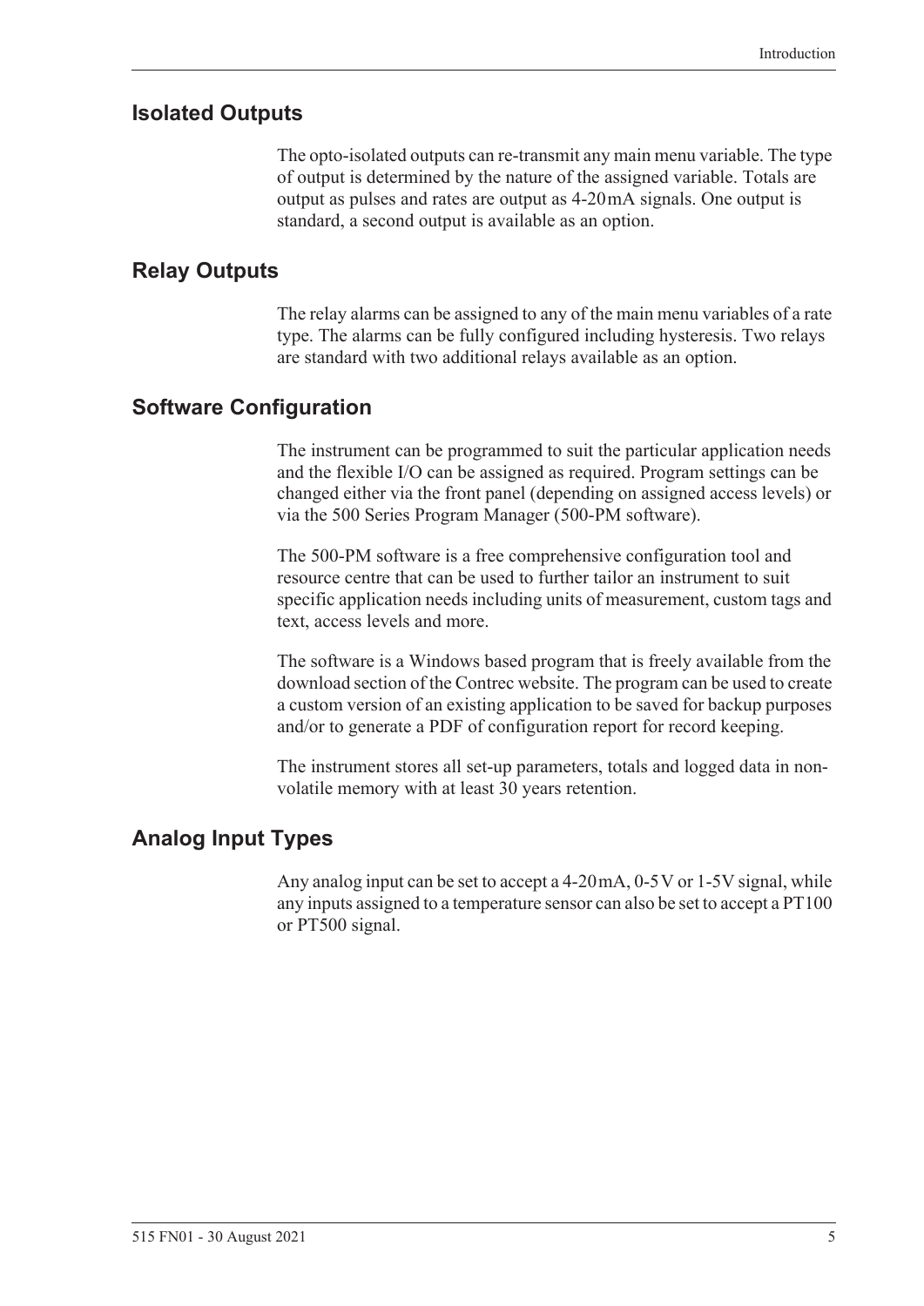## Isolated Outputs

The opto-isolated outputs can re-transmit any main menu variable. The type of output is determined by the nature of the assigned variable. Totals are output as pulses and rates are output as 4-20mA signals. One output is standard, a second output is available as an option.

## Relay Outputs

The relay alarms can be assigned to any of the main menu variables of a rate type. The alarms can be fully configured including hysteresis. Two relays are standard with two additional relays available as an option.

## Software Configuration

The instrument can be programmed to suit the particular application needs and the flexible I/O can be assigned as required. Program settings can be changed either via the front panel (depending on assigned access levels) or via the 500 Series Program Manager (500-PM software).

The 500-PM software is a free comprehensive configuration tool and resource centre that can be used to further tailor an instrument to suit specific application needs including units of measurement, custom tags and text, access levels and more.

The software is a Windows based program that is freely available from the download section of the Contrec website. The program can be used to create a custom version of an existing application to be saved for backup purposes and/or to generate a PDF of configuration report for record keeping.

The instrument stores all set-up parameters, totals and logged data in non-volatile memory with at least 30 years retention.

## Analog Input Types

Any analog input can be set to accept a 4-20mA, 0-5V or 1-5V signal, while any inputs assigned to a temperature sensor can also be set to accept a PT100 or PT500 signal.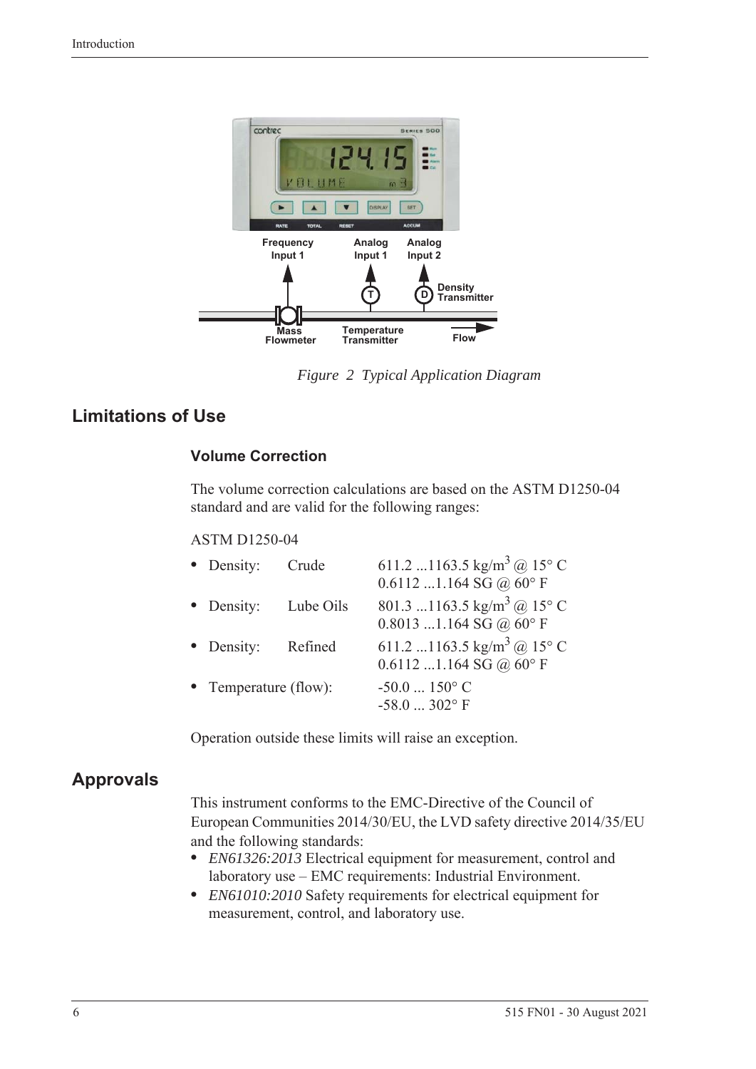*Figure 2 Typical Application Diagram*

## Limitations of Use

### Volume Correction

The volume correction calculations are based on the ASTM D1250-04 standard and are valid for the following ranges:

ASTM D1250-04

| | | |
|---|---|---|
| • Density: | Crude | 611.2 ...1163.5 kg/m$^3$ @ 15° C<br>0.6112 ...1.164 SG @ 60° F |
| • Density: | Lube Oils | 801.3 ...1163.5 kg/m$^3$ @ 15° C<br>0.8013 ...1.164 SG @ 60° F |
| • Density: | Refined | 611.2 ...1163.5 kg/m$^3$ @ 15° C<br>0.6112 ...1.164 SG @ 60° F |
| • Temperature (flow): | | -50.0 ... 150° C<br>-58.0 ... 302° F |

Operation outside these limits will raise an exception.

## Approvals

This instrument conforms to the EMC-Directive of the Council of European Communities 2014/30/EU, the LVD safety directive 2014/35/EU and the following standards:

- *EN61326:2013* Electrical equipment for measurement, control and laboratory use – EMC requirements: Industrial Environment.
- *EN61010:2010* Safety requirements for electrical equipment for measurement, control, and laboratory use.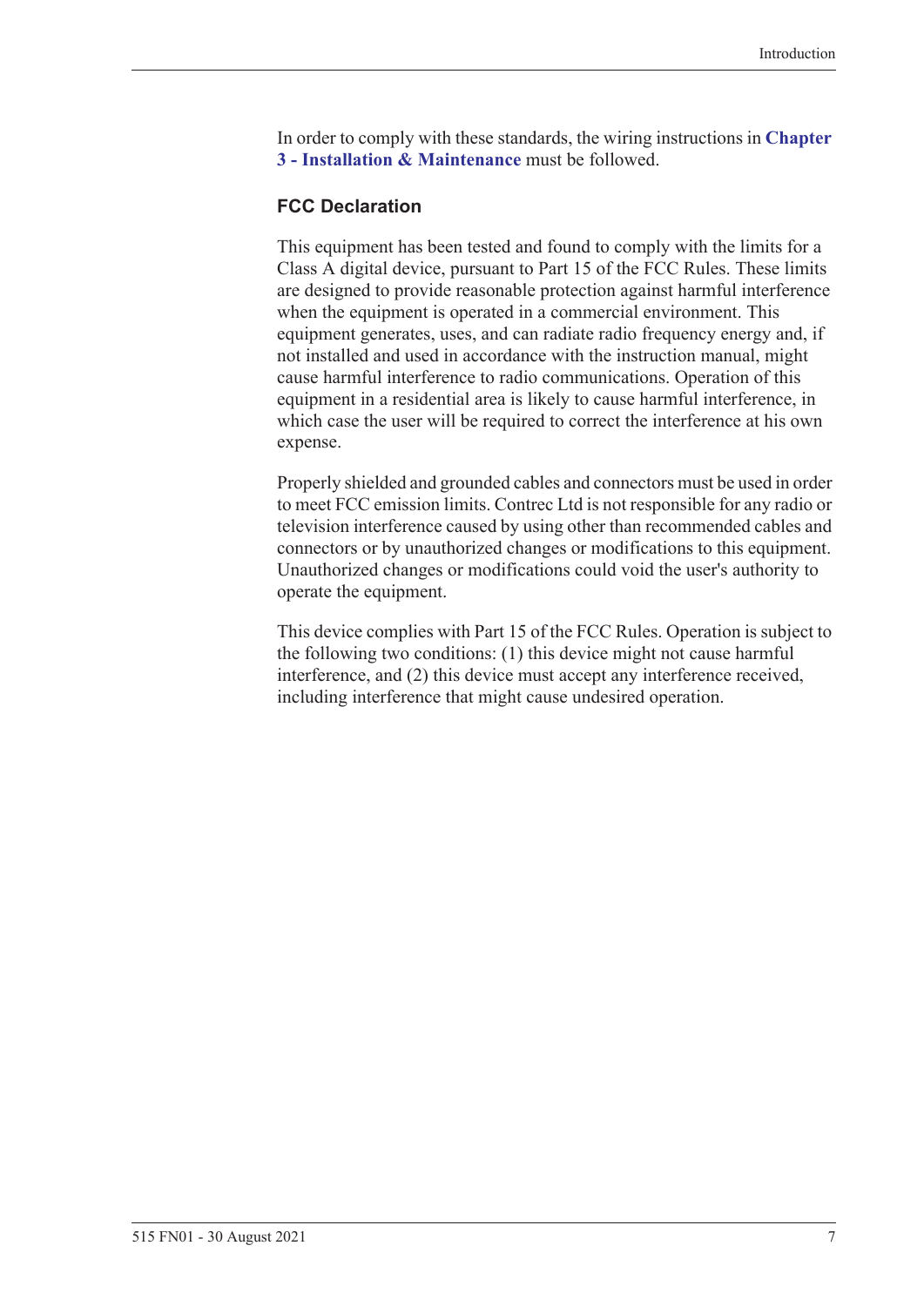In order to comply with these standards, the wiring instructions in **Chapter 3 - Installation & Maintenance** must be followed.

### FCC Declaration

This equipment has been tested and found to comply with the limits for a Class A digital device, pursuant to Part 15 of the FCC Rules. These limits are designed to provide reasonable protection against harmful interference when the equipment is operated in a commercial environment. This equipment generates, uses, and can radiate radio frequency energy and, if not installed and used in accordance with the instruction manual, might cause harmful interference to radio communications. Operation of this equipment in a residential area is likely to cause harmful interference, in which case the user will be required to correct the interference at his own expense.

Properly shielded and grounded cables and connectors must be used in order to meet FCC emission limits. Contrec Ltd is not responsible for any radio or television interference caused by using other than recommended cables and connectors or by unauthorized changes or modifications to this equipment. Unauthorized changes or modifications could void the user's authority to operate the equipment.

This device complies with Part 15 of the FCC Rules. Operation is subject to the following two conditions: (1) this device might not cause harmful interference, and (2) this device must accept any interference received, including interference that might cause undesired operation.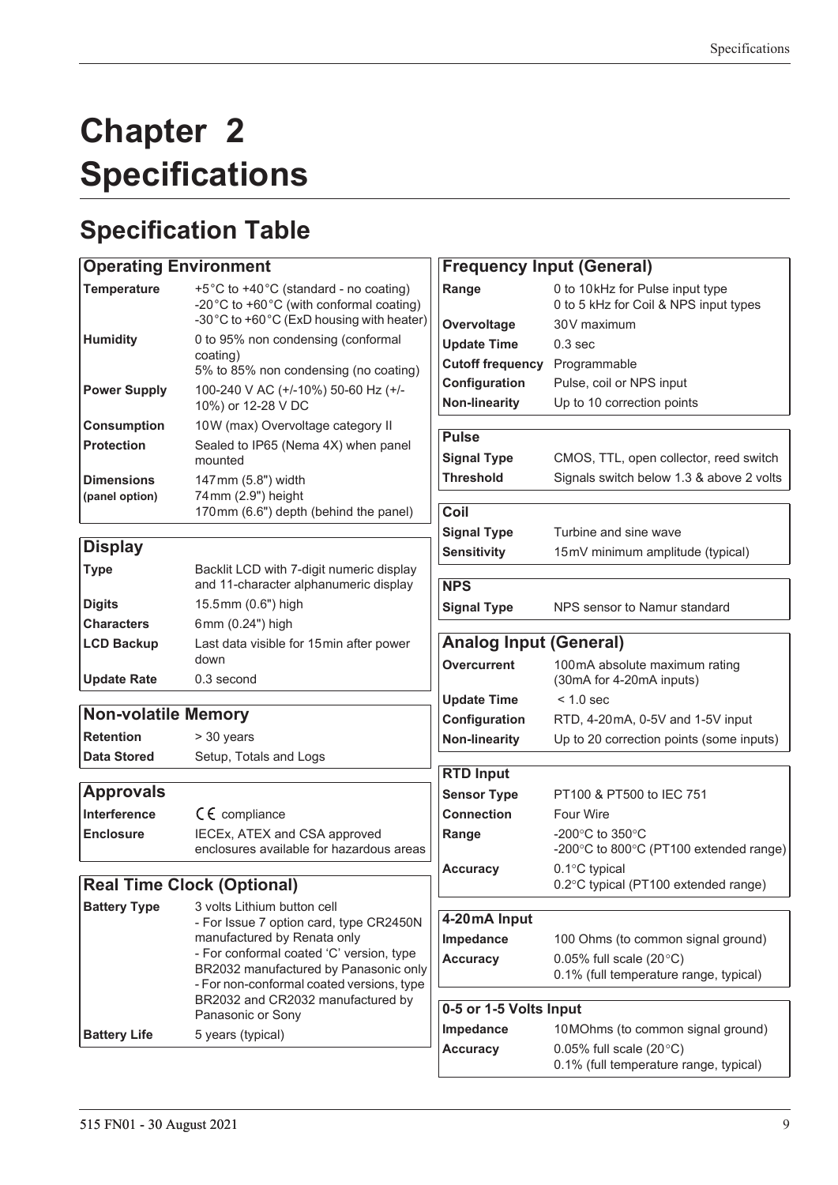# Chapter 2 Specifications

## Specification Table

| Operating Environment | |
|---|---|
| **Temperature** | +5°C to +40°C (standard - no coating)<br>-20°C to +60°C (with conformal coating)<br>-30°C to +60°C (ExD housing with heater) |
| **Humidity** | 0 to 95% non condensing (conformal coating)<br>5% to 85% non condensing (no coating) |
| **Power Supply** | 100-240 V AC (+/-10%) 50-60 Hz (+/-10%) or 12-28 V DC |
| **Consumption** | 10W (max) Overvoltage category II |
| **Protection** | Sealed to IP65 (Nema 4X) when panel mounted |
| **Dimensions (panel option)** | 147mm (5.8") width<br>74mm (2.9") height<br>170mm (6.6") depth (behind the panel) |

| Display | |
|---|---|
| **Type** | Backlit LCD with 7-digit numeric display and 11-character alphanumeric display |
| **Digits** | 15.5mm (0.6") high |
| **Characters** | 6mm (0.24") high |
| **LCD Backup** | Last data visible for 15min after power down |
| **Update Rate** | 0.3 second |

| Non-volatile Memory | |
|---|---|
| **Retention** | > 30 years |
| **Data Stored** | Setup, Totals and Logs |

| Approvals | |
|---|---|
| **Interference** | CE compliance |
| **Enclosure** | IECEx, ATEX and CSA approved enclosures available for hazardous areas |

| Real Time Clock (Optional) | |
|---|---|
| **Battery Type** | 3 volts Lithium button cell<br>- For Issue 7 option card, type CR2450N manufactured by Renata only<br>- For conformal coated 'C' version, type BR2032 manufactured by Panasonic only<br>- For non-conformal coated versions, type BR2032 and CR2032 manufactured by Panasonic or Sony |
| **Battery Life** | 5 years (typical) |

| Frequency Input (General) | |
|---|---|
| **Range** | 0 to 10kHz for Pulse input type<br>0 to 5 kHz for Coil & NPS input types |
| **Overvoltage** | 30V maximum |
| **Update Time** | 0.3 sec |
| **Cutoff frequency** | Programmable |
| **Configuration** | Pulse, coil or NPS input |
| **Non-linearity** | Up to 10 correction points |

| Pulse | |
|---|---|
| **Signal Type** | CMOS, TTL, open collector, reed switch |
| **Threshold** | Signals switch below 1.3 & above 2 volts |

| Coil | |
|---|---|
| **Signal Type** | Turbine and sine wave |
| **Sensitivity** | 15mV minimum amplitude (typical) |

| NPS | |
|---|---|
| **Signal Type** | NPS sensor to Namur standard |

| Analog Input (General) | |
|---|---|
| **Overcurrent** | 100mA absolute maximum rating (30mA for 4-20mA inputs) |
| **Update Time** | < 1.0 sec |
| **Configuration** | RTD, 4-20mA, 0-5V and 1-5V input |
| **Non-linearity** | Up to 20 correction points (some inputs) |

| RTD Input | |
|---|---|
| **Sensor Type** | PT100 & PT500 to IEC 751 |
| **Connection** | Four Wire |
| **Range** | -200°C to 350°C<br>-200°C to 800°C (PT100 extended range) |
| **Accuracy** | 0.1°C typical<br>0.2°C typical (PT100 extended range) |

| 4-20mA Input | |
|---|---|
| **Impedance** | 100 Ohms (to common signal ground) |
| **Accuracy** | 0.05% full scale (20°C)<br>0.1% (full temperature range, typical) |

| 0-5 or 1-5 Volts Input | |
|---|---|
| **Impedance** | 10MOhms (to common signal ground) |
| **Accuracy** | 0.05% full scale (20°C)<br>0.1% (full temperature range, typical) |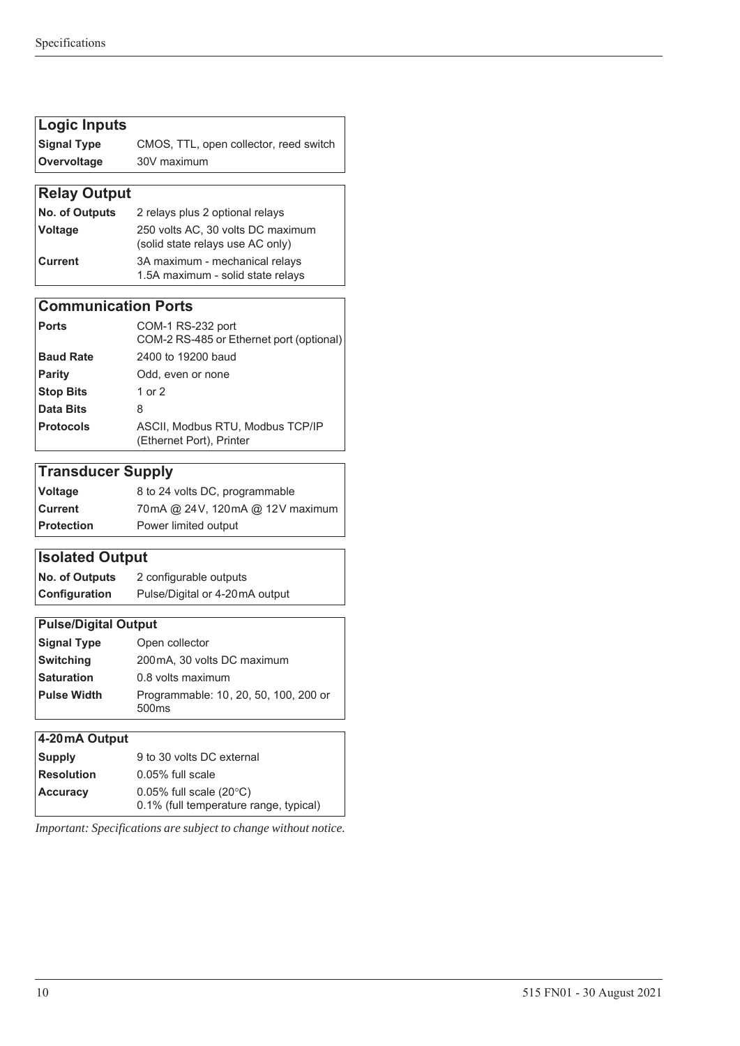| Logic Inputs | |
|---|---|
| **Signal Type** | CMOS, TTL, open collector, reed switch |
| **Overvoltage** | 30V maximum |

| Relay Output | |
|---|---|
| **No. of Outputs** | 2 relays plus 2 optional relays |
| **Voltage** | 250 volts AC, 30 volts DC maximum (solid state relays use AC only) |
| **Current** | 3A maximum - mechanical relays<br>1.5A maximum - solid state relays |

| Communication Ports | |
|---|---|
| **Ports** | COM-1 RS-232 port<br>COM-2 RS-485 or Ethernet port (optional) |
| **Baud Rate** | 2400 to 19200 baud |
| **Parity** | Odd, even or none |
| **Stop Bits** | 1 or 2 |
| **Data Bits** | 8 |
| **Protocols** | ASCII, Modbus RTU, Modbus TCP/IP (Ethernet Port), Printer |

| Transducer Supply | |
|---|---|
| **Voltage** | 8 to 24 volts DC, programmable |
| **Current** | 70mA @ 24V, 120mA @ 12V maximum |
| **Protection** | Power limited output |

| Isolated Output | |
|---|---|
| **No. of Outputs** | 2 configurable outputs |
| **Configuration** | Pulse/Digital or 4-20mA output |

| Pulse/Digital Output | |
|---|---|
| **Signal Type** | Open collector |
| **Switching** | 200mA, 30 volts DC maximum |
| **Saturation** | 0.8 volts maximum |
| **Pulse Width** | Programmable: 10, 20, 50, 100, 200 or 500ms |

| 4-20mA Output | |
|---|---|
| **Supply** | 9 to 30 volts DC external |
| **Resolution** | 0.05% full scale |
| **Accuracy** | 0.05% full scale (20°C)<br>0.1% (full temperature range, typical) |

*Important: Specifications are subject to change without notice.*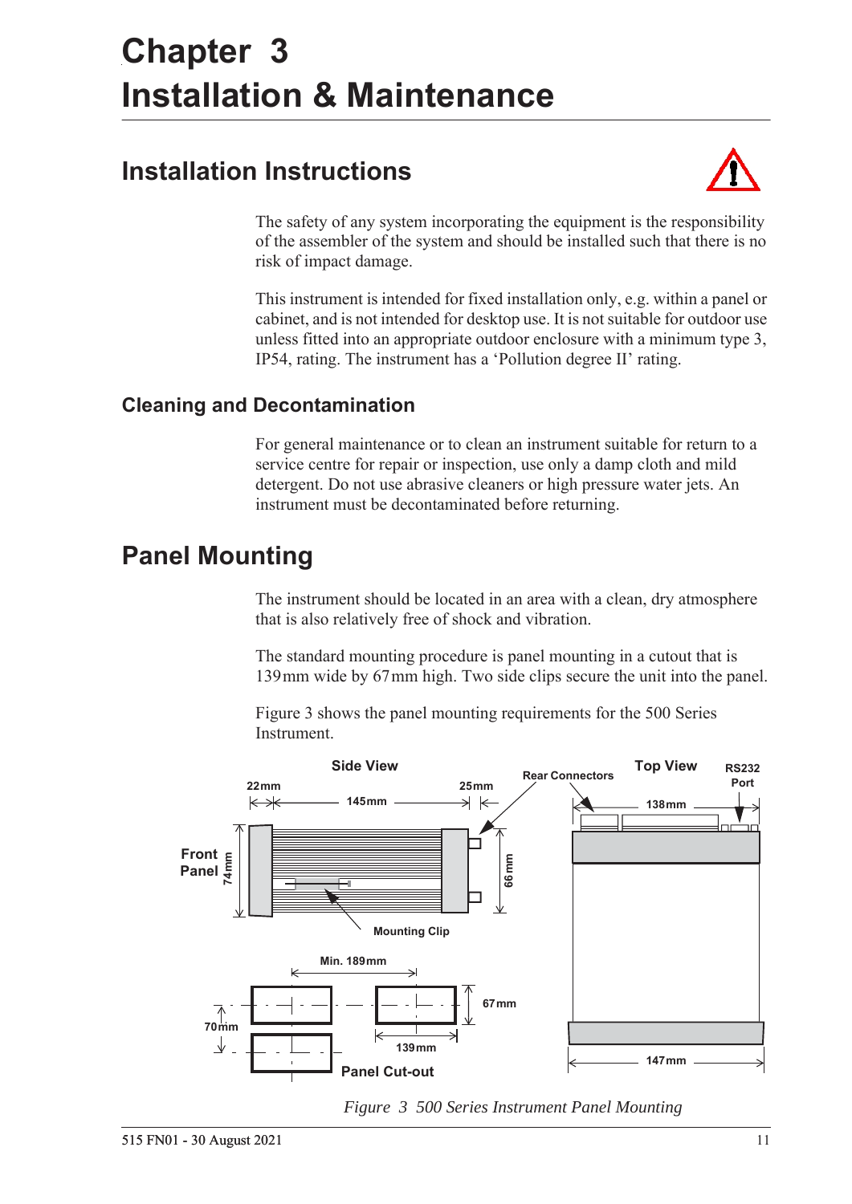# Chapter 3
# Installation & Maintenance

## Installation Instructions

The safety of any system incorporating the equipment is the responsibility of the assembler of the system and should be installed such that there is no risk of impact damage.

This instrument is intended for fixed installation only, e.g. within a panel or cabinet, and is not intended for desktop use. It is not suitable for outdoor use unless fitted into an appropriate outdoor enclosure with a minimum type 3, IP54, rating. The instrument has a 'Pollution degree II' rating.

### Cleaning and Decontamination

For general maintenance or to clean an instrument suitable for return to a service centre for repair or inspection, use only a damp cloth and mild detergent. Do not use abrasive cleaners or high pressure water jets. An instrument must be decontaminated before returning.

## Panel Mounting

The instrument should be located in an area with a clean, dry atmosphere that is also relatively free of shock and vibration.

The standard mounting procedure is panel mounting in a cutout that is 139 mm wide by 67 mm high. Two side clips secure the unit into the panel.

Figure 3 shows the panel mounting requirements for the 500 Series Instrument.

*Figure 3 500 Series Instrument Panel Mounting*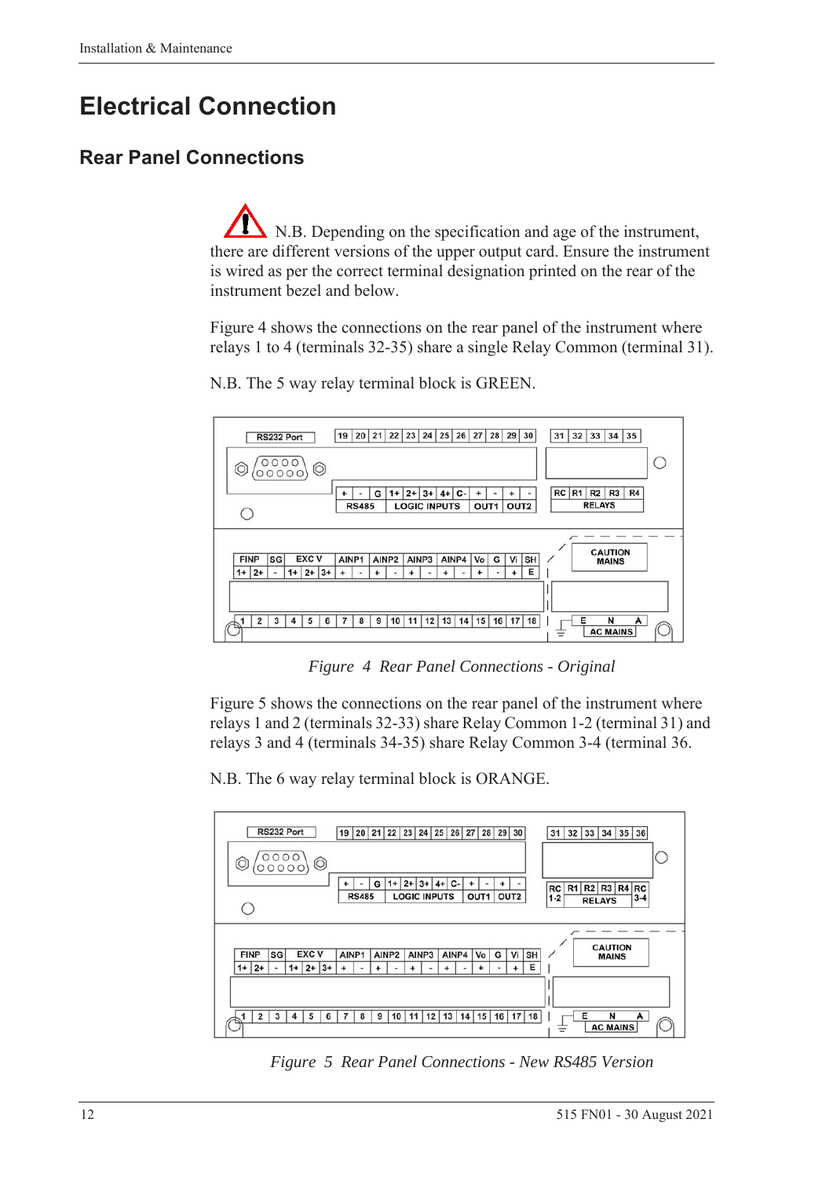# Electrical Connection

## Rear Panel Connections

N.B. Depending on the specification and age of the instrument, there are different versions of the upper output card. Ensure the instrument is wired as per the correct terminal designation printed on the rear of the instrument bezel and below.

Figure 4 shows the connections on the rear panel of the instrument where relays 1 to 4 (terminals 32-35) share a single Relay Common (terminal 31).

N.B. The 5 way relay terminal block is GREEN.

*Figure 4 Rear Panel Connections - Original*

Figure 5 shows the connections on the rear panel of the instrument where relays 1 and 2 (terminals 32-33) share Relay Common 1-2 (terminal 31) and relays 3 and 4 (terminals 34-35) share Relay Common 3-4 (terminal 36.

N.B. The 6 way relay terminal block is ORANGE.

*Figure 5 Rear Panel Connections - New RS485 Version*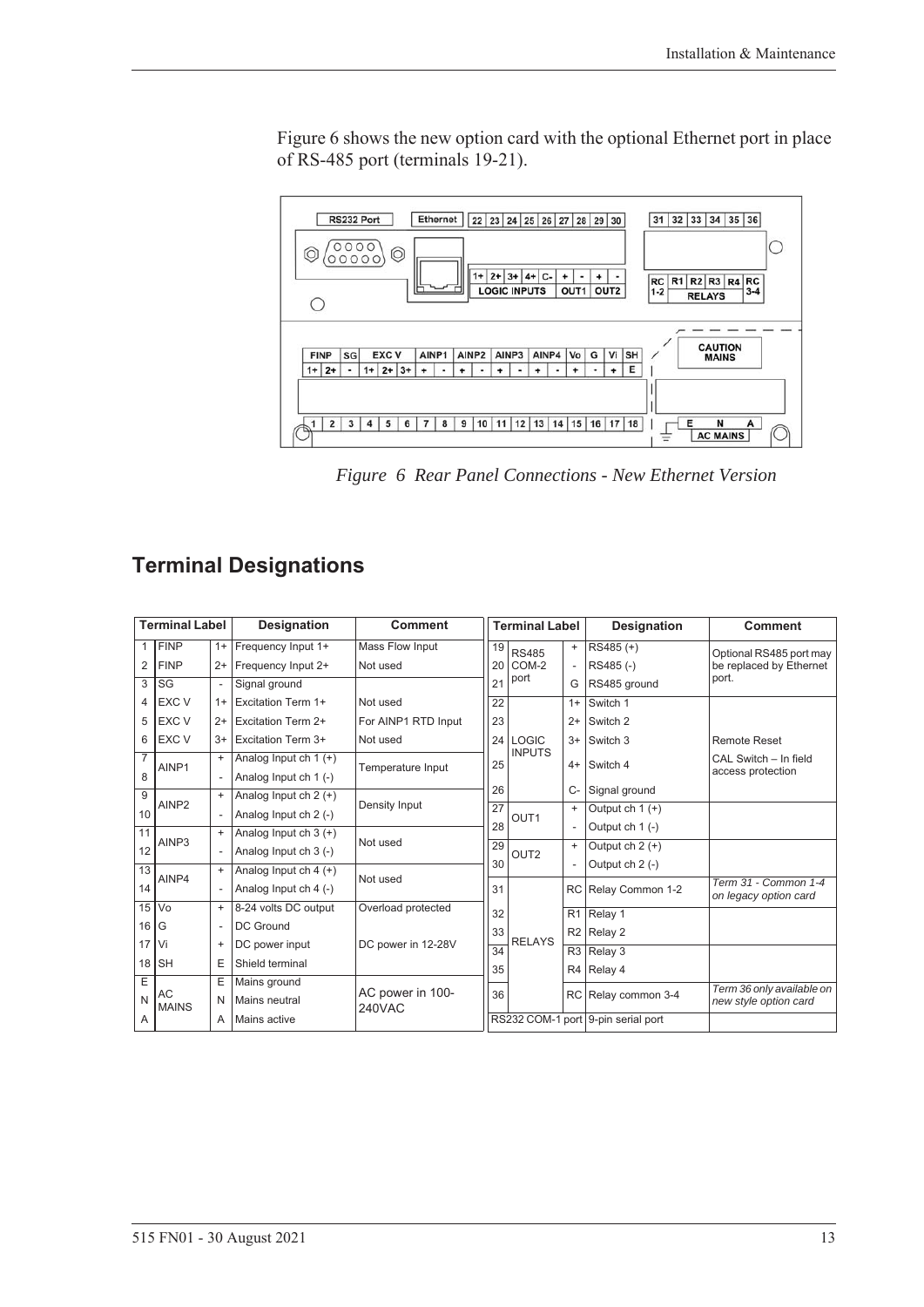Figure 6 shows the new option card with the optional Ethernet port in place of RS-485 port (terminals 19-21).

*Figure 6 Rear Panel Connections - New Ethernet Version*

## Terminal Designations

| Terminal Label | | | Designation | Comment |
|---|---|---|---|---|
| 1 | FINP | 1+ | Frequency Input 1+ | Mass Flow Input |
| 2 | FINP | 2+ | Frequency Input 2+ | Not used |
| 3 | SG | - | Signal ground | |
| 4 | EXC V | 1+ | Excitation Term 1+ | Not used |
| 5 | EXC V | 2+ | Excitation Term 2+ | For AINP1 RTD Input |
| 6 | EXC V | 3+ | Excitation Term 3+ | Not used |
| 7 | AINP1 | + | Analog Input ch 1 (+) | Temperature Input |
| 8 | | - | Analog Input ch 1 (-) | |
| 9 | AINP2 | + | Analog Input ch 2 (+) | Density Input |
| 10 | | - | Analog Input ch 2 (-) | |
| 11 | AINP3 | + | Analog Input ch 3 (+) | Not used |
| 12 | | - | Analog Input ch 3 (-) | |
| 13 | AINP4 | + | Analog Input ch 4 (+) | Not used |
| 14 | | - | Analog Input ch 4 (-) | |
| 15 | Vo | + | 8-24 volts DC output | Overload protected |
| 16 | G | - | DC Ground | |
| 17 | Vi | + | DC power input | DC power in 12-28V |
| 18 | SH | E | Shield terminal | |
| E | AC MAINS | E | Mains ground | AC power in 100-240VAC |
| N | | N | Mains neutral | |
| A | | A | Mains active | |

| Terminal Label | | | Designation | Comment |
|---|---|---|---|---|
| 19 | RS485 COM-2 port | + | RS485 (+) | Optional RS485 port may be replaced by Ethernet port. |
| 20 | | - | RS485 (-) | |
| 21 | | G | RS485 ground | |
| 22 | LOGIC INPUTS | 1+ | Switch 1 | |
| 23 | | 2+ | Switch 2 | |
| 24 | | 3+ | Switch 3 | Remote Reset |
| 25 | | 4+ | Switch 4 | CAL Switch – In field access protection |
| 26 | | C- | Signal ground | |
| 27 | OUT1 | + | Output ch 1 (+) | |
| 28 | | - | Output ch 1 (-) | |
| 29 | OUT2 | + | Output ch 2 (+) | |
| 30 | | - | Output ch 2 (-) | |
| 31 | RELAYS | RC | Relay Common 1-2 | *Term 31 - Common 1-4 on legacy option card* |
| 32 | | R1 | Relay 1 | |
| 33 | | R2 | Relay 2 | |
| 34 | | R3 | Relay 3 | |
| 35 | | R4 | Relay 4 | |
| 36 | | RC | Relay common 3-4 | *Term 36 only available on new style option card* |
| RS232 COM-1 port | | | 9-pin serial port | |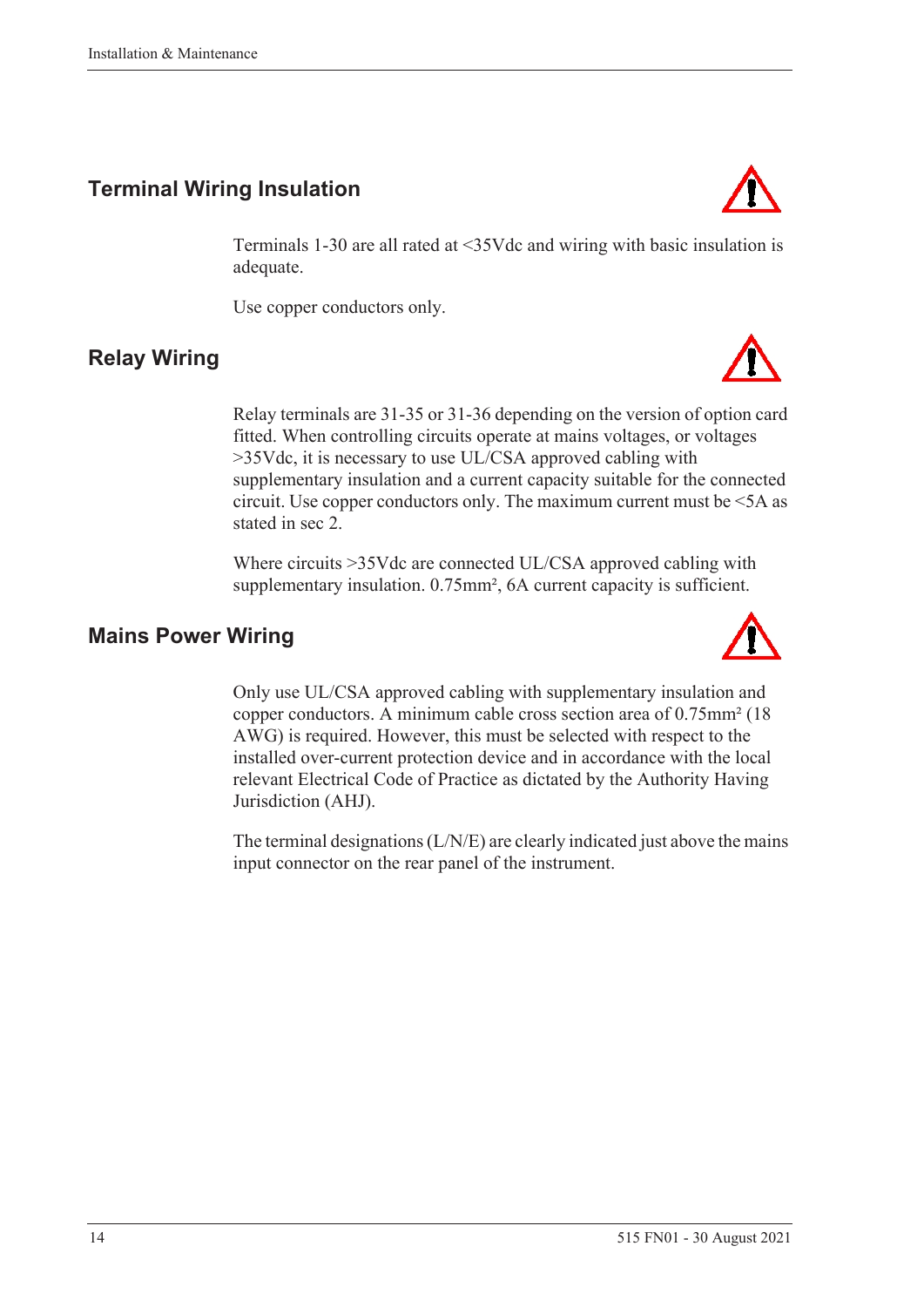## Terminal Wiring Insulation

Terminals 1-30 are all rated at <35Vdc and wiring with basic insulation is adequate.

Use copper conductors only.

## Relay Wiring

Relay terminals are 31-35 or 31-36 depending on the version of option card fitted. When controlling circuits operate at mains voltages, or voltages >35Vdc, it is necessary to use UL/CSA approved cabling with supplementary insulation and a current capacity suitable for the connected circuit. Use copper conductors only. The maximum current must be <5A as stated in sec 2.

Where circuits >35Vdc are connected UL/CSA approved cabling with supplementary insulation. 0.75mm², 6A current capacity is sufficient.

## Mains Power Wiring

Only use UL/CSA approved cabling with supplementary insulation and copper conductors. A minimum cable cross section area of 0.75mm² (18 AWG) is required. However, this must be selected with respect to the installed over-current protection device and in accordance with the local relevant Electrical Code of Practice as dictated by the Authority Having Jurisdiction (AHJ).

The terminal designations (L/N/E) are clearly indicated just above the mains input connector on the rear panel of the instrument.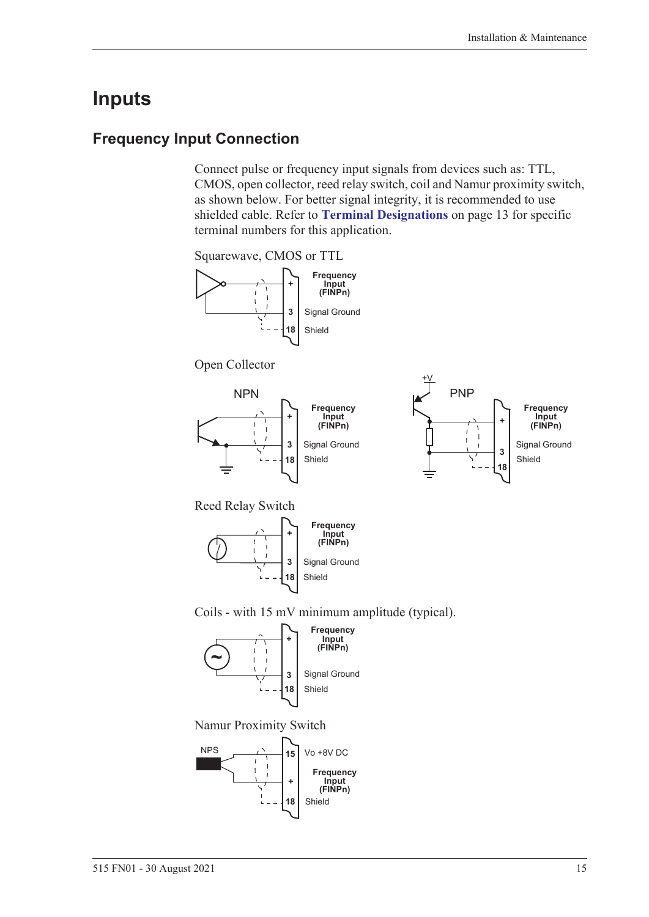# Inputs

## Frequency Input Connection

Connect pulse or frequency input signals from devices such as: TTL, CMOS, open collector, reed relay switch, coil and Namur proximity switch, as shown below. For better signal integrity, it is recommended to use shielded cable. Refer to **Terminal Designations** on page 13 for specific terminal numbers for this application.

Squarewave, CMOS or TTL

| Terminal | Function |
|---|---|
| + | Frequency Input (FINPn) |
| 3 | Signal Ground |
| 18 | Shield |

Open Collector

NPN

| Terminal | Function |
|---|---|
| + | Frequency Input (FINPn) |
| 3 | Signal Ground |
| 18 | Shield |

PNP

| Terminal | Function |
|---|---|
| + | Frequency Input (FINPn) |
| 3 | Signal Ground |
| 18 | Shield |

Reed Relay Switch

| Terminal | Function |
|---|---|
| + | Frequency Input (FINPn) |
| 3 | Signal Ground |
| 18 | Shield |

Coils - with 15 mV minimum amplitude (typical).

| Terminal | Function |
|---|---|
| + | Frequency Input (FINPn) |
| 3 | Signal Ground |
| 18 | Shield |

Namur Proximity Switch

| Terminal | Function |
|---|---|
| 15 | Vo +8V DC |
| + | Frequency Input (FINPn) |
| 18 | Shield |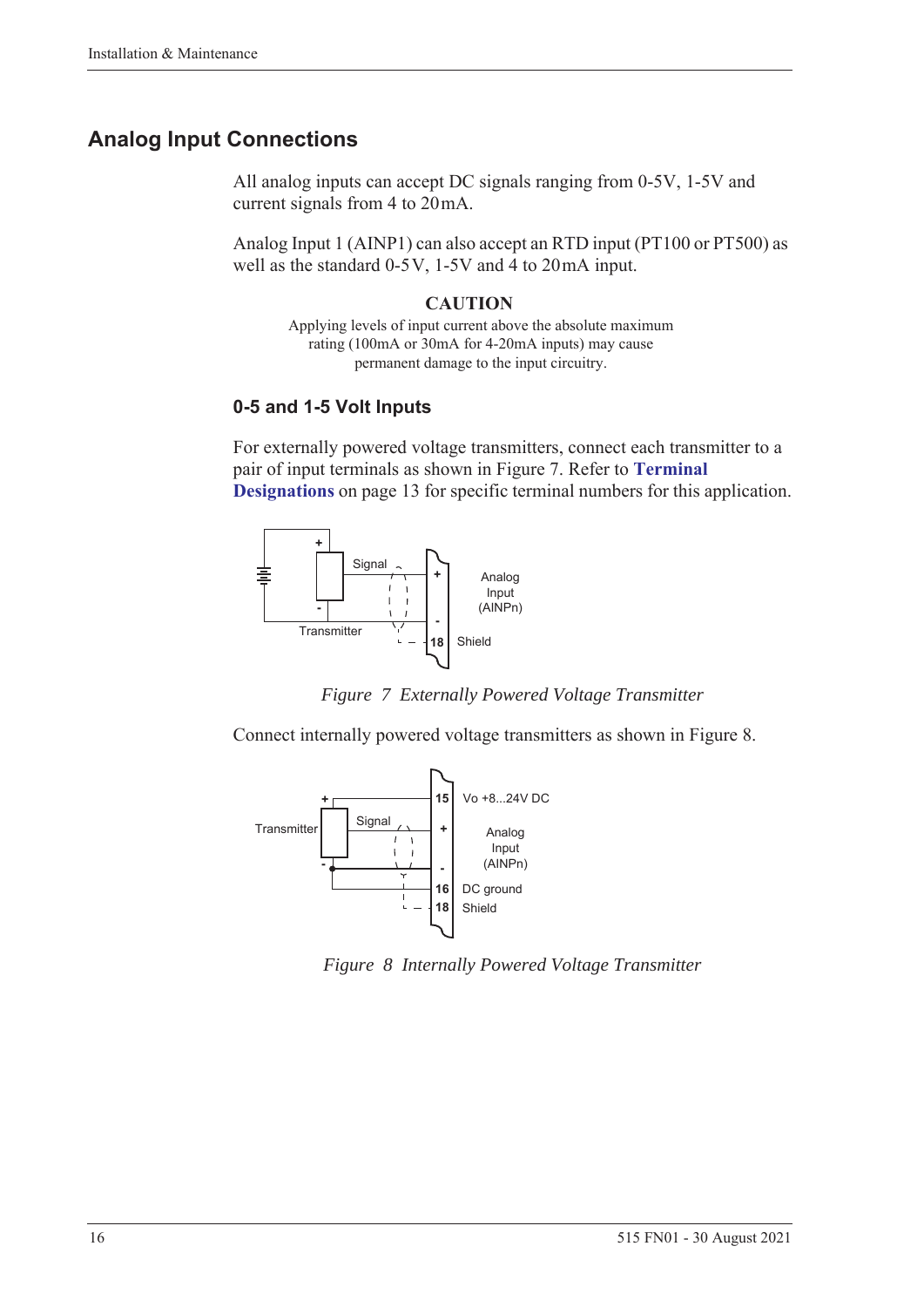## Analog Input Connections

All analog inputs can accept DC signals ranging from 0-5V, 1-5V and current signals from 4 to 20 mA.

Analog Input 1 (AINP1) can also accept an RTD input (PT100 or PT500) as well as the standard 0-5 V, 1-5V and 4 to 20 mA input.

**CAUTION**

Applying levels of input current above the absolute maximum rating (100mA or 30mA for 4-20mA inputs) may cause permanent damage to the input circuitry.

### 0-5 and 1-5 Volt Inputs

For externally powered voltage transmitters, connect each transmitter to a pair of input terminals as shown in Figure 7. Refer to **Terminal Designations** on page 13 for specific terminal numbers for this application.

*Figure 7 Externally Powered Voltage Transmitter*

Connect internally powered voltage transmitters as shown in Figure 8.

*Figure 8 Internally Powered Voltage Transmitter*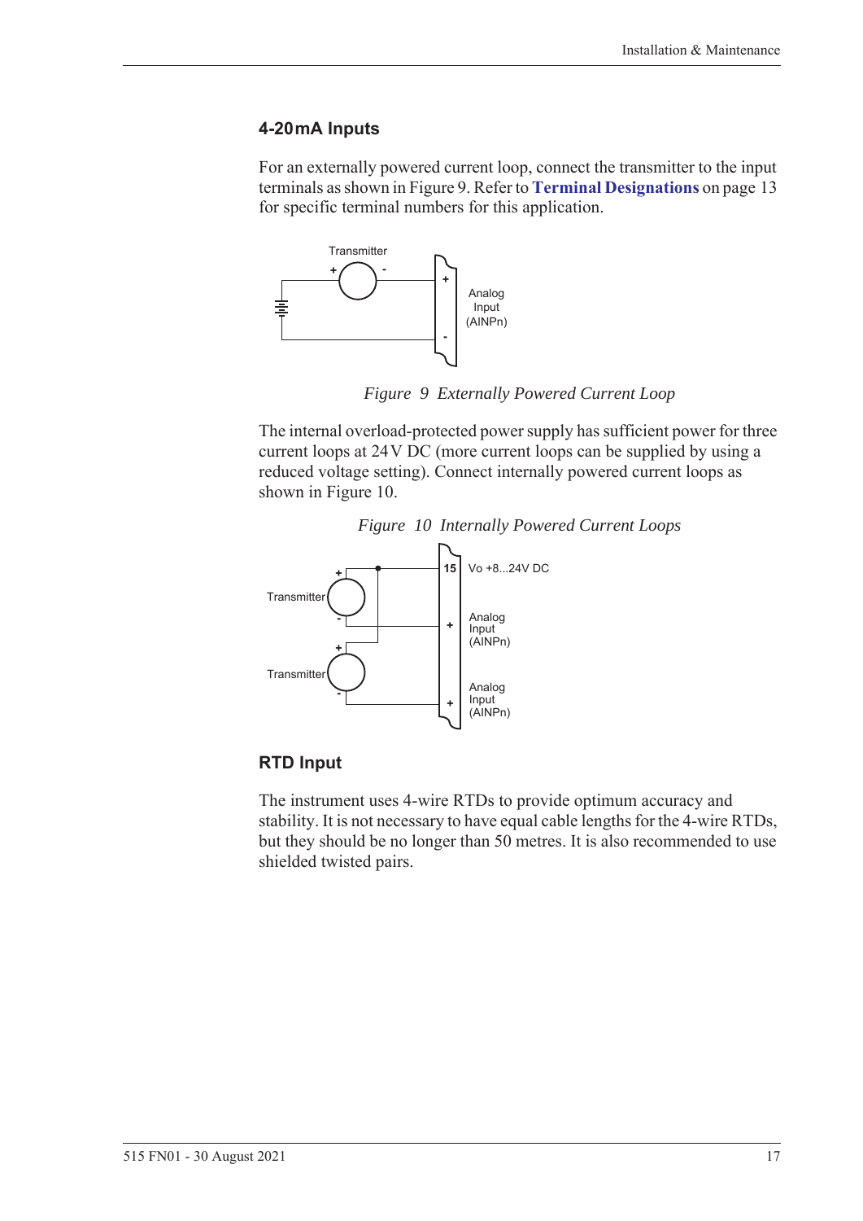### 4-20 mA Inputs

For an externally powered current loop, connect the transmitter to the input terminals as shown in Figure 9. Refer to **Terminal Designations** on page 13 for specific terminal numbers for this application.

*Figure 9 Externally Powered Current Loop*

The internal overload-protected power supply has sufficient power for three current loops at 24 V DC (more current loops can be supplied by using a reduced voltage setting). Connect internally powered current loops as shown in Figure 10.

*Figure 10 Internally Powered Current Loops*

### RTD Input

The instrument uses 4-wire RTDs to provide optimum accuracy and stability. It is not necessary to have equal cable lengths for the 4-wire RTDs, but they should be no longer than 50 metres. It is also recommended to use shielded twisted pairs.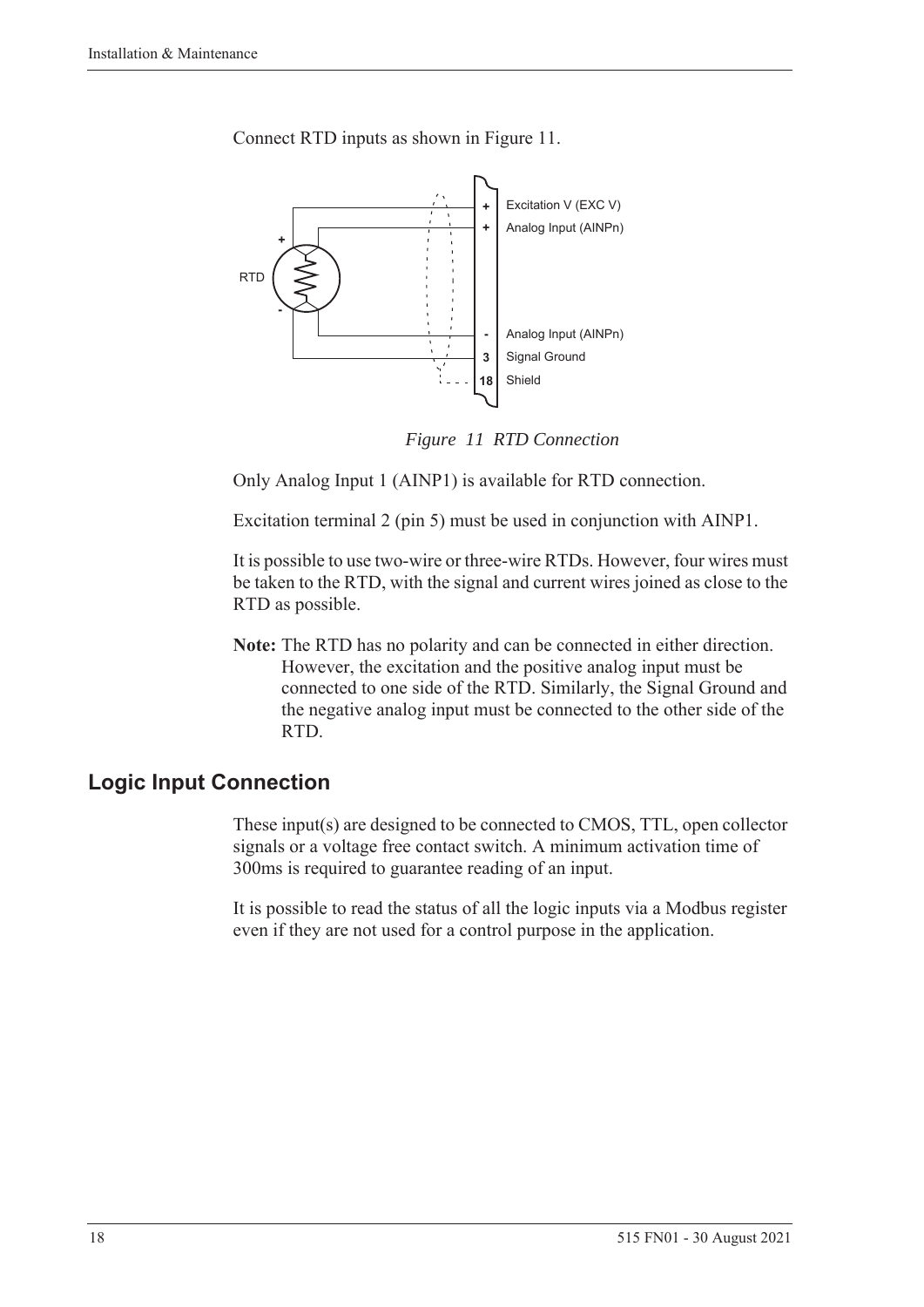Connect RTD inputs as shown in Figure 11.

*Figure 11 RTD Connection*

Only Analog Input 1 (AINP1) is available for RTD connection.

Excitation terminal 2 (pin 5) must be used in conjunction with AINP1.

It is possible to use two-wire or three-wire RTDs. However, four wires must be taken to the RTD, with the signal and current wires joined as close to the RTD as possible.

**Note:** The RTD has no polarity and can be connected in either direction. However, the excitation and the positive analog input must be connected to one side of the RTD. Similarly, the Signal Ground and the negative analog input must be connected to the other side of the RTD.

## Logic Input Connection

These input(s) are designed to be connected to CMOS, TTL, open collector signals or a voltage free contact switch. A minimum activation time of 300ms is required to guarantee reading of an input.

It is possible to read the status of all the logic inputs via a Modbus register even if they are not used for a control purpose in the application.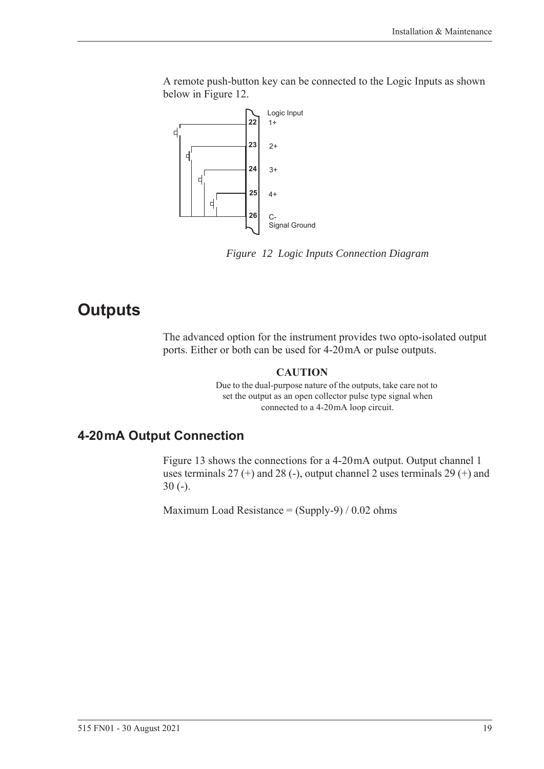A remote push-button key can be connected to the Logic Inputs as shown below in Figure 12.

*Figure 12 Logic Inputs Connection Diagram*

# Outputs

The advanced option for the instrument provides two opto-isolated output ports. Either or both can be used for 4-20 mA or pulse outputs.

**CAUTION**

Due to the dual-purpose nature of the outputs, take care not to set the output as an open collector pulse type signal when connected to a 4-20 mA loop circuit.

## 4-20 mA Output Connection

Figure 13 shows the connections for a 4-20 mA output. Output channel 1 uses terminals 27 (+) and 28 (-), output channel 2 uses terminals 29 (+) and 30 (-).

Maximum Load Resistance = (Supply-9) / 0.02 ohms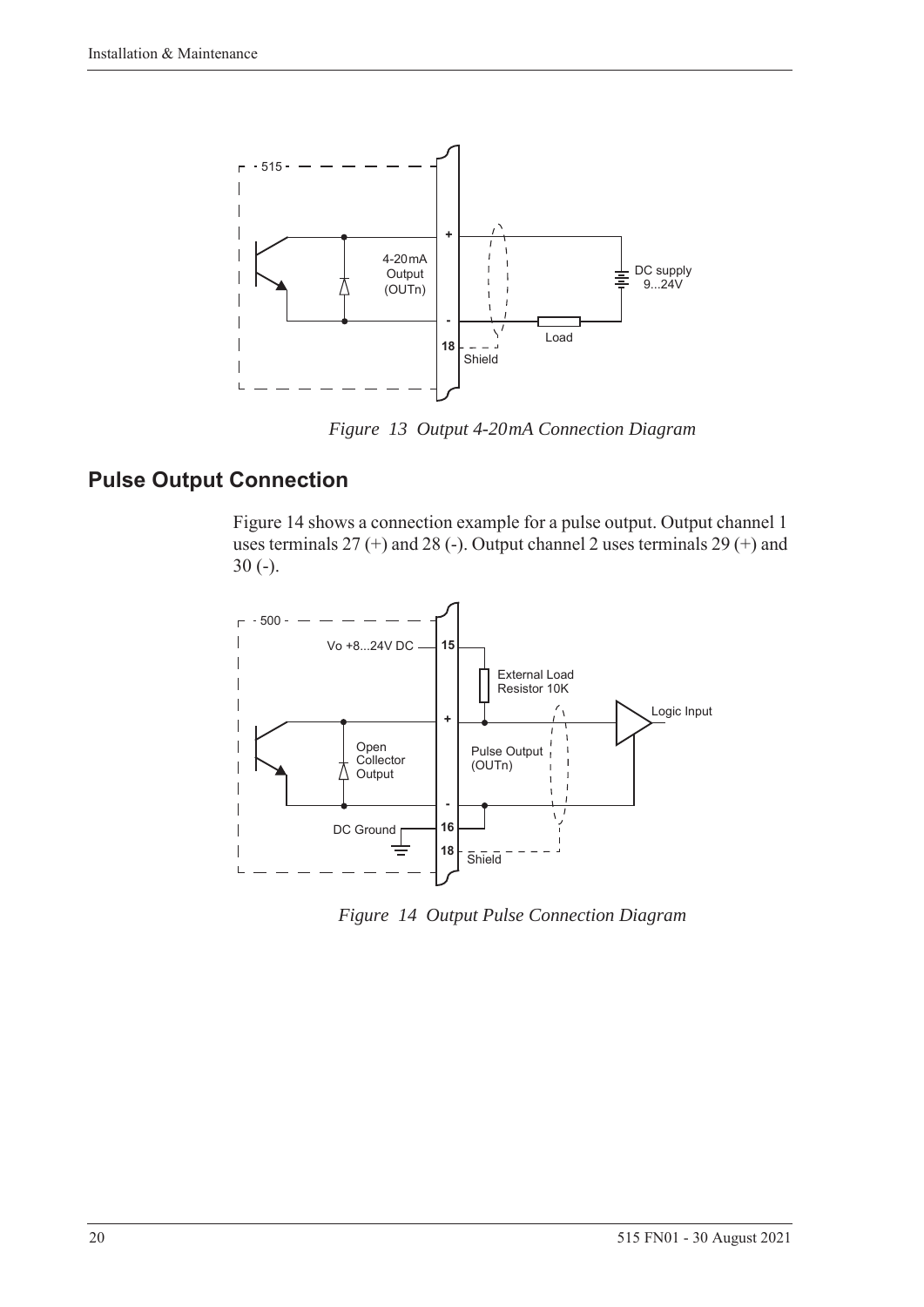*Figure 13 Output 4-20mA Connection Diagram*

## Pulse Output Connection

Figure 14 shows a connection example for a pulse output. Output channel 1 uses terminals 27 (+) and 28 (-). Output channel 2 uses terminals 29 (+) and 30 (-).

*Figure 14 Output Pulse Connection Diagram*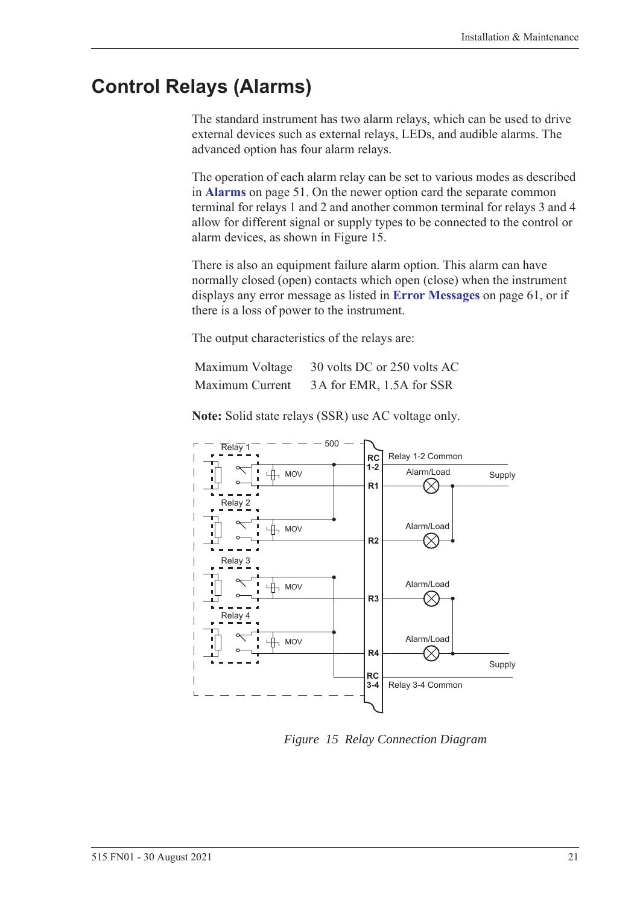# Control Relays (Alarms)

The standard instrument has two alarm relays, which can be used to drive external devices such as external relays, LEDs, and audible alarms. The advanced option has four alarm relays.

The operation of each alarm relay can be set to various modes as described in **Alarms** on page 51. On the newer option card the separate common terminal for relays 1 and 2 and another common terminal for relays 3 and 4 allow for different signal or supply types to be connected to the control or alarm devices, as shown in Figure 15.

There is also an equipment failure alarm option. This alarm can have normally closed (open) contacts which open (close) when the instrument displays any error message as listed in **Error Messages** on page 61, or if there is a loss of power to the instrument.

The output characteristics of the relays are:

| | |
|---|---|
| Maximum Voltage | 30 volts DC or 250 volts AC |
| Maximum Current | 3A for EMR, 1.5A for SSR |

**Note:** Solid state relays (SSR) use AC voltage only.

*Figure 15 Relay Connection Diagram*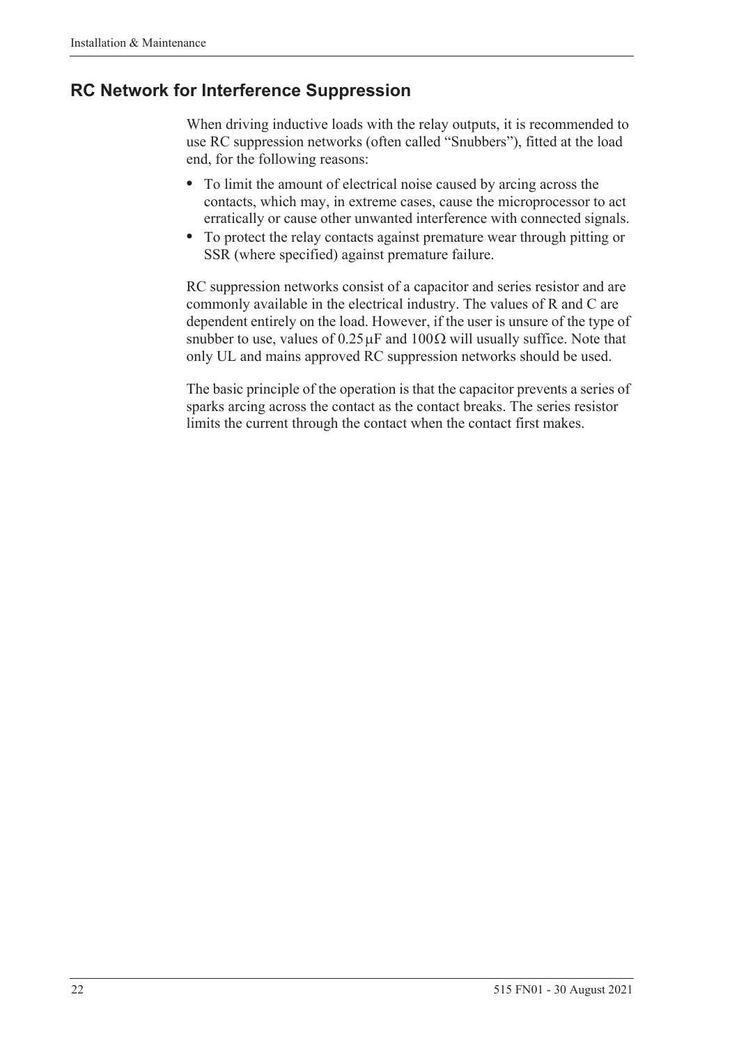## RC Network for Interference Suppression

When driving inductive loads with the relay outputs, it is recommended to use RC suppression networks (often called "Snubbers"), fitted at the load end, for the following reasons:

- To limit the amount of electrical noise caused by arcing across the contacts, which may, in extreme cases, cause the microprocessor to act erratically or cause other unwanted interference with connected signals.
- To protect the relay contacts against premature wear through pitting or SSR (where specified) against premature failure.

RC suppression networks consist of a capacitor and series resistor and are commonly available in the electrical industry. The values of R and C are dependent entirely on the load. However, if the user is unsure of the type of snubber to use, values of $0.25\,\mu F$ and $100\,\Omega$ will usually suffice. Note that only UL and mains approved RC suppression networks should be used.

The basic principle of the operation is that the capacitor prevents a series of sparks arcing across the contact as the contact breaks. The series resistor limits the current through the contact when the contact first makes.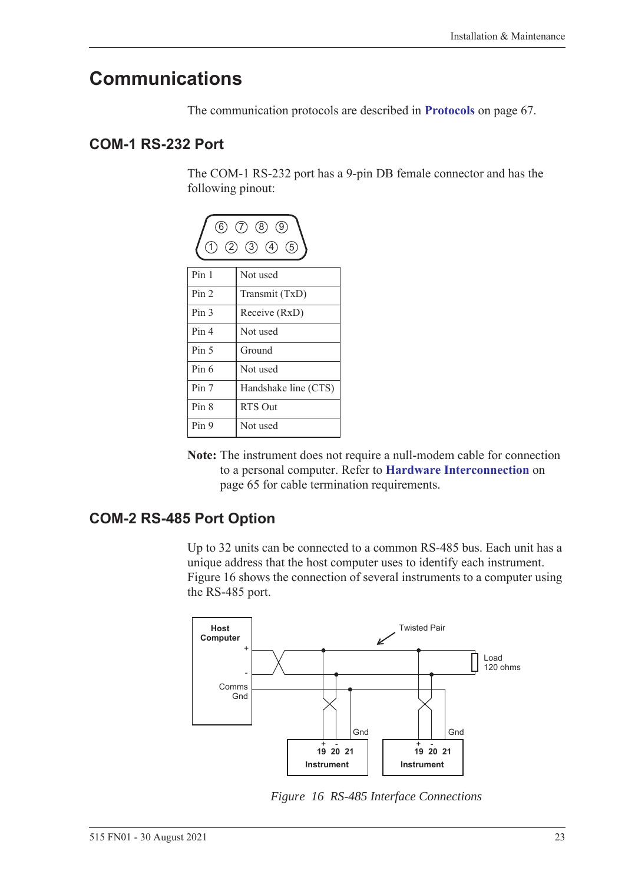# Communications

The communication protocols are described in **Protocols** on page 67.

## COM-1 RS-232 Port

The COM-1 RS-232 port has a 9-pin DB female connector and has the following pinout:

| Pin | Function |
|---|---|
| Pin 1 | Not used |
| Pin 2 | Transmit (TxD) |
| Pin 3 | Receive (RxD) |
| Pin 4 | Not used |
| Pin 5 | Ground |
| Pin 6 | Not used |
| Pin 7 | Handshake line (CTS) |
| Pin 8 | RTS Out |
| Pin 9 | Not used |

**Note:** The instrument does not require a null-modem cable for connection to a personal computer. Refer to **Hardware Interconnection** on page 65 for cable termination requirements.

## COM-2 RS-485 Port Option

Up to 32 units can be connected to a common RS-485 bus. Each unit has a unique address that the host computer uses to identify each instrument. Figure 16 shows the connection of several instruments to a computer using the RS-485 port.

*Figure 16 RS-485 Interface Connections*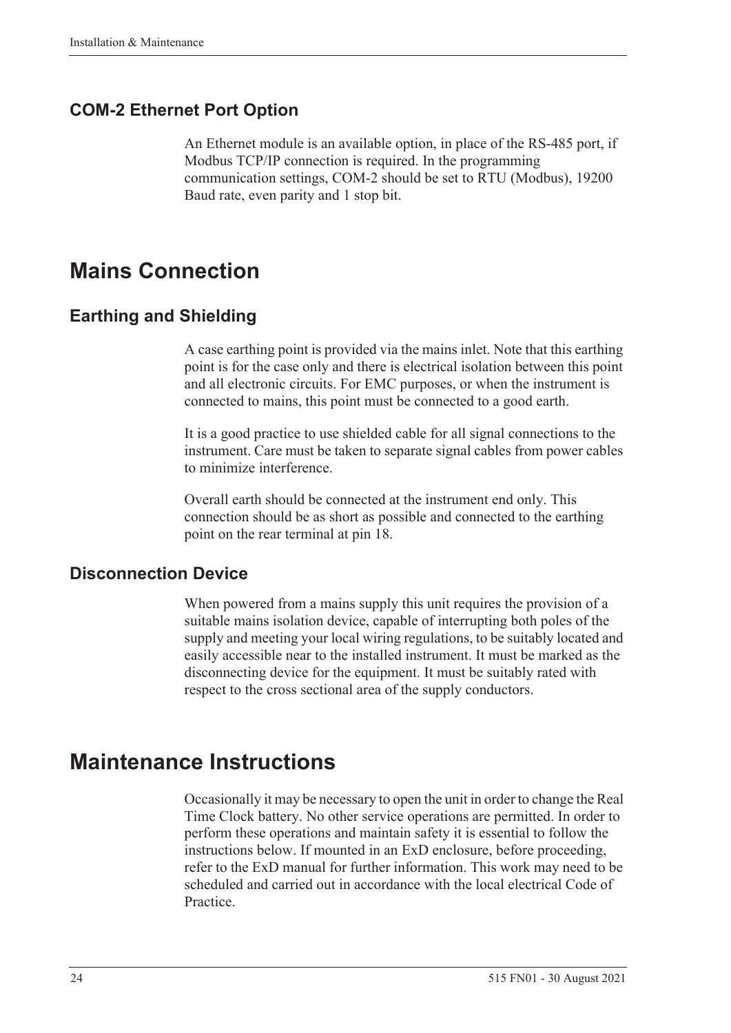### COM-2 Ethernet Port Option

An Ethernet module is an available option, in place of the RS-485 port, if Modbus TCP/IP connection is required. In the programming communication settings, COM-2 should be set to RTU (Modbus), 19200 Baud rate, even parity and 1 stop bit.

## Mains Connection

### Earthing and Shielding

A case earthing point is provided via the mains inlet. Note that this earthing point is for the case only and there is electrical isolation between this point and all electronic circuits. For EMC purposes, or when the instrument is connected to mains, this point must be connected to a good earth.

It is a good practice to use shielded cable for all signal connections to the instrument. Care must be taken to separate signal cables from power cables to minimize interference.

Overall earth should be connected at the instrument end only. This connection should be as short as possible and connected to the earthing point on the rear terminal at pin 18.

### Disconnection Device

When powered from a mains supply this unit requires the provision of a suitable mains isolation device, capable of interrupting both poles of the supply and meeting your local wiring regulations, to be suitably located and easily accessible near to the installed instrument. It must be marked as the disconnecting device for the equipment. It must be suitably rated with respect to the cross sectional area of the supply conductors.

## Maintenance Instructions

Occasionally it may be necessary to open the unit in order to change the Real Time Clock battery. No other service operations are permitted. In order to perform these operations and maintain safety it is essential to follow the instructions below. If mounted in an ExD enclosure, before proceeding, refer to the ExD manual for further information. This work may need to be scheduled and carried out in accordance with the local electrical Code of Practice.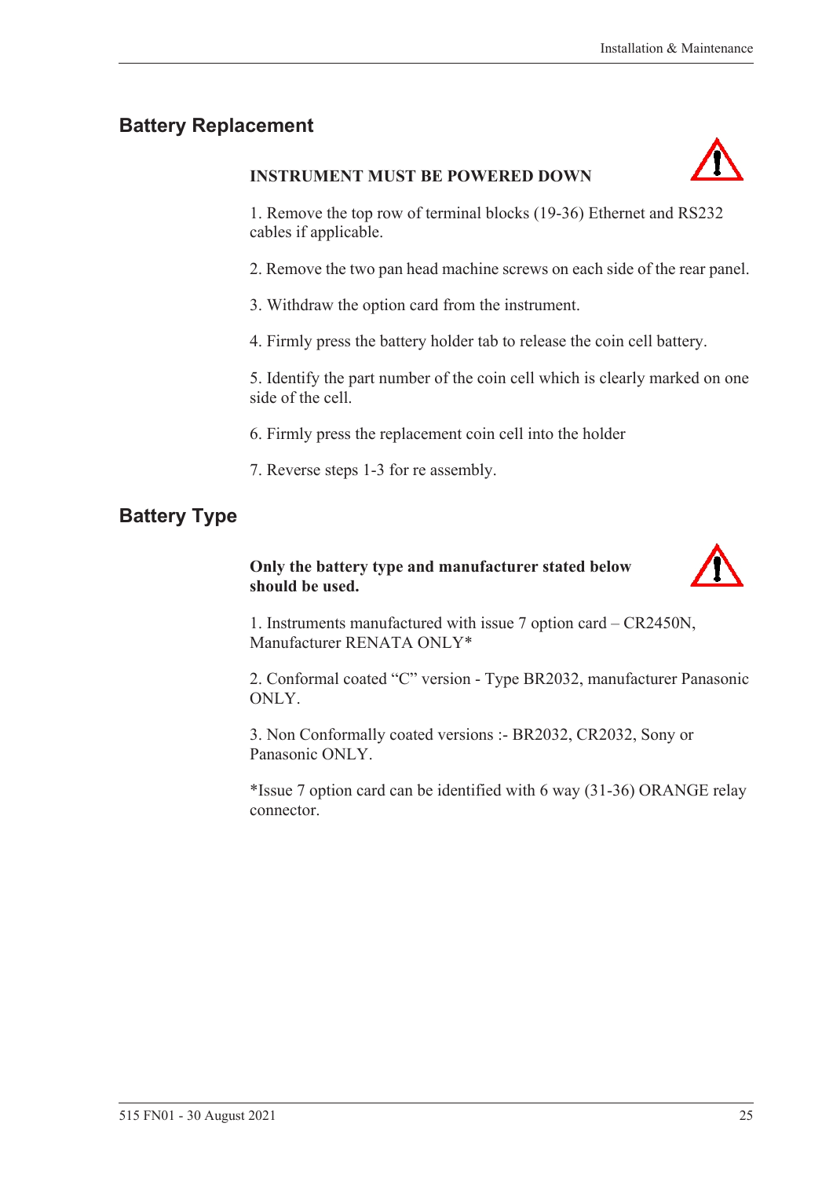## Battery Replacement

**INSTRUMENT MUST BE POWERED DOWN**

1. Remove the top row of terminal blocks (19-36) Ethernet and RS232 cables if applicable.

2. Remove the two pan head machine screws on each side of the rear panel.

3. Withdraw the option card from the instrument.

4. Firmly press the battery holder tab to release the coin cell battery.

5. Identify the part number of the coin cell which is clearly marked on one side of the cell.

6. Firmly press the replacement coin cell into the holder

7. Reverse steps 1-3 for re assembly.

## Battery Type

**Only the battery type and manufacturer stated below should be used.**

1. Instruments manufactured with issue 7 option card – CR2450N, Manufacturer RENATA ONLY*

2. Conformal coated “C” version - Type BR2032, manufacturer Panasonic ONLY.

3. Non Conformally coated versions :- BR2032, CR2032, Sony or Panasonic ONLY.

*Issue 7 option card can be identified with 6 way (31-36) ORANGE relay connector.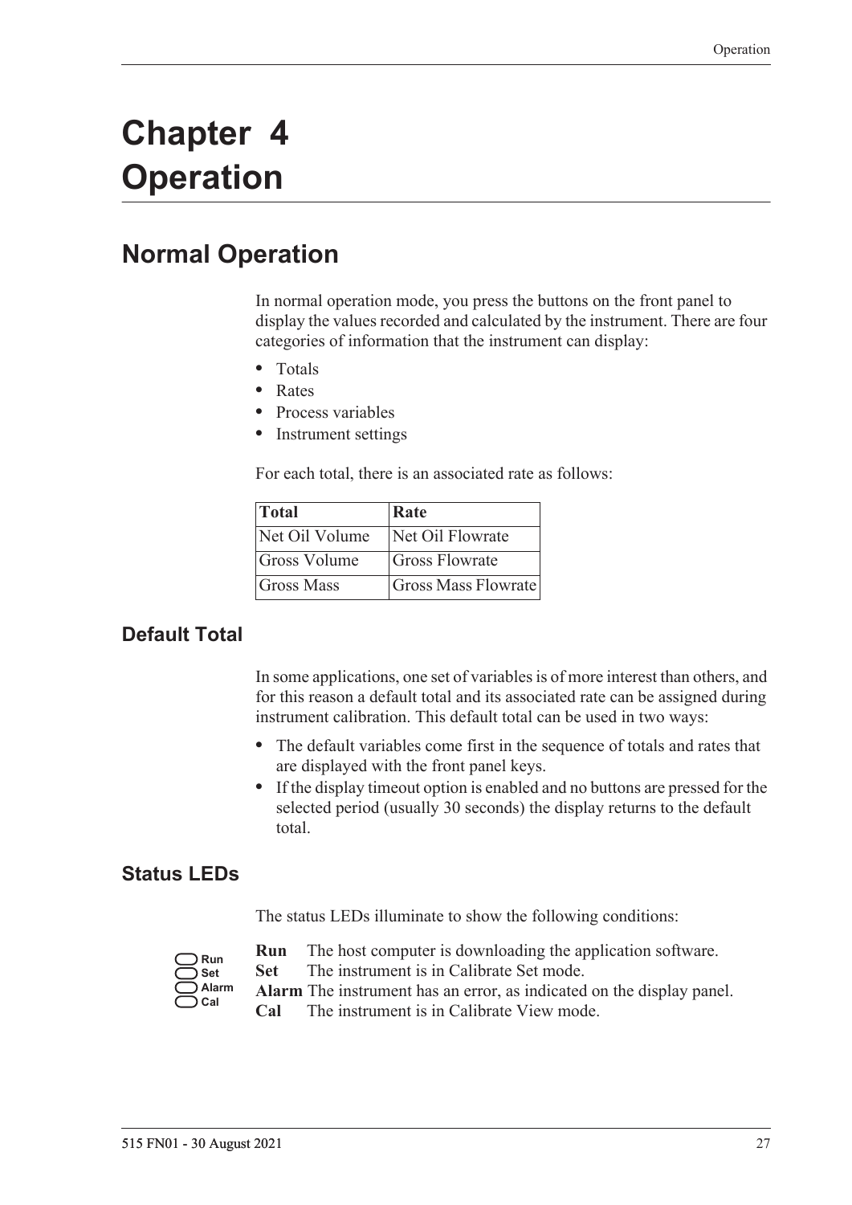# Chapter 4
# Operation

## Normal Operation

In normal operation mode, you press the buttons on the front panel to display the values recorded and calculated by the instrument. There are four categories of information that the instrument can display:

- Totals
- Rates
- Process variables
- Instrument settings

For each total, there is an associated rate as follows:

| Total | Rate |
|---|---|
| Net Oil Volume | Net Oil Flowrate |
| Gross Volume | Gross Flowrate |
| Gross Mass | Gross Mass Flowrate |

### Default Total

In some applications, one set of variables is of more interest than others, and for this reason a default total and its associated rate can be assigned during instrument calibration. This default total can be used in two ways:

- The default variables come first in the sequence of totals and rates that are displayed with the front panel keys.
- If the display timeout option is enabled and no buttons are pressed for the selected period (usually 30 seconds) the display returns to the default total.

### Status LEDs

The status LEDs illuminate to show the following conditions:

**Run** The host computer is downloading the application software.
**Set** The instrument is in Calibrate Set mode.
**Alarm** The instrument has an error, as indicated on the display panel.
**Cal** The instrument is in Calibrate View mode.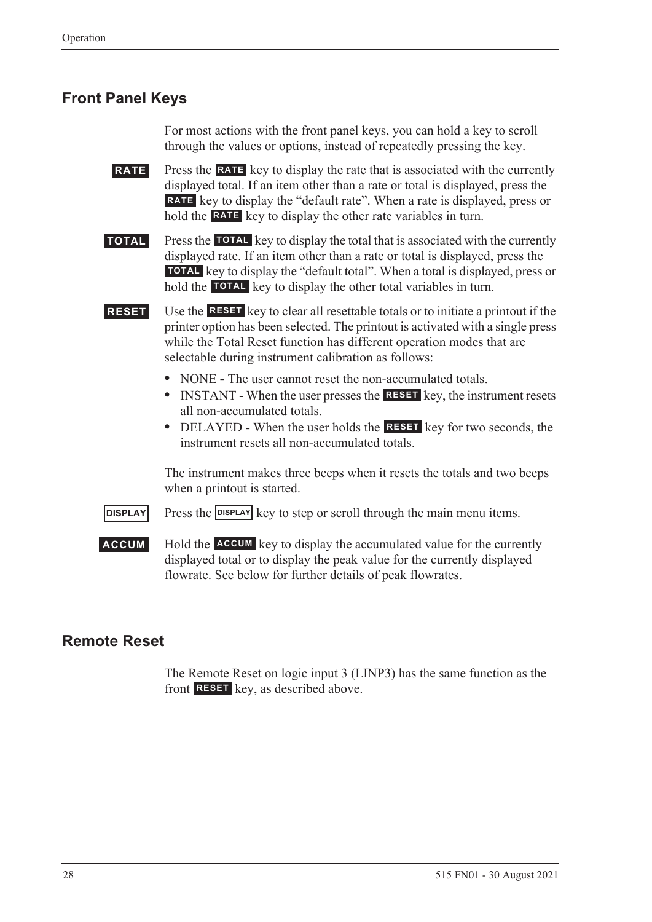## Front Panel Keys

For most actions with the front panel keys, you can hold a key to scroll through the values or options, instead of repeatedly pressing the key.

**RATE** Press the **RATE** key to display the rate that is associated with the currently displayed total. If an item other than a rate or total is displayed, press the **RATE** key to display the "default rate". When a rate is displayed, press or hold the **RATE** key to display the other rate variables in turn.

**TOTAL** Press the **TOTAL** key to display the total that is associated with the currently displayed rate. If an item other than a rate or total is displayed, press the **TOTAL** key to display the "default total". When a total is displayed, press or hold the **TOTAL** key to display the other total variables in turn.

**RESET** Use the **RESET** key to clear all resettable totals or to initiate a printout if the printer option has been selected. The printout is activated with a single press while the Total Reset function has different operation modes that are selectable during instrument calibration as follows:

- NONE **-** The user cannot reset the non-accumulated totals.
- INSTANT - When the user presses the **RESET** key, the instrument resets all non-accumulated totals.
- DELAYED **-** When the user holds the **RESET** key for two seconds, the instrument resets all non-accumulated totals.

The instrument makes three beeps when it resets the totals and two beeps when a printout is started.

**DISPLAY** Press the **DISPLAY** key to step or scroll through the main menu items.

**ACCUM** Hold the **ACCUM** key to display the accumulated value for the currently displayed total or to display the peak value for the currently displayed flowrate. See below for further details of peak flowrates.

## Remote Reset

The Remote Reset on logic input 3 (LINP3) has the same function as the front **RESET** key, as described above.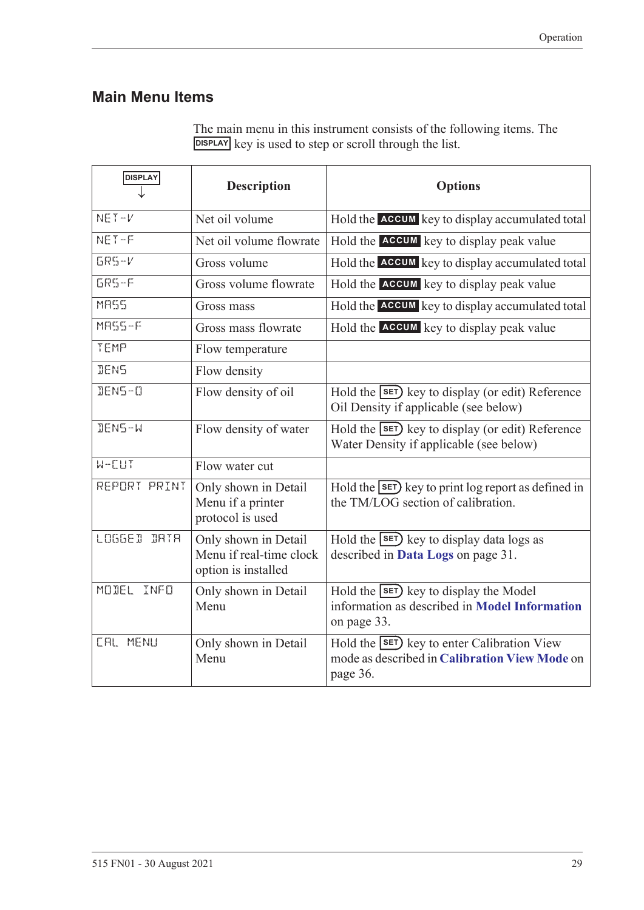## Main Menu Items

The main menu in this instrument consists of the following items. The DISPLAY key is used to step or scroll through the list.

| DISPLAY ↓ | Description | Options |
|---|---|---|
| NET-V | Net oil volume | Hold the ACCUM key to display accumulated total |
| NET-F | Net oil volume flowrate | Hold the ACCUM key to display peak value |
| GRS-V | Gross volume | Hold the ACCUM key to display accumulated total |
| GRS-F | Gross volume flowrate | Hold the ACCUM key to display peak value |
| MASS | Gross mass | Hold the ACCUM key to display accumulated total |
| MASS-F | Gross mass flowrate | Hold the ACCUM key to display peak value |
| TEMP | Flow temperature | |
| DENS | Flow density | |
| DENS-O | Flow density of oil | Hold the SET key to display (or edit) Reference Oil Density if applicable (see below) |
| DENS-W | Flow density of water | Hold the SET key to display (or edit) Reference Water Density if applicable (see below) |
| W-CUT | Flow water cut | |
| REPORT PRINT | Only shown in Detail Menu if a printer protocol is used | Hold the SET key to print log report as defined in the TM/LOG section of calibration. |
| LOGGED DATA | Only shown in Detail Menu if real-time clock option is installed | Hold the SET key to display data logs as described in **Data Logs** on page 31. |
| MODEL INFO | Only shown in Detail Menu | Hold the SET key to display the Model information as described in **Model Information** on page 33. |
| CAL MENU | Only shown in Detail Menu | Hold the SET key to enter Calibration View mode as described in **Calibration View Mode** on page 36. |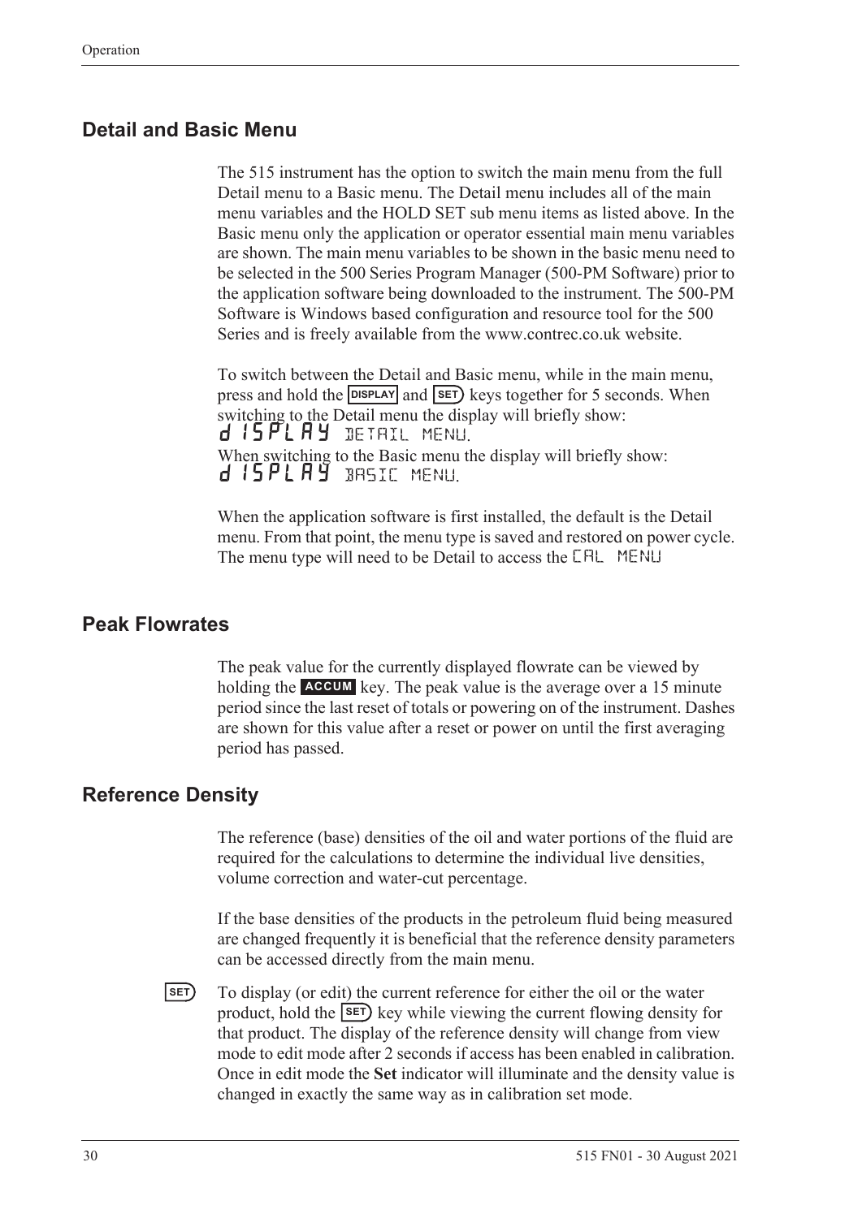## Detail and Basic Menu

The 515 instrument has the option to switch the main menu from the full Detail menu to a Basic menu. The Detail menu includes all of the main menu variables and the HOLD SET sub menu items as listed above. In the Basic menu only the application or operator essential main menu variables are shown. The main menu variables to be shown in the basic menu need to be selected in the 500 Series Program Manager (500-PM Software) prior to the application software being downloaded to the instrument. The 500-PM Software is Windows based configuration and resource tool for the 500 Series and is freely available from the www.contrec.co.uk website.

To switch between the Detail and Basic menu, while in the main menu, press and hold the DISPLAY and SET keys together for 5 seconds. When switching to the Detail menu the display will briefly show:
dISPLAY DETAIL MENU.
When switching to the Basic menu the display will briefly show:
dISPLAY BASIC MENU.

When the application software is first installed, the default is the Detail menu. From that point, the menu type is saved and restored on power cycle. The menu type will need to be Detail to access the CAL MENU

## Peak Flowrates

The peak value for the currently displayed flowrate can be viewed by holding the ACCUM key. The peak value is the average over a 15 minute period since the last reset of totals or powering on of the instrument. Dashes are shown for this value after a reset or power on until the first averaging period has passed.

## Reference Density

The reference (base) densities of the oil and water portions of the fluid are required for the calculations to determine the individual live densities, volume correction and water-cut percentage.

If the base densities of the products in the petroleum fluid being measured are changed frequently it is beneficial that the reference density parameters can be accessed directly from the main menu.

SET To display (or edit) the current reference for either the oil or the water product, hold the SET key while viewing the current flowing density for that product. The display of the reference density will change from view mode to edit mode after 2 seconds if access has been enabled in calibration. Once in edit mode the **Set** indicator will illuminate and the density value is changed in exactly the same way as in calibration set mode.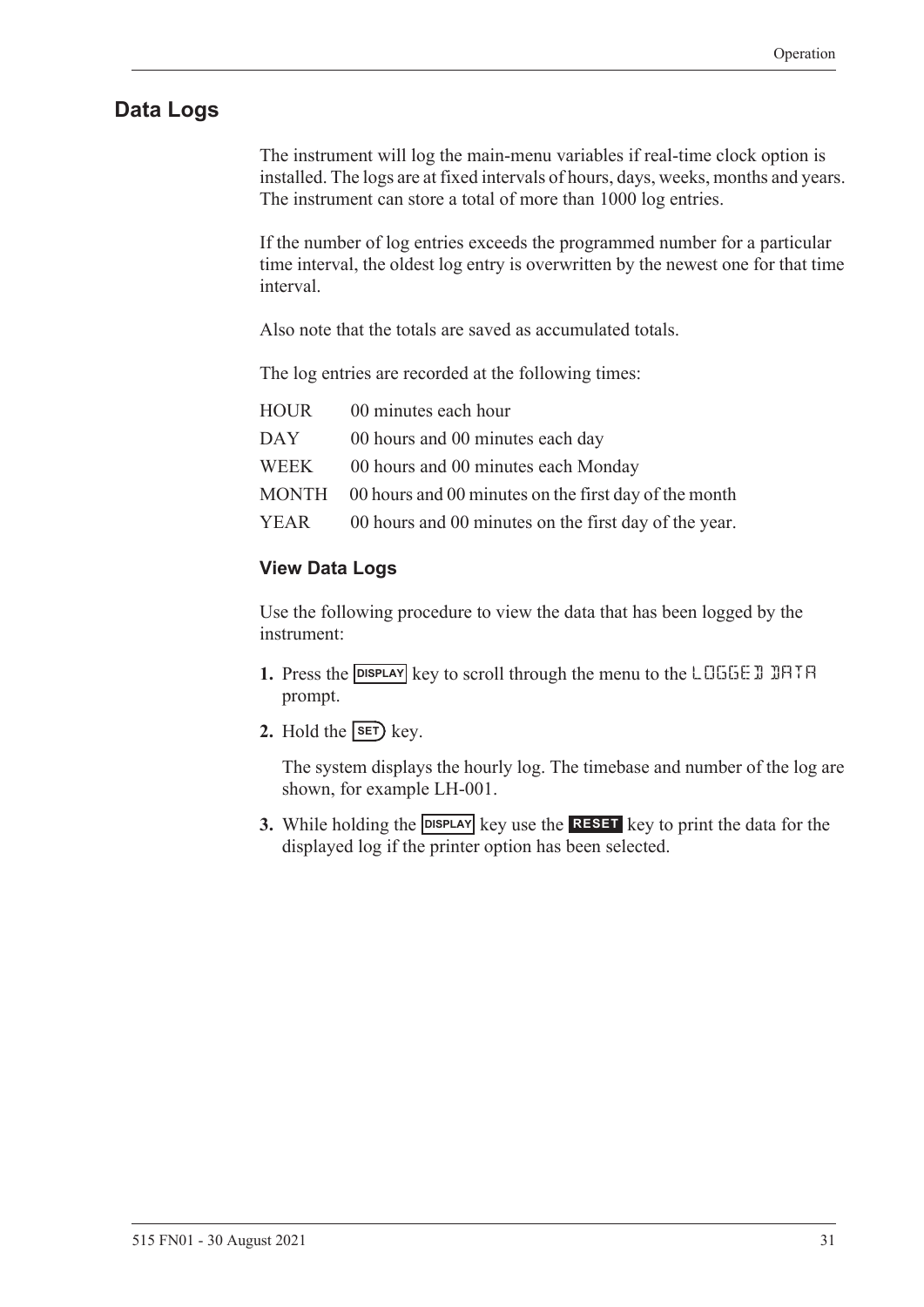## Data Logs

The instrument will log the main-menu variables if real-time clock option is installed. The logs are at fixed intervals of hours, days, weeks, months and years. The instrument can store a total of more than 1000 log entries.

If the number of log entries exceeds the programmed number for a particular time interval, the oldest log entry is overwritten by the newest one for that time interval.

Also note that the totals are saved as accumulated totals.

The log entries are recorded at the following times:

| | |
|---|---|
| HOUR | 00 minutes each hour |
| DAY | 00 hours and 00 minutes each day |
| WEEK | 00 hours and 00 minutes each Monday |
| MONTH | 00 hours and 00 minutes on the first day of the month |
| YEAR | 00 hours and 00 minutes on the first day of the year. |

### View Data Logs

Use the following procedure to view the data that has been logged by the instrument:

1. Press the DISPLAY key to scroll through the menu to the LOGGED DATA prompt.
2. Hold the SET key.

   The system displays the hourly log. The timebase and number of the log are shown, for example LH-001.

3. While holding the DISPLAY key use the RESET key to print the data for the displayed log if the printer option has been selected.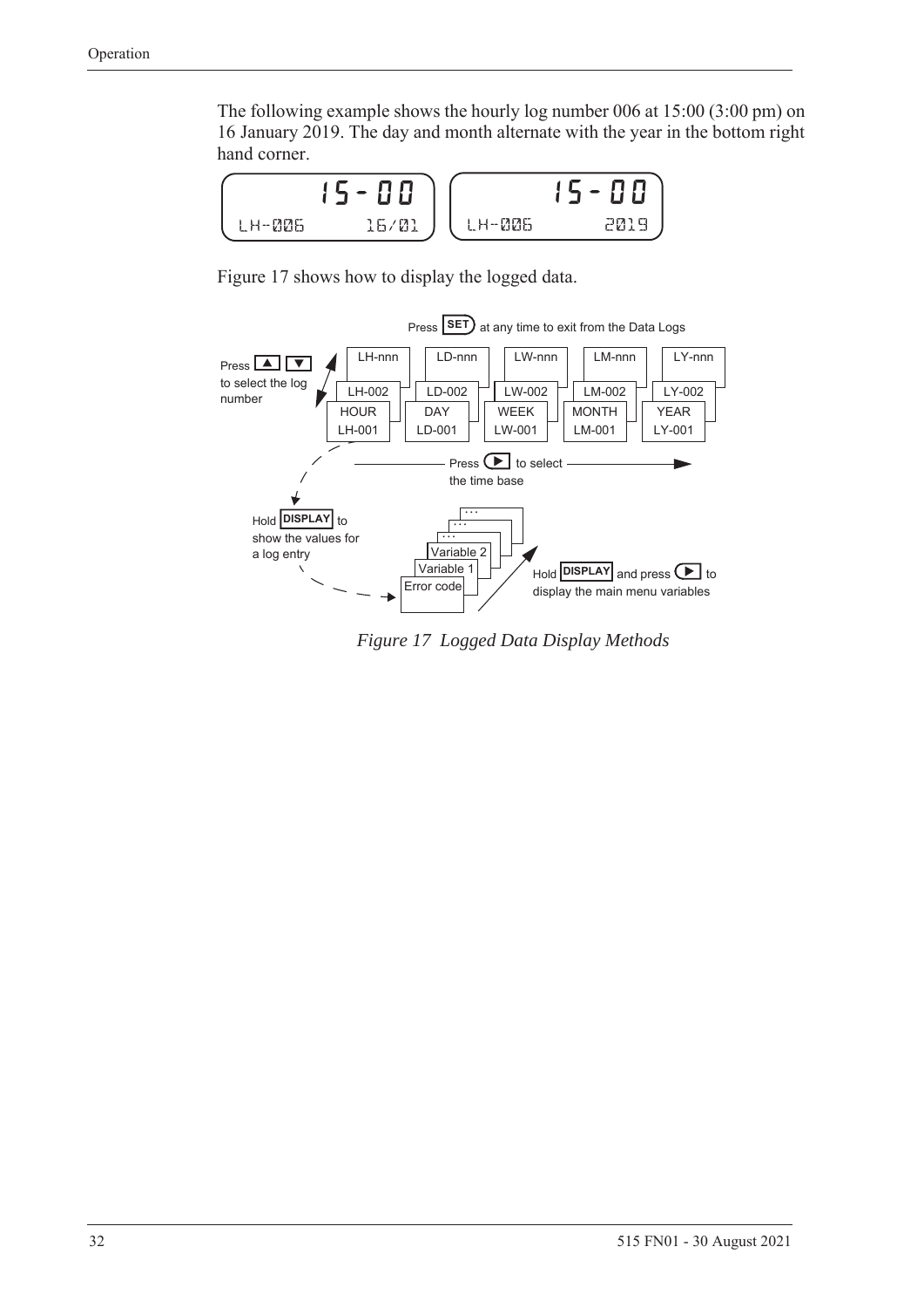The following example shows the hourly log number 006 at 15:00 (3:00 pm) on 16 January 2019. The day and month alternate with the year in the bottom right hand corner.

```
    15-00          15-00
LH-006   16/01  LH-006    2019
```

Figure 17 shows how to display the logged data.

*Figure 17 Logged Data Display Methods*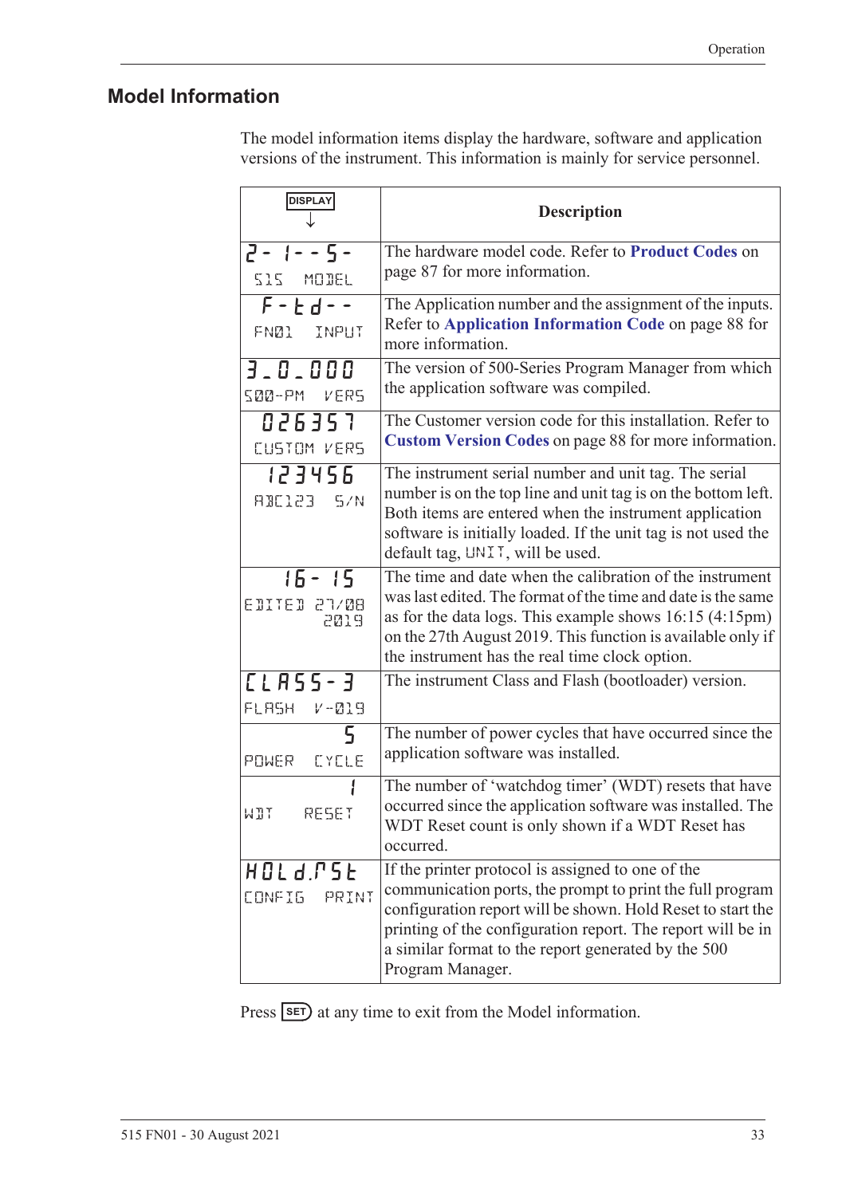## Model Information

The model information items display the hardware, software and application versions of the instrument. This information is mainly for service personnel.

| DISPLAY ↓ | Description |
|---|---|
| 2-1--5-<br>515 MODEL | The hardware model code. Refer to **Product Codes** on page 87 for more information. |
| F-td--<br>FN01 INPUT | The Application number and the assignment of the inputs. Refer to **Application Information Code** on page 88 for more information. |
| 3_0_000<br>500-PM VERS | The version of 500-Series Program Manager from which the application software was compiled. |
| 026357<br>CUSTOM VERS | The Customer version code for this installation. Refer to **Custom Version Codes** on page 88 for more information. |
| 123456<br>ABC123 S/N | The instrument serial number and unit tag. The serial number is on the top line and unit tag is on the bottom left. Both items are entered when the instrument application software is initially loaded. If the unit tag is not used the default tag, UNIT, will be used. |
| 16-15<br>EDITED 27/08 2019 | The time and date when the calibration of the instrument was last edited. The format of the time and date is the same as for the data logs. This example shows 16:15 (4:15pm) on the 27th August 2019. This function is available only if the instrument has the real time clock option. |
| CLASS-3<br>FLASH V-019 | The instrument Class and Flash (bootloader) version. |
| 5<br>POWER CYCLE | The number of power cycles that have occurred since the application software was installed. |
| 1<br>WDT RESET | The number of 'watchdog timer' (WDT) resets that have occurred since the application software was installed. The WDT Reset count is only shown if a WDT Reset has occurred. |
| HOLd.rSt<br>CONFIG PRINT | If the printer protocol is assigned to one of the communication ports, the prompt to print the full program configuration report will be shown. Hold Reset to start the printing of the configuration report. The report will be in a similar format to the report generated by the 500 Program Manager. |

Press SET at any time to exit from the Model information.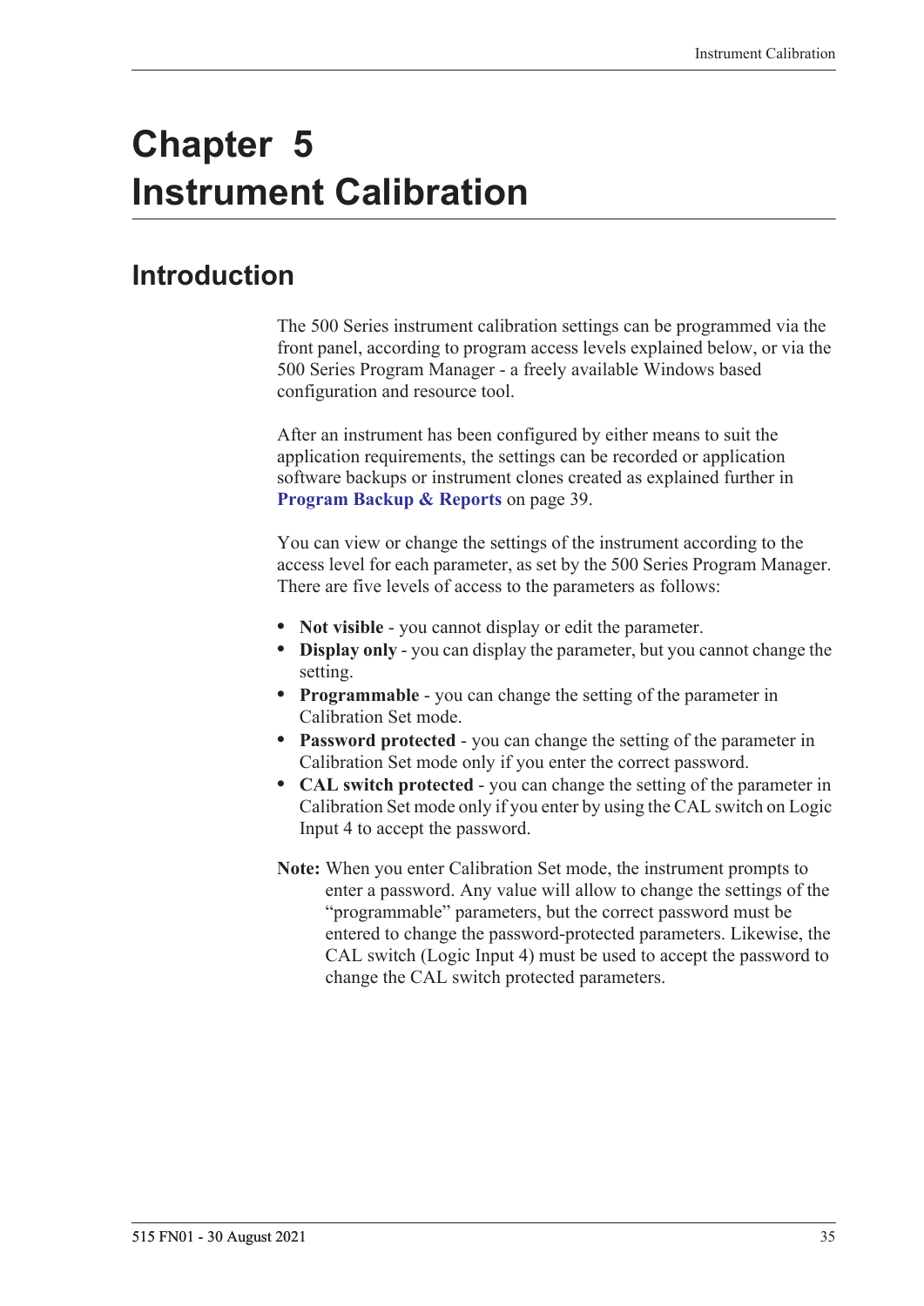# Chapter 5 Instrument Calibration

## Introduction

The 500 Series instrument calibration settings can be programmed via the front panel, according to program access levels explained below, or via the 500 Series Program Manager - a freely available Windows based configuration and resource tool.

After an instrument has been configured by either means to suit the application requirements, the settings can be recorded or application software backups or instrument clones created as explained further in **Program Backup & Reports** on page 39.

You can view or change the settings of the instrument according to the access level for each parameter, as set by the 500 Series Program Manager. There are five levels of access to the parameters as follows:

- **Not visible** - you cannot display or edit the parameter.
- **Display only** - you can display the parameter, but you cannot change the setting.
- **Programmable** - you can change the setting of the parameter in Calibration Set mode.
- **Password protected** - you can change the setting of the parameter in Calibration Set mode only if you enter the correct password.
- **CAL switch protected** - you can change the setting of the parameter in Calibration Set mode only if you enter by using the CAL switch on Logic Input 4 to accept the password.

**Note:** When you enter Calibration Set mode, the instrument prompts to enter a password. Any value will allow to change the settings of the "programmable" parameters, but the correct password must be entered to change the password-protected parameters. Likewise, the CAL switch (Logic Input 4) must be used to accept the password to change the CAL switch protected parameters.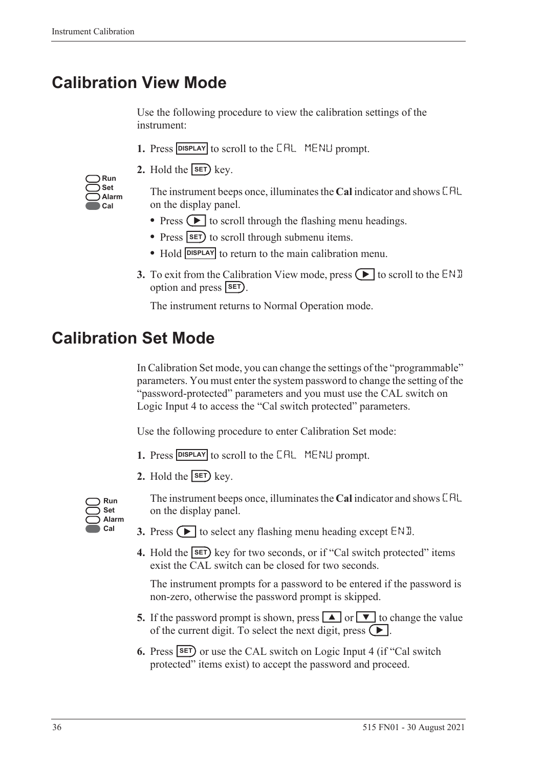# Calibration View Mode

Use the following procedure to view the calibration settings of the instrument:

1. Press DISPLAY to scroll to the CAL MENU prompt.
2. Hold the SET key.

   Run
   Set
   Alarm
   Cal

   The instrument beeps once, illuminates the **Cal** indicator and shows CAL on the display panel.

   - Press ▶ to scroll through the flashing menu headings.
   - Press SET to scroll through submenu items.
   - Hold DISPLAY to return to the main calibration menu.

3. To exit from the Calibration View mode, press ▶ to scroll to the END option and press SET.

   The instrument returns to Normal Operation mode.

# Calibration Set Mode

In Calibration Set mode, you can change the settings of the "programmable" parameters. You must enter the system password to change the setting of the "password-protected" parameters and you must use the CAL switch on Logic Input 4 to access the "Cal switch protected" parameters.

Use the following procedure to enter Calibration Set mode:

1. Press DISPLAY to scroll to the CAL MENU prompt.
2. Hold the SET key.

   Run
   Set
   Alarm
   Cal

   The instrument beeps once, illuminates the **Cal** indicator and shows CAL on the display panel.

3. Press ▶ to select any flashing menu heading except END.
4. Hold the SET key for two seconds, or if "Cal switch protected" items exist the CAL switch can be closed for two seconds.

   The instrument prompts for a password to be entered if the password is non-zero, otherwise the password prompt is skipped.

5. If the password prompt is shown, press ▲ or ▼ to change the value of the current digit. To select the next digit, press ▶.
6. Press SET or use the CAL switch on Logic Input 4 (if "Cal switch protected" items exist) to accept the password and proceed.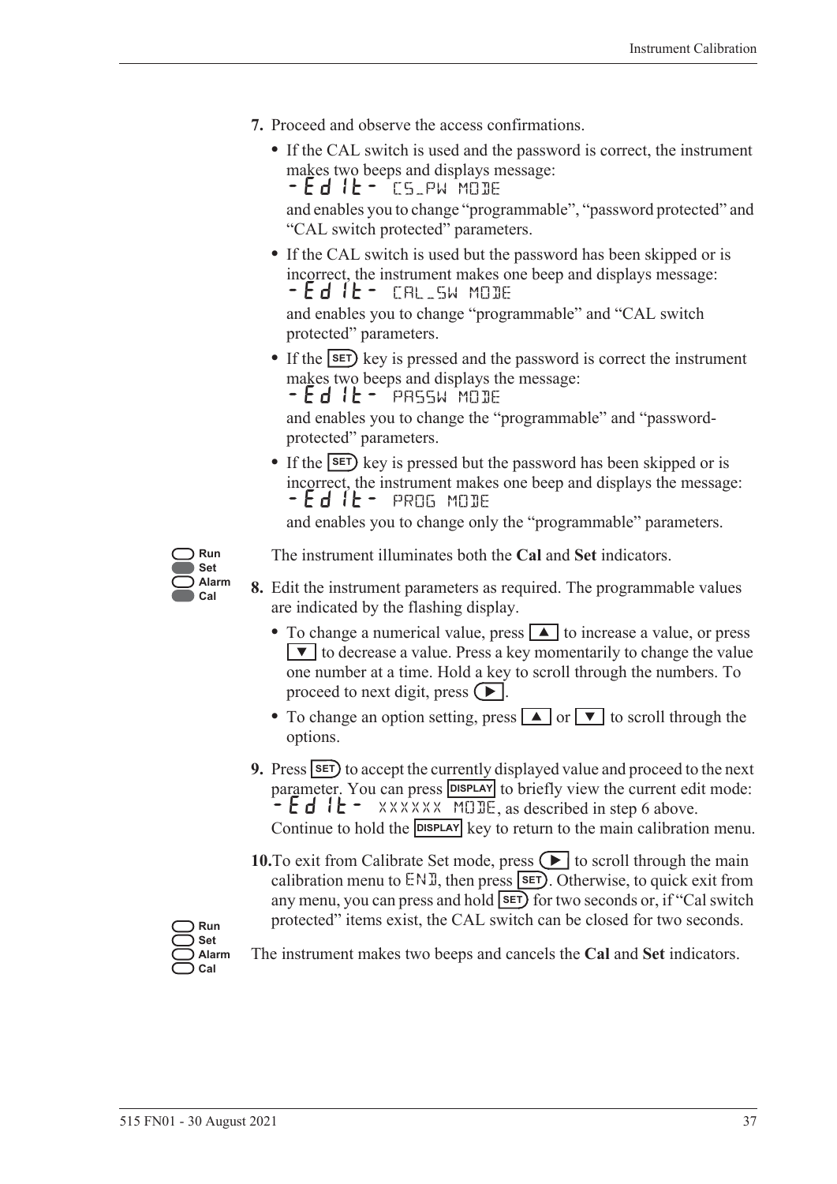7. Proceed and observe the access confirmations.

   - If the CAL switch is used and the password is correct, the instrument makes two beeps and displays message:
     -Edit- CS_PW MODE
     and enables you to change "programmable", "password protected" and "CAL switch protected" parameters.
   - If the CAL switch is used but the password has been skipped or is incorrect, the instrument makes one beep and displays message:
     -Edit- CAL_SW MODE
     and enables you to change "programmable" and "CAL switch protected" parameters.
   - If the SET key is pressed and the password is correct the instrument makes two beeps and displays the message:
     -Edit- PASSW MODE
     and enables you to change the "programmable" and "password-protected" parameters.
   - If the SET key is pressed but the password has been skipped or is incorrect, the instrument makes one beep and displays the message:
     -Edit- PROG MODE
     and enables you to change only the "programmable" parameters.

Run
Set
Alarm
Cal

The instrument illuminates both the **Cal** and **Set** indicators.

8. Edit the instrument parameters as required. The programmable values are indicated by the flashing display.

   - To change a numerical value, press ▲ to increase a value, or press ▼ to decrease a value. Press a key momentarily to change the value one number at a time. Hold a key to scroll through the numbers. To proceed to next digit, press ▶.
   - To change an option setting, press ▲ or ▼ to scroll through the options.

9. Press SET to accept the currently displayed value and proceed to the next parameter. You can press DISPLAY to briefly view the current edit mode: -Edit- XXXXXX MODE, as described in step 6 above. Continue to hold the DISPLAY key to return to the main calibration menu.

10. To exit from Calibrate Set mode, press ▶ to scroll through the main calibration menu to END, then press SET. Otherwise, to quick exit from any menu, you can press and hold SET for two seconds or, if "Cal switch protected" items exist, the CAL switch can be closed for two seconds.

Run
Set
Alarm
Cal

The instrument makes two beeps and cancels the **Cal** and **Set** indicators.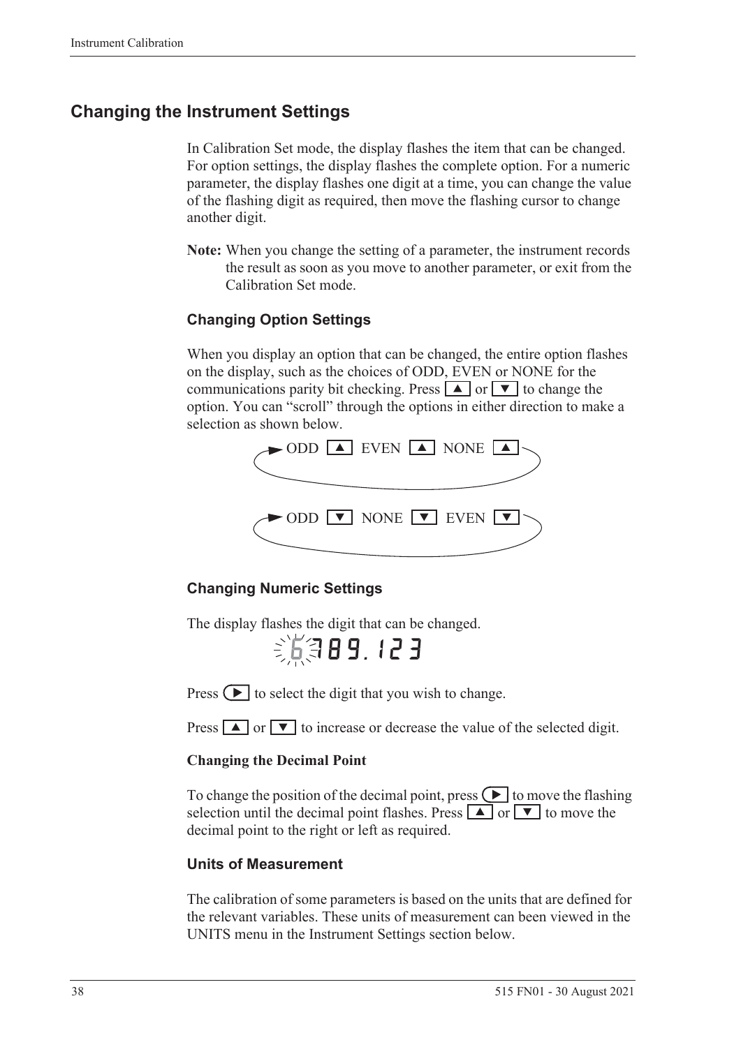## Changing the Instrument Settings

In Calibration Set mode, the display flashes the item that can be changed. For option settings, the display flashes the complete option. For a numeric parameter, the display flashes one digit at a time, you can change the value of the flashing digit as required, then move the flashing cursor to change another digit.

**Note:** When you change the setting of a parameter, the instrument records the result as soon as you move to another parameter, or exit from the Calibration Set mode.

### Changing Option Settings

When you display an option that can be changed, the entire option flashes on the display, such as the choices of ODD, EVEN or NONE for the communications parity bit checking. Press ▲ or ▼ to change the option. You can "scroll" through the options in either direction to make a selection as shown below.

ODD ▲ EVEN ▲ NONE ▲

ODD ▼ NONE ▼ EVEN ▼

### Changing Numeric Settings

The display flashes the digit that can be changed.

6789.123

Press ▶ to select the digit that you wish to change.

Press ▲ or ▼ to increase or decrease the value of the selected digit.

**Changing the Decimal Point**

To change the position of the decimal point, press ▶ to move the flashing selection until the decimal point flashes. Press ▲ or ▼ to move the decimal point to the right or left as required.

### Units of Measurement

The calibration of some parameters is based on the units that are defined for the relevant variables. These units of measurement can been viewed in the UNITS menu in the Instrument Settings section below.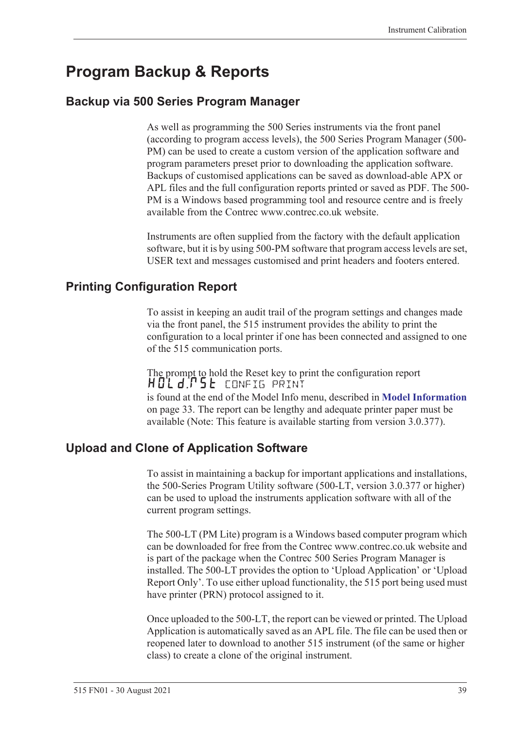# Program Backup & Reports

## Backup via 500 Series Program Manager

As well as programming the 500 Series instruments via the front panel (according to program access levels), the 500 Series Program Manager (500-PM) can be used to create a custom version of the application software and program parameters preset prior to downloading the application software. Backups of customised applications can be saved as download-able APX or APL files and the full configuration reports printed or saved as PDF. The 500-PM is a Windows based programming tool and resource centre and is freely available from the Contrec www.contrec.co.uk website.

Instruments are often supplied from the factory with the default application software, but it is by using 500-PM software that program access levels are set, USER text and messages customised and print headers and footers entered.

## Printing Configuration Report

To assist in keeping an audit trail of the program settings and changes made via the front panel, the 515 instrument provides the ability to print the configuration to a local printer if one has been connected and assigned to one of the 515 communication ports.

The prompt to hold the Reset key to print the configuration report

HOLd.rSt CONFIG PRINT

is found at the end of the Model Info menu, described in **Model Information** on page 33. The report can be lengthy and adequate printer paper must be available (Note: This feature is available starting from version 3.0.377).

## Upload and Clone of Application Software

To assist in maintaining a backup for important applications and installations, the 500-Series Program Utility software (500-LT, version 3.0.377 or higher) can be used to upload the instruments application software with all of the current program settings.

The 500-LT (PM Lite) program is a Windows based computer program which can be downloaded for free from the Contrec www.contrec.co.uk website and is part of the package when the Contrec 500 Series Program Manager is installed. The 500-LT provides the option to 'Upload Application' or 'Upload Report Only'. To use either upload functionality, the 515 port being used must have printer (PRN) protocol assigned to it.

Once uploaded to the 500-LT, the report can be viewed or printed. The Upload Application is automatically saved as an APL file. The file can be used then or reopened later to download to another 515 instrument (of the same or higher class) to create a clone of the original instrument.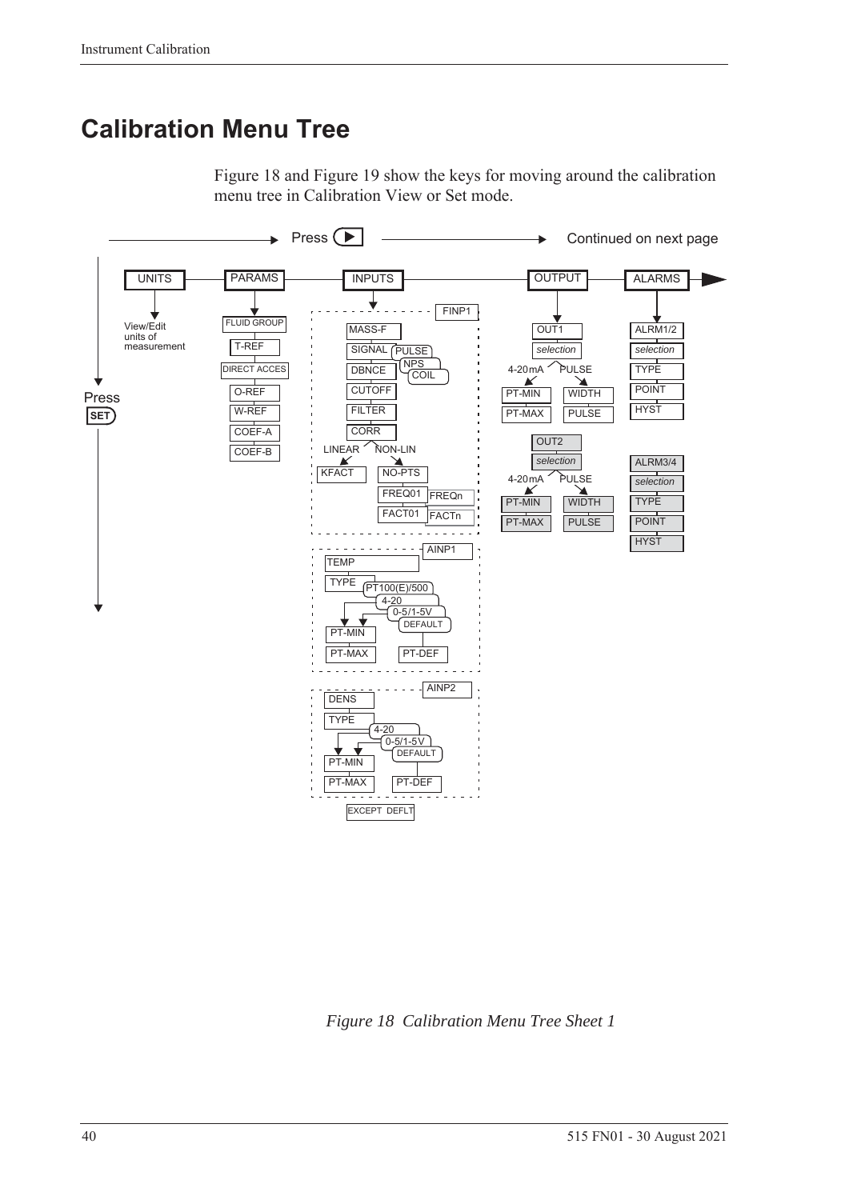# Calibration Menu Tree

Figure 18 and Figure 19 show the keys for moving around the calibration menu tree in Calibration View or Set mode.

Press ▶ → Continued on next page

UNITS — View/Edit units of measurement

PARAMS — FLUID GROUP, T-REF, DIRECT ACCES, O-REF, W-REF, COEF-A, COEF-B

INPUTS
- FINP1: MASS-F, SIGNAL (PULSE / NPS / COIL), DBNCE, CUTOFF, FILTER, CORR
  - LINEAR: KFACT
  - NON-LIN: NO-PTS, FREQ01 … FREQn, FACT01 … FACTn
- AINP1: TEMP, TYPE (PT100(E)/500 / 4-20 / 0-5/1-5V / DEFAULT), PT-MIN, PT-MAX, PT-DEF
- AINP2: DENS, TYPE (4-20 / 0-5/1-5V / DEFAULT), PT-MIN, PT-MAX, PT-DEF
- EXCEPT DEFLT

OUTPUT
- OUT1: *selection*
  - 4-20mA: PT-MIN, PT-MAX
  - PULSE: WIDTH, PULSE
- OUT2: *selection*
  - 4-20mA: PT-MIN, PT-MAX
  - PULSE: WIDTH, PULSE

ALARMS
- ALRM1/2: *selection*, TYPE, POINT, HYST
- ALRM3/4: *selection*, TYPE, POINT, HYST

Press SET ↓

*Figure 18 Calibration Menu Tree Sheet 1*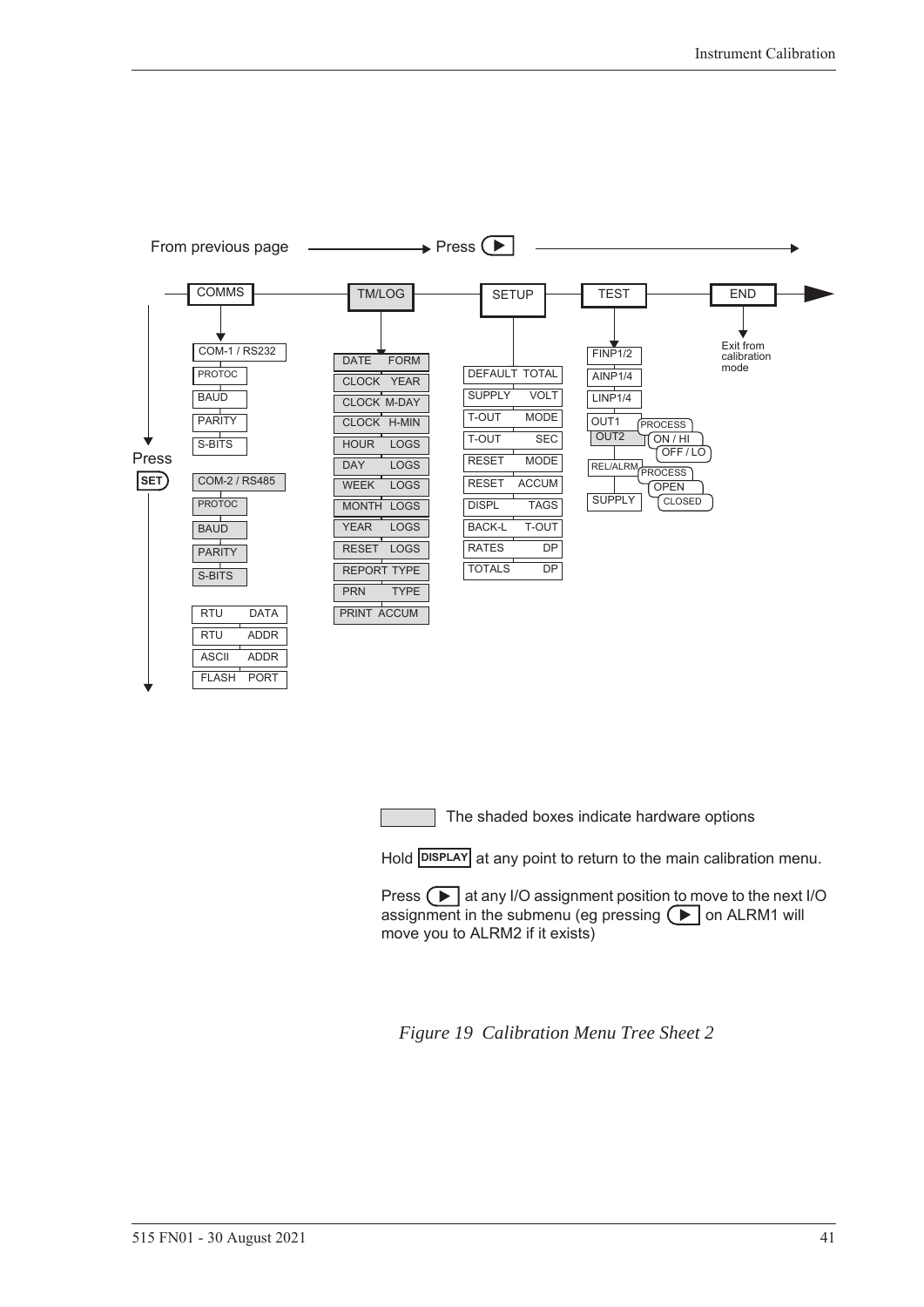From previous page → Press ▶

**COMMS**
- COM-1 / RS232
  - PROTOC
  - BAUD
  - PARITY
  - S-BITS
- COM-2 / RS485
  - PROTOC
  - BAUD
  - PARITY
  - S-BITS
- RTU DATA
- RTU ADDR
- ASCII ADDR
- FLASH PORT

**TM/LOG**
- DATE FORM
- CLOCK YEAR
- CLOCK M-DAY
- CLOCK H-MIN
- HOUR LOGS
- DAY LOGS
- WEEK LOGS
- MONTH LOGS
- YEAR LOGS
- RESET LOGS
- REPORT TYPE
- PRN TYPE
- PRINT ACCUM

**SETUP**
- DEFAULT TOTAL
- SUPPLY VOLT
- T-OUT MODE
- T-OUT SEC
- RESET MODE
- RESET ACCUM
- DISPL TAGS
- BACK-L T-OUT
- RATES DP
- TOTALS DP

**TEST**
- FINP1/2
- AINP1/4
- LINP1/4
- OUT1 / OUT2
  - PROCESS
  - ON / HI
  - OFF / LO
- REL/ALRM
  - PROCESS
  - OPEN
  - CLOSED
- SUPPLY

**END**
- Exit from calibration mode

Press SET

The shaded boxes indicate hardware options

Hold DISPLAY at any point to return to the main calibration menu.

Press ▶ at any I/O assignment position to move to the next I/O assignment in the submenu (eg pressing ▶ on ALRM1 will move you to ALRM2 if it exists)

*Figure 19 Calibration Menu Tree Sheet 2*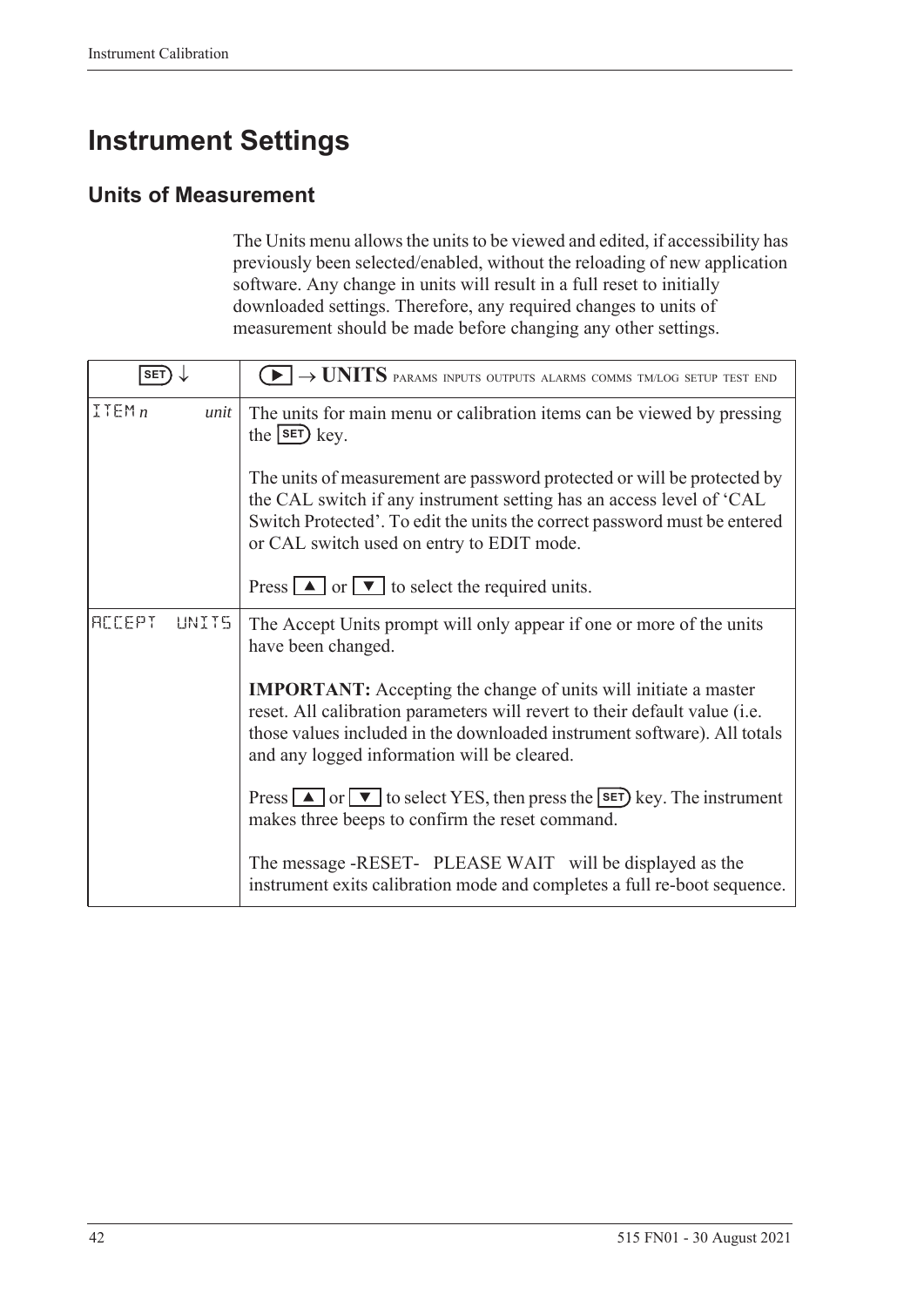# Instrument Settings

## Units of Measurement

The Units menu allows the units to be viewed and edited, if accessibility has previously been selected/enabled, without the reloading of new application software. Any change in units will result in a full reset to initially downloaded settings. Therefore, any required changes to units of measurement should be made before changing any other settings.

| SET ↓ | ▶ → **UNITS** PARAMS INPUTS OUTPUTS ALARMS COMMS TM/LOG SETUP TEST END |
|---|---|
| ITEM *n* *unit* | The units for main menu or calibration items can be viewed by pressing the SET key.<br><br>The units of measurement are password protected or will be protected by the CAL switch if any instrument setting has an access level of 'CAL Switch Protected'. To edit the units the correct password must be entered or CAL switch used on entry to EDIT mode.<br><br>Press ▲ or ▼ to select the required units. |
| ACCEPT UNITS | The Accept Units prompt will only appear if one or more of the units have been changed.<br><br>**IMPORTANT:** Accepting the change of units will initiate a master reset. All calibration parameters will revert to their default value (i.e. those values included in the downloaded instrument software). All totals and any logged information will be cleared.<br><br>Press ▲ or ▼ to select YES, then press the SET key. The instrument makes three beeps to confirm the reset command.<br><br>The message -RESET- PLEASE WAIT will be displayed as the instrument exits calibration mode and completes a full re-boot sequence. |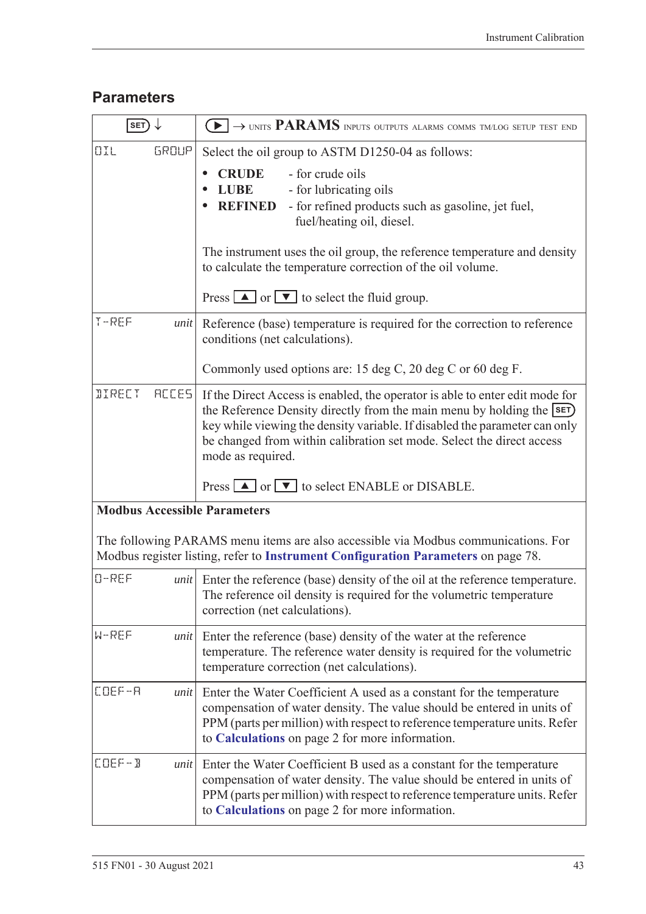## Parameters

| SET ↓ | ▶ → UNITS **PARAMS** INPUTS OUTPUTS ALARMS COMMS TM/LOG SETUP TEST END |
|---|---|
| OIL GROUP | Select the oil group to ASTM D1250-04 as follows:<br>• **CRUDE** - for crude oils<br>• **LUBE** - for lubricating oils<br>• **REFINED** - for refined products such as gasoline, jet fuel, fuel/heating oil, diesel.<br><br>The instrument uses the oil group, the reference temperature and density to calculate the temperature correction of the oil volume.<br><br>Press ▲ or ▼ to select the fluid group. |
| T-REF *unit* | Reference (base) temperature is required for the correction to reference conditions (net calculations).<br><br>Commonly used options are: 15 deg C, 20 deg C or 60 deg F. |
| DIRECT ACCES | If the Direct Access is enabled, the operator is able to enter edit mode for the Reference Density directly from the main menu by holding the SET key while viewing the density variable. If disabled the parameter can only be changed from within calibration set mode. Select the direct access mode as required.<br><br>Press ▲ or ▼ to select ENABLE or DISABLE. |
| **Modbus Accessible Parameters**<br><br>The following PARAMS menu items are also accessible via Modbus communications. For Modbus register listing, refer to **Instrument Configuration Parameters** on page 78. | |
| D-REF *unit* | Enter the reference (base) density of the oil at the reference temperature. The reference oil density is required for the volumetric temperature correction (net calculations). |
| W-REF *unit* | Enter the reference (base) density of the water at the reference temperature. The reference water density is required for the volumetric temperature correction (net calculations). |
| COEF-A *unit* | Enter the Water Coefficient A used as a constant for the temperature compensation of water density. The value should be entered in units of PPM (parts per million) with respect to reference temperature units. Refer to **Calculations** on page 2 for more information. |
| COEF-B *unit* | Enter the Water Coefficient B used as a constant for the temperature compensation of water density. The value should be entered in units of PPM (parts per million) with respect to reference temperature units. Refer to **Calculations** on page 2 for more information. |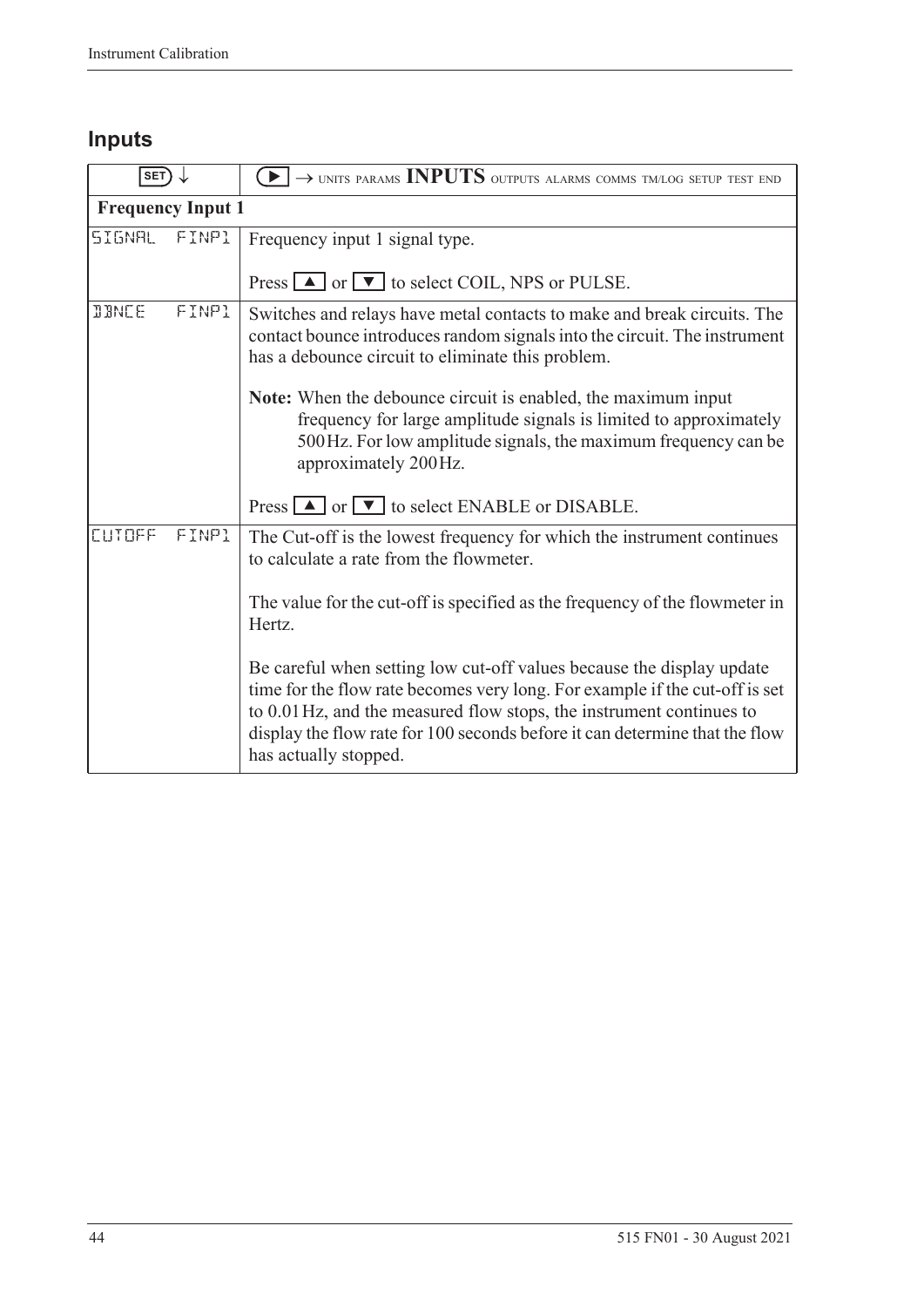## Inputs

| SET ↓ | ▶ → UNITS PARAMS **INPUTS** OUTPUTS ALARMS COMMS TM/LOG SETUP TEST END |
|---|---|
| **Frequency Input 1** | |
| SIGNAL FINP1 | Frequency input 1 signal type.<br><br>Press ▲ or ▼ to select COIL, NPS or PULSE. |
| DBNCE FINP1 | Switches and relays have metal contacts to make and break circuits. The contact bounce introduces random signals into the circuit. The instrument has a debounce circuit to eliminate this problem.<br><br>**Note:** When the debounce circuit is enabled, the maximum input frequency for large amplitude signals is limited to approximately 500 Hz. For low amplitude signals, the maximum frequency can be approximately 200 Hz.<br><br>Press ▲ or ▼ to select ENABLE or DISABLE. |
| CUTOFF FINP1 | The Cut-off is the lowest frequency for which the instrument continues to calculate a rate from the flowmeter.<br><br>The value for the cut-off is specified as the frequency of the flowmeter in Hertz.<br><br>Be careful when setting low cut-off values because the display update time for the flow rate becomes very long. For example if the cut-off is set to 0.01 Hz, and the measured flow stops, the instrument continues to display the flow rate for 100 seconds before it can determine that the flow has actually stopped. |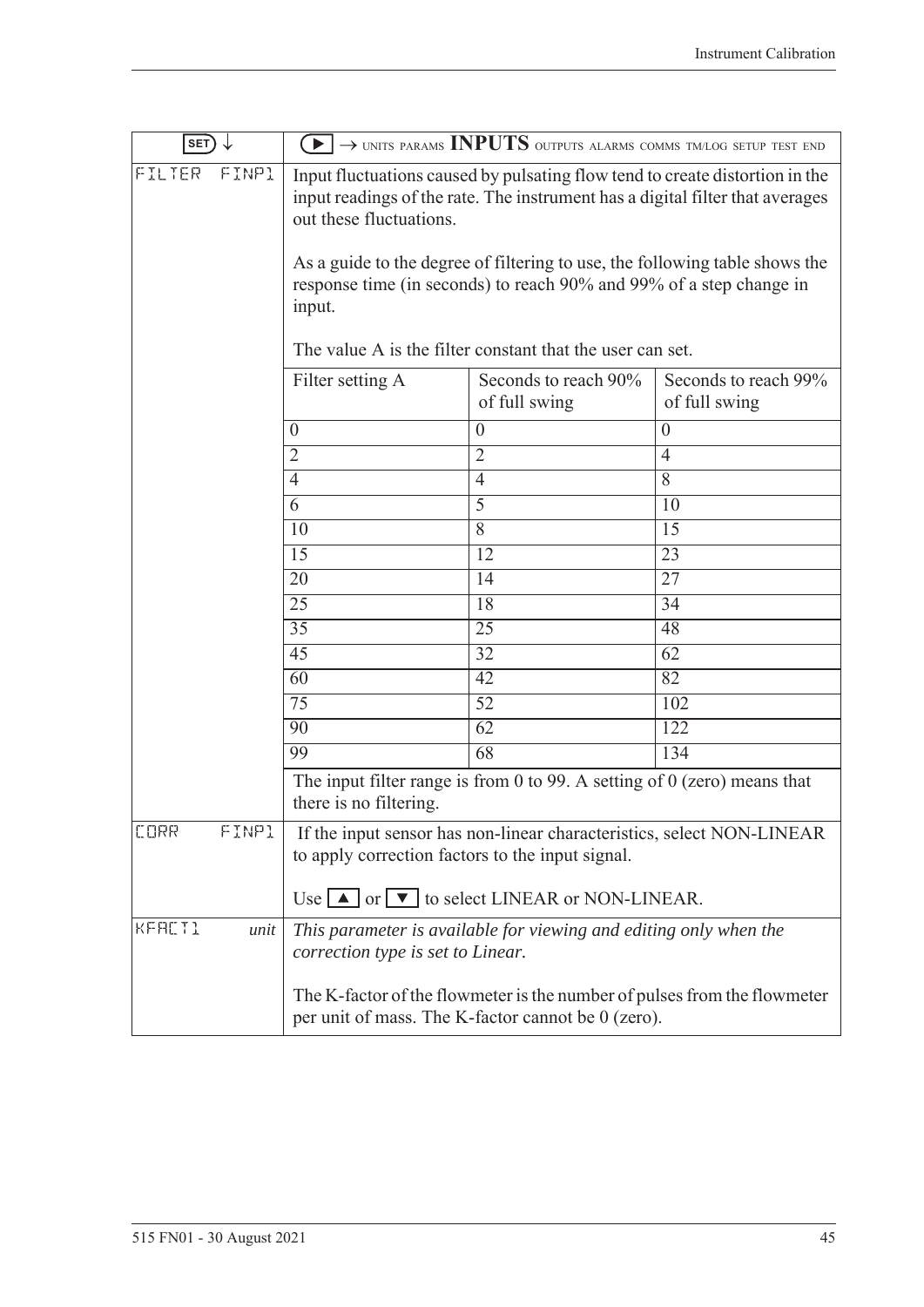| SET ↓ | ▶ → UNITS PARAMS **INPUTS** OUTPUTS ALARMS COMMS TM/LOG SETUP TEST END |
|---|---|
| FILTER FINP1 | Input fluctuations caused by pulsating flow tend to create distortion in the input readings of the rate. The instrument has a digital filter that averages out these fluctuations.<br><br>As a guide to the degree of filtering to use, the following table shows the response time (in seconds) to reach 90% and 99% of a step change in input.<br><br>The value A is the filter constant that the user can set. |

| Filter setting A | Seconds to reach 90% of full swing | Seconds to reach 99% of full swing |
|---|---|---|
| 0 | 0 | 0 |
| 2 | 2 | 4 |
| 4 | 4 | 8 |
| 6 | 5 | 10 |
| 10 | 8 | 15 |
| 15 | 12 | 23 |
| 20 | 14 | 27 |
| 25 | 18 | 34 |
| 35 | 25 | 48 |
| 45 | 32 | 62 |
| 60 | 42 | 82 |
| 75 | 52 | 102 |
| 90 | 62 | 122 |
| 99 | 68 | 134 |

| | |
|---|---|
| | The input filter range is from 0 to 99. A setting of 0 (zero) means that there is no filtering. |
| CORR FINP1 | If the input sensor has non-linear characteristics, select NON-LINEAR to apply correction factors to the input signal.<br><br>Use ▲ or ▼ to select LINEAR or NON-LINEAR. |
| KFACT1 *unit* | *This parameter is available for viewing and editing only when the correction type is set to Linear.*<br><br>The K-factor of the flowmeter is the number of pulses from the flowmeter per unit of mass. The K-factor cannot be 0 (zero). |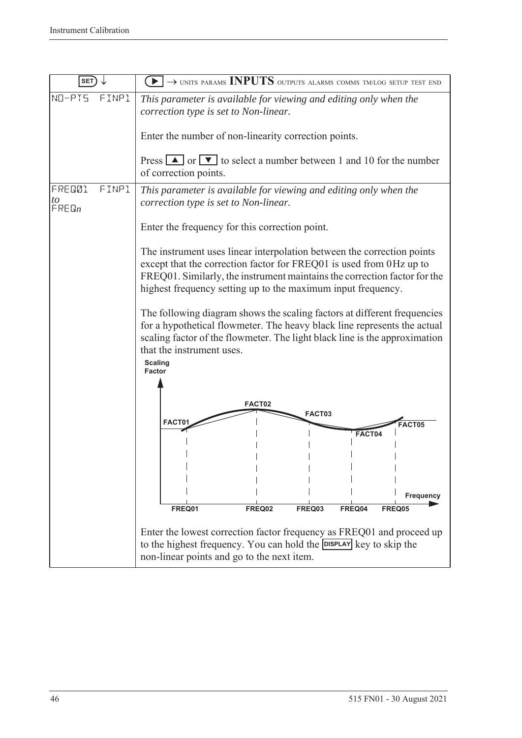| SET ↓ | ▶ → UNITS PARAMS **INPUTS** OUTPUTS ALARMS COMMS TM/LOG SETUP TEST END |
|---|---|
| NO-PTS FINP1 | *This parameter is available for viewing and editing only when the correction type is set to Non-linear.*<br><br>Enter the number of non-linearity correction points.<br><br>Press ▲ or ▼ to select a number between 1 and 10 for the number of correction points. |
| FREQ01 FINP1 *to* FREQ*n* | *This parameter is available for viewing and editing only when the correction type is set to Non-linear.*<br><br>Enter the frequency for this correction point.<br><br>The instrument uses linear interpolation between the correction points except that the correction factor for FREQ01 is used from 0 Hz up to FREQ01. Similarly, the instrument maintains the correction factor for the highest frequency setting up to the maximum input frequency.<br><br>The following diagram shows the scaling factors at different frequencies for a hypothetical flowmeter. The heavy black line represents the actual scaling factor of the flowmeter. The light black line is the approximation that the instrument uses.<br><br>Scaling Factor; FACT01, FACT02, FACT03, FACT04, FACT05; FREQ01, FREQ02, FREQ03, FREQ04, FREQ05; Frequency<br><br>Enter the lowest correction factor frequency as FREQ01 and proceed up to the highest frequency. You can hold the DISPLAY key to skip the non-linear points and go to the next item. |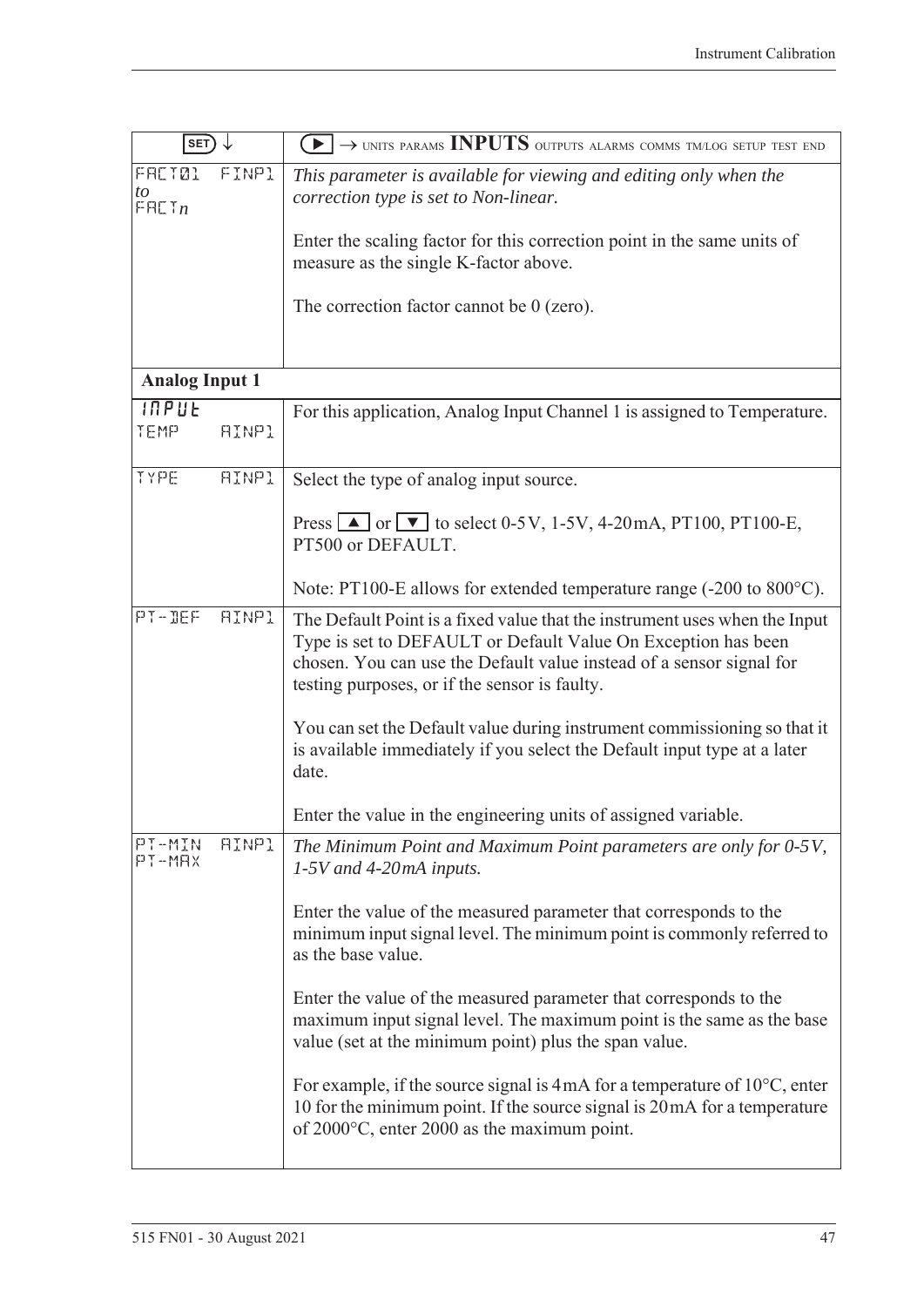| SET ↓ | ▶ → UNITS PARAMS **INPUTS** OUTPUTS ALARMS COMMS TM/LOG SETUP TEST END |
|---|---|
| FACT01 FINP1 *to* FACT*n* | *This parameter is available for viewing and editing only when the correction type is set to Non-linear.*<br><br>Enter the scaling factor for this correction point in the same units of measure as the single K-factor above.<br><br>The correction factor cannot be 0 (zero). |
| **Analog Input 1** | |
| INPUT TEMP AINP1 | For this application, Analog Input Channel 1 is assigned to Temperature. |
| TYPE AINP1 | Select the type of analog input source.<br><br>Press ▲ or ▼ to select 0-5V, 1-5V, 4-20mA, PT100, PT100-E, PT500 or DEFAULT.<br><br>Note: PT100-E allows for extended temperature range (-200 to 800°C). |
| PT-DEF AINP1 | The Default Point is a fixed value that the instrument uses when the Input Type is set to DEFAULT or Default Value On Exception has been chosen. You can use the Default value instead of a sensor signal for testing purposes, or if the sensor is faulty.<br><br>You can set the Default value during instrument commissioning so that it is available immediately if you select the Default input type at a later date.<br><br>Enter the value in the engineering units of assigned variable. |
| PT-MIN AINP1 PT-MAX | *The Minimum Point and Maximum Point parameters are only for 0-5V, 1-5V and 4-20mA inputs.*<br><br>Enter the value of the measured parameter that corresponds to the minimum input signal level. The minimum point is commonly referred to as the base value.<br><br>Enter the value of the measured parameter that corresponds to the maximum input signal level. The maximum point is the same as the base value (set at the minimum point) plus the span value.<br><br>For example, if the source signal is 4mA for a temperature of 10°C, enter 10 for the minimum point. If the source signal is 20mA for a temperature of 2000°C, enter 2000 as the maximum point. |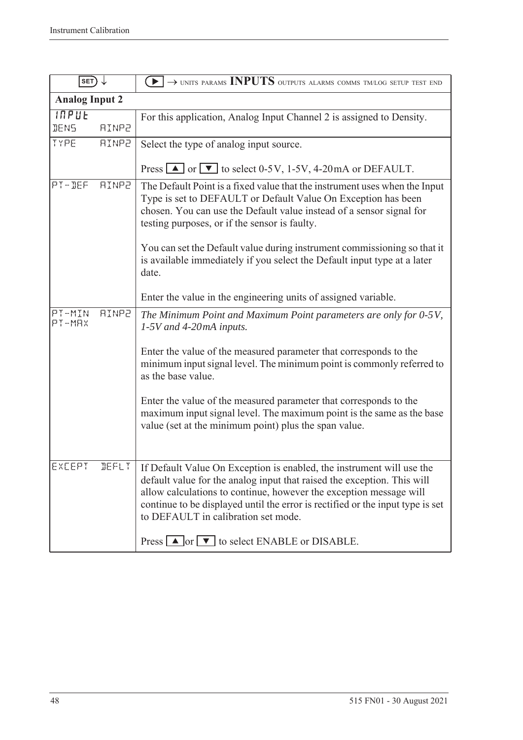| SET ↓ | ▶ → UNITS PARAMS **INPUTS** OUTPUTS ALARMS COMMS TM/LOG SETUP TEST END |
|---|---|
| **Analog Input 2** | |
| INPUT DENS AINP2 | For this application, Analog Input Channel 2 is assigned to Density. |
| TYPE AINP2 | Select the type of analog input source.<br><br>Press ▲ or ▼ to select 0-5V, 1-5V, 4-20mA or DEFAULT. |
| PT-DEF AINP2 | The Default Point is a fixed value that the instrument uses when the Input Type is set to DEFAULT or Default Value On Exception has been chosen. You can use the Default value instead of a sensor signal for testing purposes, or if the sensor is faulty.<br><br>You can set the Default value during instrument commissioning so that it is available immediately if you select the Default input type at a later date.<br><br>Enter the value in the engineering units of assigned variable. |
| PT-MIN AINP2<br>PT-MAX | *The Minimum Point and Maximum Point parameters are only for 0-5V, 1-5V and 4-20mA inputs.*<br><br>Enter the value of the measured parameter that corresponds to the minimum input signal level. The minimum point is commonly referred to as the base value.<br><br>Enter the value of the measured parameter that corresponds to the maximum input signal level. The maximum point is the same as the base value (set at the minimum point) plus the span value. |
| EXCEPT DEFLT | If Default Value On Exception is enabled, the instrument will use the default value for the analog input that raised the exception. This will allow calculations to continue, however the exception message will continue to be displayed until the error is rectified or the input type is set to DEFAULT in calibration set mode.<br><br>Press ▲ or ▼ to select ENABLE or DISABLE. |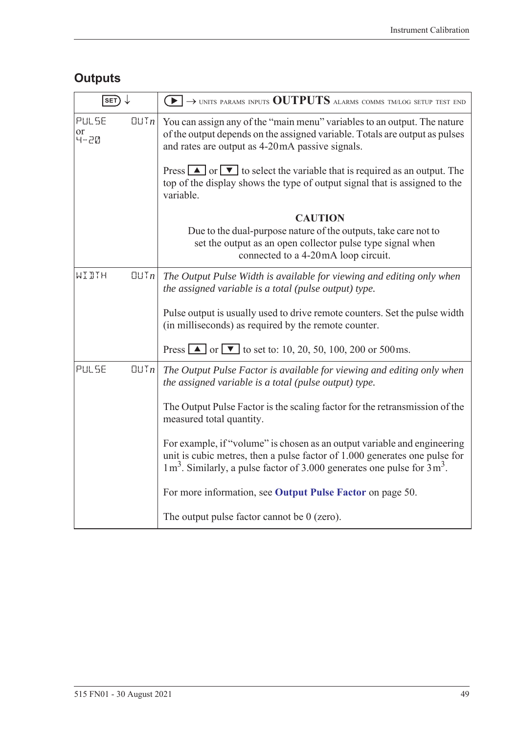## Outputs

| SET ↓ | ▶ → UNITS PARAMS INPUTS **OUTPUTS** ALARMS COMMS TM/LOG SETUP TEST END |
|---|---|
| PULSE OUT*n* or 4-20 | You can assign any of the "main menu" variables to an output. The nature of the output depends on the assigned variable. Totals are output as pulses and rates are output as 4-20 mA passive signals.<br><br>Press ▲ or ▼ to select the variable that is required as an output. The top of the display shows the type of output signal that is assigned to the variable.<br><br>**CAUTION**<br>Due to the dual-purpose nature of the outputs, take care not to set the output as an open collector pulse type signal when connected to a 4-20 mA loop circuit. |
| WIDTH OUT*n* | *The Output Pulse Width is available for viewing and editing only when the assigned variable is a total (pulse output) type.*<br><br>Pulse output is usually used to drive remote counters. Set the pulse width (in milliseconds) as required by the remote counter.<br><br>Press ▲ or ▼ to set to: 10, 20, 50, 100, 200 or 500 ms. |
| PULSE OUT*n* | *The Output Pulse Factor is available for viewing and editing only when the assigned variable is a total (pulse output) type.*<br><br>The Output Pulse Factor is the scaling factor for the retransmission of the measured total quantity.<br><br>For example, if "volume" is chosen as an output variable and engineering unit is cubic metres, then a pulse factor of 1.000 generates one pulse for 1 $m^3$. Similarly, a pulse factor of 3.000 generates one pulse for 3 $m^3$.<br><br>For more information, see **Output Pulse Factor** on page 50.<br><br>The output pulse factor cannot be 0 (zero). |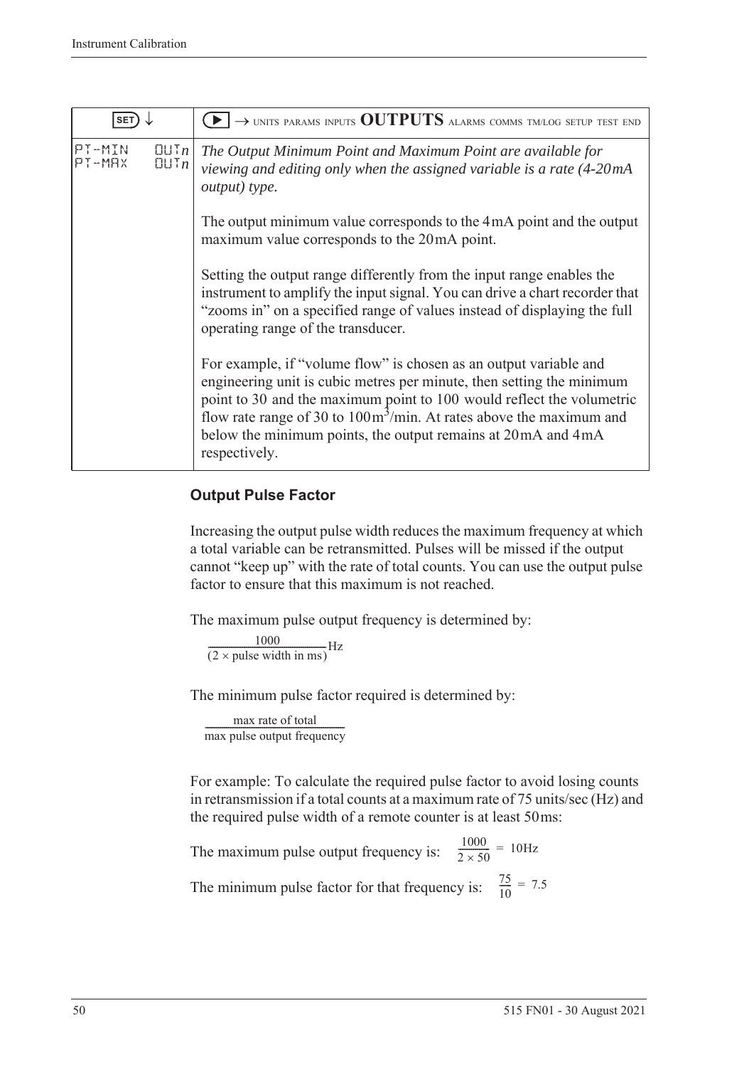| SET ↓ | ▶ → UNITS PARAMS INPUTS **OUTPUTS** ALARMS COMMS TM/LOG SETUP TEST END |
|---|---|
| PT-MIN OUT*n*<br>PT-MAX OUT*n* | *The Output Minimum Point and Maximum Point are available for viewing and editing only when the assigned variable is a rate (4-20 mA output) type.*<br><br>The output minimum value corresponds to the 4 mA point and the output maximum value corresponds to the 20 mA point.<br><br>Setting the output range differently from the input range enables the instrument to amplify the input signal. You can drive a chart recorder that "zooms in" on a specified range of values instead of displaying the full operating range of the transducer.<br><br>For example, if "volume flow" is chosen as an output variable and engineering unit is cubic metres per minute, then setting the minimum point to 30 and the maximum point to 100 would reflect the volumetric flow rate range of 30 to 100 $m^3$/min. At rates above the maximum and below the minimum points, the output remains at 20 mA and 4 mA respectively. |

### Output Pulse Factor

Increasing the output pulse width reduces the maximum frequency at which a total variable can be retransmitted. Pulses will be missed if the output cannot "keep up" with the rate of total counts. You can use the output pulse factor to ensure that this maximum is not reached.

The maximum pulse output frequency is determined by:

$$\frac{1000}{(2 \times \text{pulse width in ms})}\text{Hz}$$

The minimum pulse factor required is determined by:

$$\frac{\text{max rate of total}}{\text{max pulse output frequency}}$$

For example: To calculate the required pulse factor to avoid losing counts in retransmission if a total counts at a maximum rate of 75 units/sec (Hz) and the required pulse width of a remote counter is at least 50 ms:

The maximum pulse output frequency is: $\frac{1000}{2 \times 50} = 10\text{Hz}$

The minimum pulse factor for that frequency is: $\frac{75}{10} = 7.5$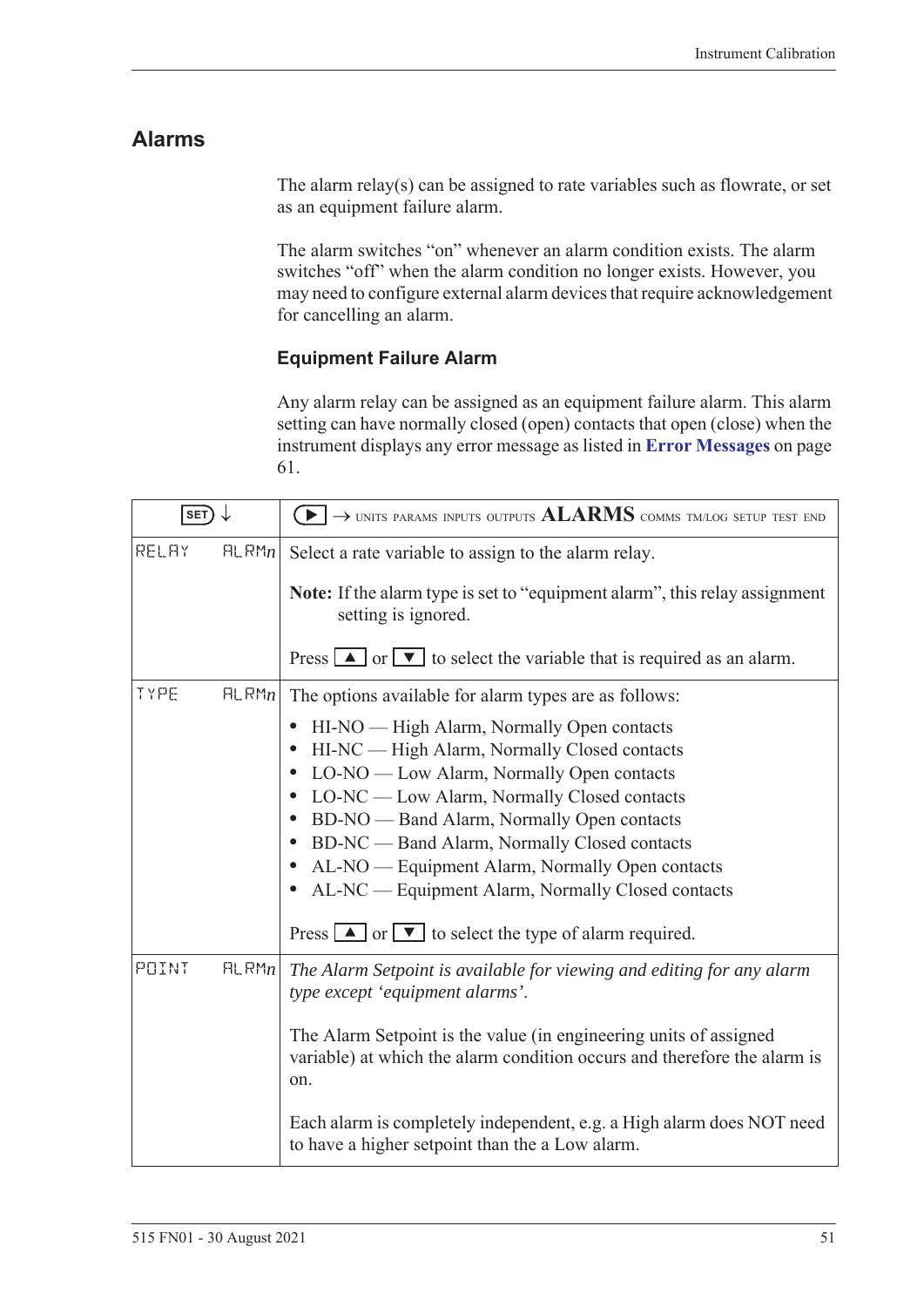## Alarms

The alarm relay(s) can be assigned to rate variables such as flowrate, or set as an equipment failure alarm.

The alarm switches "on" whenever an alarm condition exists. The alarm switches "off" when the alarm condition no longer exists. However, you may need to configure external alarm devices that require acknowledgement for cancelling an alarm.

### Equipment Failure Alarm

Any alarm relay can be assigned as an equipment failure alarm. This alarm setting can have normally closed (open) contacts that open (close) when the instrument displays any error message as listed in **Error Messages** on page 61.

| SET ↓ | | ▶ → UNITS PARAMS INPUTS OUTPUTS **ALARMS** COMMS TM/LOG SETUP TEST END |
|---|---|---|
| RELAY | ALRM*n* | Select a rate variable to assign to the alarm relay.<br><br>**Note:** If the alarm type is set to "equipment alarm", this relay assignment setting is ignored.<br><br>Press ▲ or ▼ to select the variable that is required as an alarm. |
| TYPE | ALRM*n* | The options available for alarm types are as follows:<br>• HI-NO — High Alarm, Normally Open contacts<br>• HI-NC — High Alarm, Normally Closed contacts<br>• LO-NO — Low Alarm, Normally Open contacts<br>• LO-NC — Low Alarm, Normally Closed contacts<br>• BD-NO — Band Alarm, Normally Open contacts<br>• BD-NC — Band Alarm, Normally Closed contacts<br>• AL-NO — Equipment Alarm, Normally Open contacts<br>• AL-NC — Equipment Alarm, Normally Closed contacts<br><br>Press ▲ or ▼ to select the type of alarm required. |
| POINT | ALRM*n* | *The Alarm Setpoint is available for viewing and editing for any alarm type except 'equipment alarms'.*<br><br>The Alarm Setpoint is the value (in engineering units of assigned variable) at which the alarm condition occurs and therefore the alarm is on.<br><br>Each alarm is completely independent, e.g. a High alarm does NOT need to have a higher setpoint than the a Low alarm. |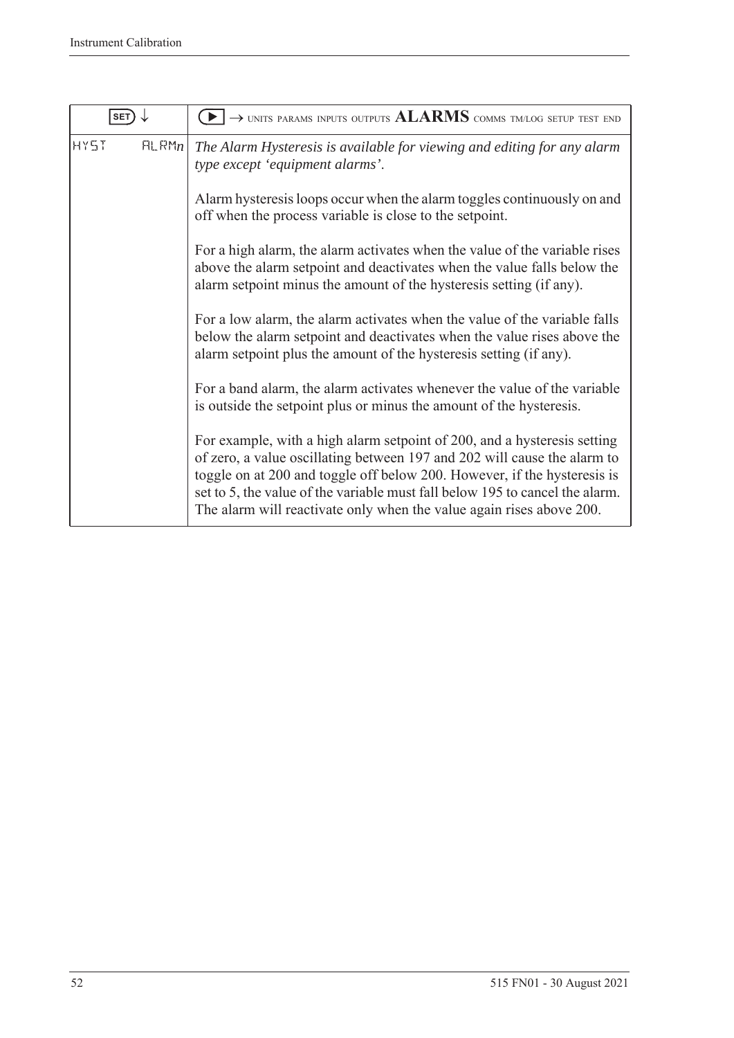| SET ↓ | ▶ → UNITS PARAMS INPUTS OUTPUTS **ALARMS** COMMS TM/LOG SETUP TEST END |
|---|---|
| HYST ALRM*n* | *The Alarm Hysteresis is available for viewing and editing for any alarm type except 'equipment alarms'.*<br><br>Alarm hysteresis loops occur when the alarm toggles continuously on and off when the process variable is close to the setpoint.<br><br>For a high alarm, the alarm activates when the value of the variable rises above the alarm setpoint and deactivates when the value falls below the alarm setpoint minus the amount of the hysteresis setting (if any).<br><br>For a low alarm, the alarm activates when the value of the variable falls below the alarm setpoint and deactivates when the value rises above the alarm setpoint plus the amount of the hysteresis setting (if any).<br><br>For a band alarm, the alarm activates whenever the value of the variable is outside the setpoint plus or minus the amount of the hysteresis.<br><br>For example, with a high alarm setpoint of 200, and a hysteresis setting of zero, a value oscillating between 197 and 202 will cause the alarm to toggle on at 200 and toggle off below 200. However, if the hysteresis is set to 5, the value of the variable must fall below 195 to cancel the alarm. The alarm will reactivate only when the value again rises above 200. |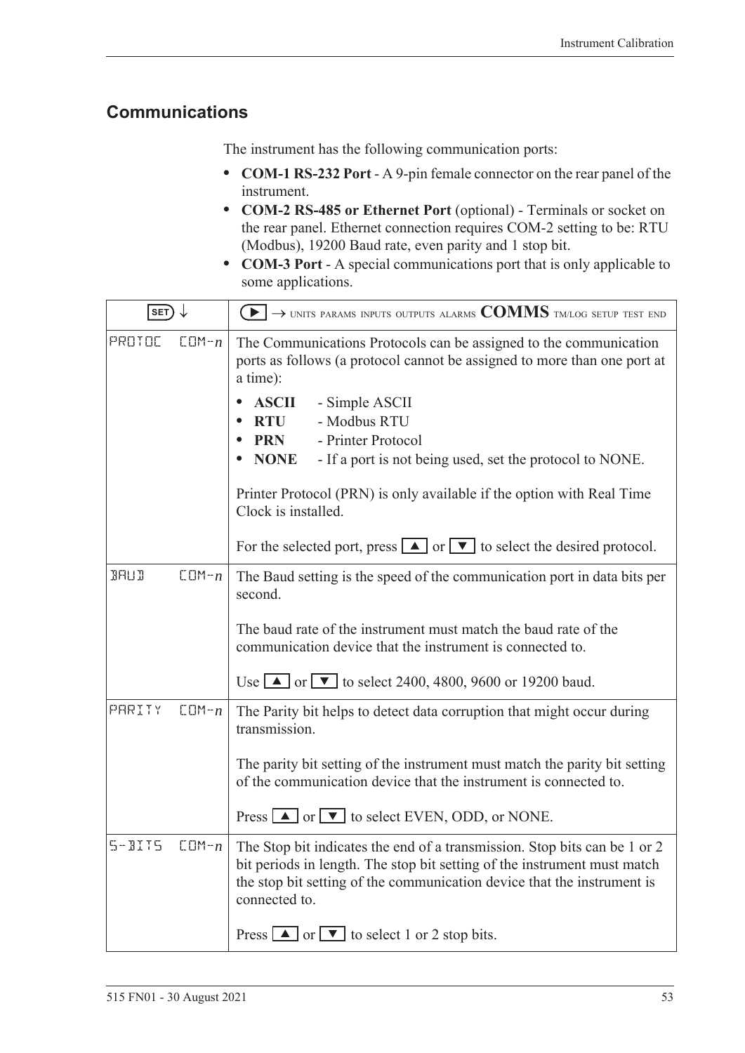## Communications

The instrument has the following communication ports:

- **COM-1 RS-232 Port** - A 9-pin female connector on the rear panel of the instrument.
- **COM-2 RS-485 or Ethernet Port** (optional) - Terminals or socket on the rear panel. Ethernet connection requires COM-2 setting to be: RTU (Modbus), 19200 Baud rate, even parity and 1 stop bit.
- **COM-3 Port** - A special communications port that is only applicable to some applications.

| SET ↓ | ▶ → UNITS PARAMS INPUTS OUTPUTS ALARMS **COMMS** TM/LOG SETUP TEST END |
|---|---|
| PROTOC COM-*n* | The Communications Protocols can be assigned to the communication ports as follows (a protocol cannot be assigned to more than one port at a time):<br>• **ASCII** - Simple ASCII<br>• **RTU** - Modbus RTU<br>• **PRN** - Printer Protocol<br>• **NONE** - If a port is not being used, set the protocol to NONE.<br><br>Printer Protocol (PRN) is only available if the option with Real Time Clock is installed.<br><br>For the selected port, press ▲ or ▼ to select the desired protocol. |
| BAUD COM-*n* | The Baud setting is the speed of the communication port in data bits per second.<br><br>The baud rate of the instrument must match the baud rate of the communication device that the instrument is connected to.<br><br>Use ▲ or ▼ to select 2400, 4800, 9600 or 19200 baud. |
| PARITY COM-*n* | The Parity bit helps to detect data corruption that might occur during transmission.<br><br>The parity bit setting of the instrument must match the parity bit setting of the communication device that the instrument is connected to.<br><br>Press ▲ or ▼ to select EVEN, ODD, or NONE. |
| S-BITS COM-*n* | The Stop bit indicates the end of a transmission. Stop bits can be 1 or 2 bit periods in length. The stop bit setting of the instrument must match the stop bit setting of the communication device that the instrument is connected to.<br><br>Press ▲ or ▼ to select 1 or 2 stop bits. |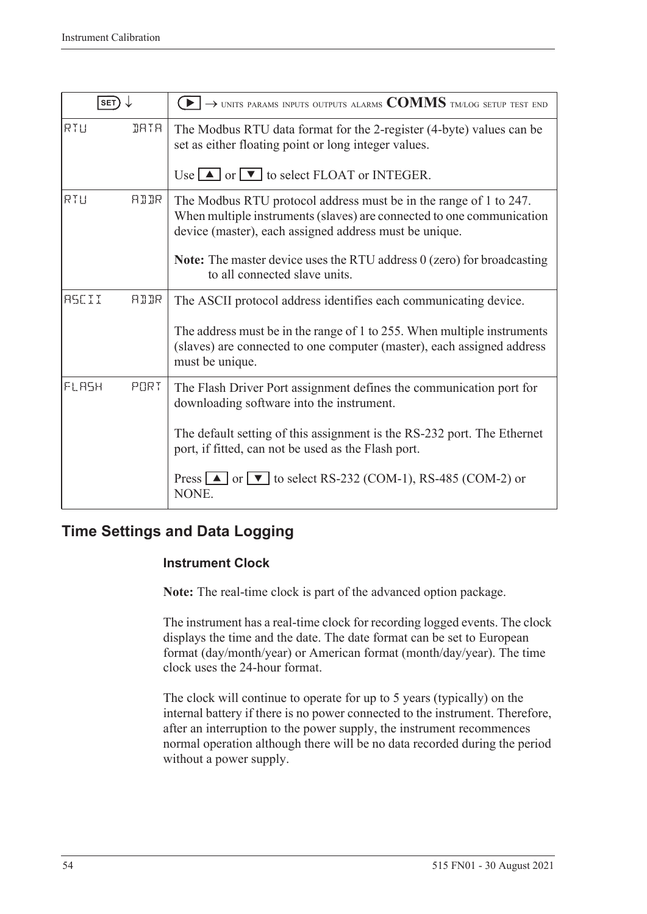| SET ↓ | ▶ → UNITS PARAMS INPUTS OUTPUTS ALARMS **COMMS** TM/LOG SETUP TEST END |
|---|---|
| RTU DATA | The Modbus RTU data format for the 2-register (4-byte) values can be set as either floating point or long integer values.<br><br>Use ▲ or ▼ to select FLOAT or INTEGER. |
| RTU ADDR | The Modbus RTU protocol address must be in the range of 1 to 247. When multiple instruments (slaves) are connected to one communication device (master), each assigned address must be unique.<br><br>**Note:** The master device uses the RTU address 0 (zero) for broadcasting to all connected slave units. |
| ASCII ADDR | The ASCII protocol address identifies each communicating device.<br><br>The address must be in the range of 1 to 255. When multiple instruments (slaves) are connected to one computer (master), each assigned address must be unique. |
| FLASH PORT | The Flash Driver Port assignment defines the communication port for downloading software into the instrument.<br><br>The default setting of this assignment is the RS-232 port. The Ethernet port, if fitted, can not be used as the Flash port.<br><br>Press ▲ or ▼ to select RS-232 (COM-1), RS-485 (COM-2) or NONE. |

## Time Settings and Data Logging

### Instrument Clock

**Note:** The real-time clock is part of the advanced option package.

The instrument has a real-time clock for recording logged events. The clock displays the time and the date. The date format can be set to European format (day/month/year) or American format (month/day/year). The time clock uses the 24-hour format.

The clock will continue to operate for up to 5 years (typically) on the internal battery if there is no power connected to the instrument. Therefore, after an interruption to the power supply, the instrument recommences normal operation although there will be no data recorded during the period without a power supply.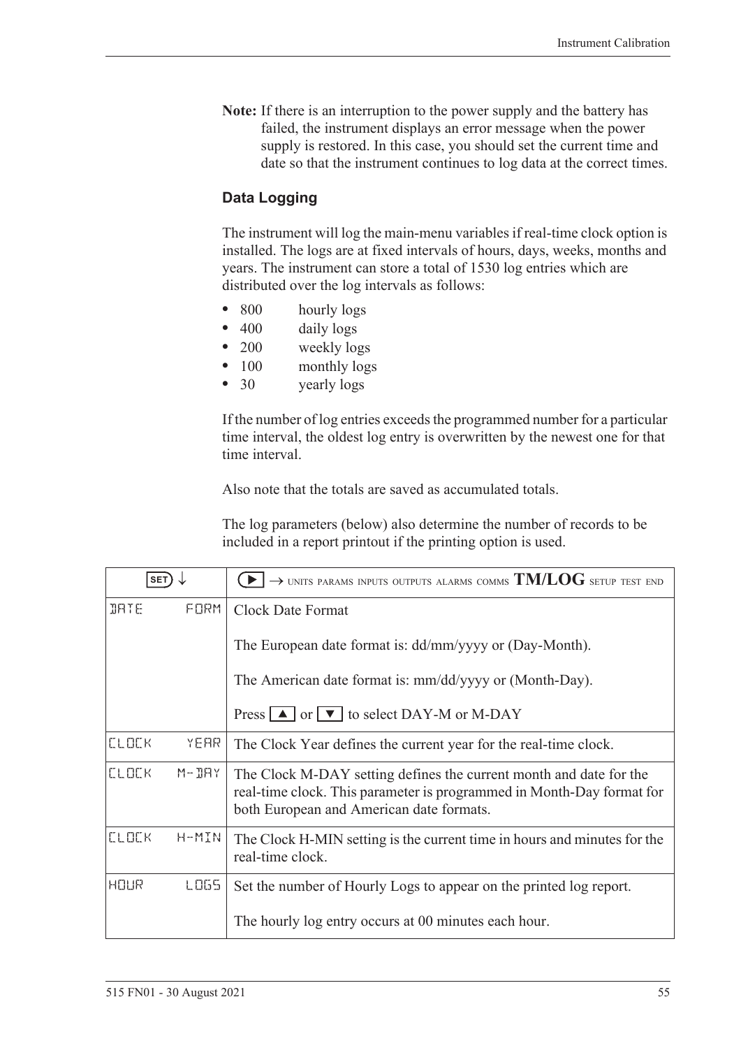**Note:** If there is an interruption to the power supply and the battery has failed, the instrument displays an error message when the power supply is restored. In this case, you should set the current time and date so that the instrument continues to log data at the correct times.

### Data Logging

The instrument will log the main-menu variables if real-time clock option is installed. The logs are at fixed intervals of hours, days, weeks, months and years. The instrument can store a total of 1530 log entries which are distributed over the log intervals as follows:

- 800 hourly logs
- 400 daily logs
- 200 weekly logs
- 100 monthly logs
- 30 yearly logs

If the number of log entries exceeds the programmed number for a particular time interval, the oldest log entry is overwritten by the newest one for that time interval.

Also note that the totals are saved as accumulated totals.

The log parameters (below) also determine the number of records to be included in a report printout if the printing option is used.

| SET ↓ | ▶ → UNITS PARAMS INPUTS OUTPUTS ALARMS COMMS **TM/LOG** SETUP TEST END |
|---|---|
| DATE FORM | Clock Date Format<br><br>The European date format is: dd/mm/yyyy or (Day-Month).<br><br>The American date format is: mm/dd/yyyy or (Month-Day).<br><br>Press ▲ or ▼ to select DAY-M or M-DAY |
| CLOCK YEAR | The Clock Year defines the current year for the real-time clock. |
| CLOCK M-DAY | The Clock M-DAY setting defines the current month and date for the real-time clock. This parameter is programmed in Month-Day format for both European and American date formats. |
| CLOCK H-MIN | The Clock H-MIN setting is the current time in hours and minutes for the real-time clock. |
| HOUR LOGS | Set the number of Hourly Logs to appear on the printed log report.<br><br>The hourly log entry occurs at 00 minutes each hour. |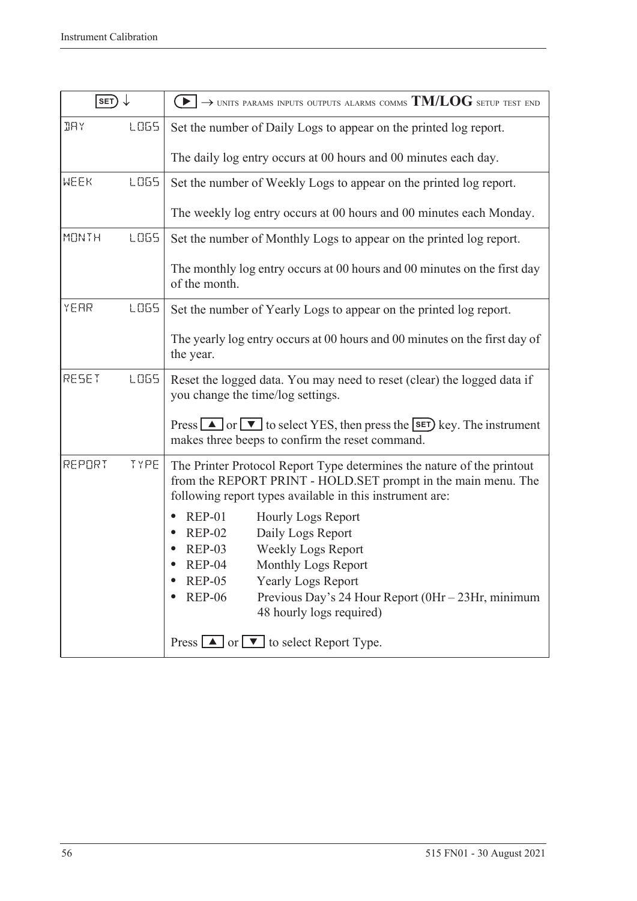| SET ↓ | ▶ → UNITS PARAMS INPUTS OUTPUTS ALARMS COMMS **TM/LOG** SETUP TEST END |
|---|---|
| DAY LOGS | Set the number of Daily Logs to appear on the printed log report.<br><br>The daily log entry occurs at 00 hours and 00 minutes each day. |
| WEEK LOGS | Set the number of Weekly Logs to appear on the printed log report.<br><br>The weekly log entry occurs at 00 hours and 00 minutes each Monday. |
| MONTH LOGS | Set the number of Monthly Logs to appear on the printed log report.<br><br>The monthly log entry occurs at 00 hours and 00 minutes on the first day of the month. |
| YEAR LOGS | Set the number of Yearly Logs to appear on the printed log report.<br><br>The yearly log entry occurs at 00 hours and 00 minutes on the first day of the year. |
| RESET LOGS | Reset the logged data. You may need to reset (clear) the logged data if you change the time/log settings.<br><br>Press ▲ or ▼ to select YES, then press the SET key. The instrument makes three beeps to confirm the reset command. |
| REPORT TYPE | The Printer Protocol Report Type determines the nature of the printout from the REPORT PRINT - HOLD.SET prompt in the main menu. The following report types available in this instrument are:<br><br>• REP-01 Hourly Logs Report<br>• REP-02 Daily Logs Report<br>• REP-03 Weekly Logs Report<br>• REP-04 Monthly Logs Report<br>• REP-05 Yearly Logs Report<br>• REP-06 Previous Day's 24 Hour Report (0Hr – 23Hr, minimum 48 hourly logs required)<br><br>Press ▲ or ▼ to select Report Type. |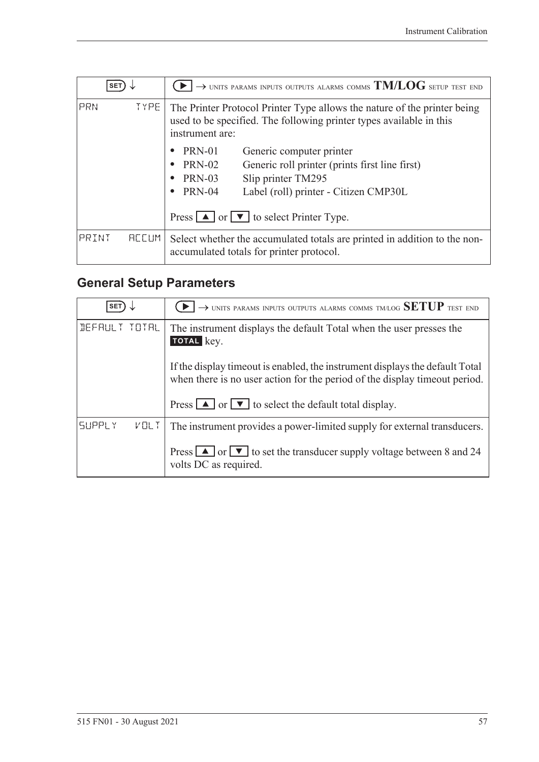| SET ↓ | ▶ → UNITS PARAMS INPUTS OUTPUTS ALARMS COMMS **TM/LOG** SETUP TEST END |
|---|---|
| PRN TYPE | The Printer Protocol Printer Type allows the nature of the printer being used to be specified. The following printer types available in this instrument are:<br>• PRN-01 Generic computer printer<br>• PRN-02 Generic roll printer (prints first line first)<br>• PRN-03 Slip printer TM295<br>• PRN-04 Label (roll) printer - Citizen CMP30L<br><br>Press ▲ or ▼ to select Printer Type. |
| PRINT ACCUM | Select whether the accumulated totals are printed in addition to the non-accumulated totals for printer protocol. |

## General Setup Parameters

| SET ↓ | ▶ → UNITS PARAMS INPUTS OUTPUTS ALARMS COMMS TM/LOG **SETUP** TEST END |
|---|---|
| DEFAULT TOTAL | The instrument displays the default Total when the user presses the **TOTAL** key.<br><br>If the display timeout is enabled, the instrument displays the default Total when there is no user action for the period of the display timeout period.<br><br>Press ▲ or ▼ to select the default total display. |
| SUPPLY VOLT | The instrument provides a power-limited supply for external transducers.<br><br>Press ▲ or ▼ to set the transducer supply voltage between 8 and 24 volts DC as required. |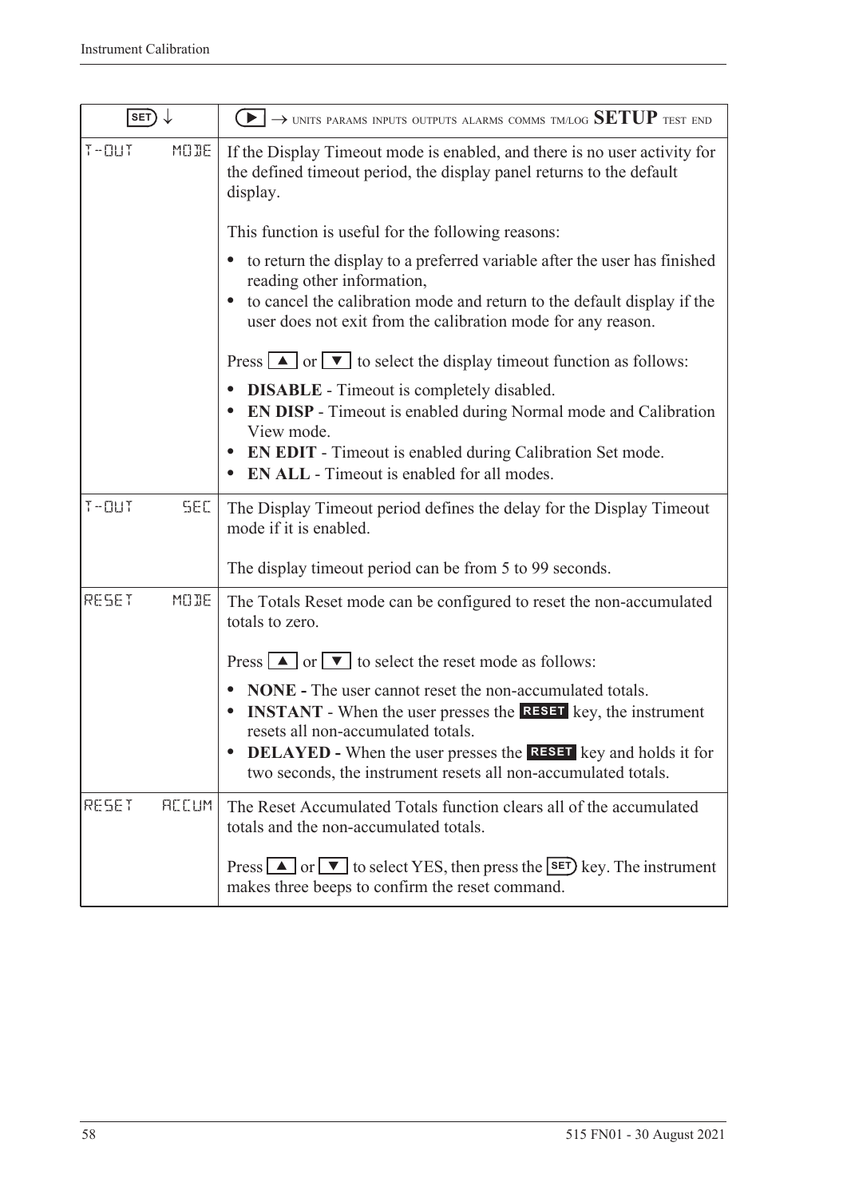| SET ↓ | ▶ → UNITS PARAMS INPUTS OUTPUTS ALARMS COMMS TM/LOG **SETUP** TEST END |
|---|---|
| T-OUT MODE | If the Display Timeout mode is enabled, and there is no user activity for the defined timeout period, the display panel returns to the default display.<br><br>This function is useful for the following reasons:<br><br>• to return the display to a preferred variable after the user has finished reading other information,<br>• to cancel the calibration mode and return to the default display if the user does not exit from the calibration mode for any reason.<br><br>Press ▲ or ▼ to select the display timeout function as follows:<br><br>• **DISABLE** - Timeout is completely disabled.<br>• **EN DISP** - Timeout is enabled during Normal mode and Calibration View mode.<br>• **EN EDIT** - Timeout is enabled during Calibration Set mode.<br>• **EN ALL** - Timeout is enabled for all modes. |
| T-OUT SEC | The Display Timeout period defines the delay for the Display Timeout mode if it is enabled.<br><br>The display timeout period can be from 5 to 99 seconds. |
| RESET MODE | The Totals Reset mode can be configured to reset the non-accumulated totals to zero.<br><br>Press ▲ or ▼ to select the reset mode as follows:<br><br>• **NONE -** The user cannot reset the non-accumulated totals.<br>• **INSTANT** - When the user presses the **RESET** key, the instrument resets all non-accumulated totals.<br>• **DELAYED -** When the user presses the **RESET** key and holds it for two seconds, the instrument resets all non-accumulated totals. |
| RESET ACCUM | The Reset Accumulated Totals function clears all of the accumulated totals and the non-accumulated totals.<br><br>Press ▲ or ▼ to select YES, then press the SET key. The instrument makes three beeps to confirm the reset command. |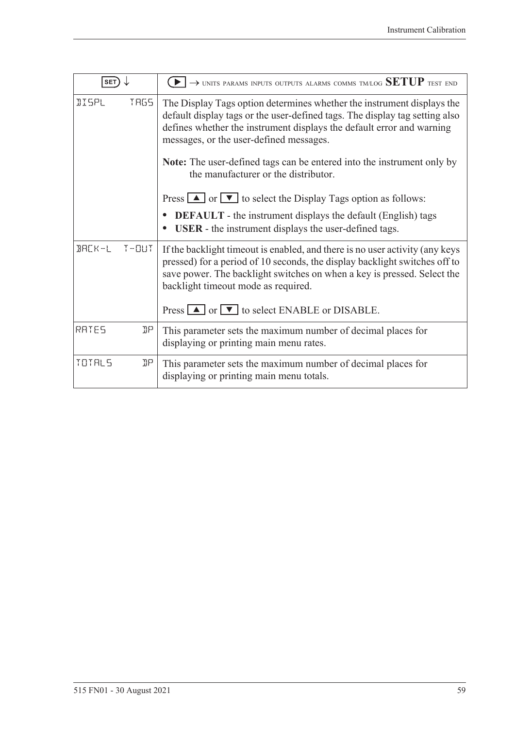| SET ↓ | ▶ → UNITS PARAMS INPUTS OUTPUTS ALARMS COMMS TM/LOG **SETUP** TEST END |
| --- | --- |
| DISPL TAGS | The Display Tags option determines whether the instrument displays the default display tags or the user-defined tags. The display tag setting also defines whether the instrument displays the default error and warning messages, or the user-defined messages.<br><br>**Note:** The user-defined tags can be entered into the instrument only by the manufacturer or the distributor.<br><br>Press ▲ or ▼ to select the Display Tags option as follows:<br>• **DEFAULT** - the instrument displays the default (English) tags<br>• **USER** - the instrument displays the user-defined tags. |
| BACK-L T-OUT | If the backlight timeout is enabled, and there is no user activity (any keys pressed) for a period of 10 seconds, the display backlight switches off to save power. The backlight switches on when a key is pressed. Select the backlight timeout mode as required.<br><br>Press ▲ or ▼ to select ENABLE or DISABLE. |
| RATES DP | This parameter sets the maximum number of decimal places for displaying or printing main menu rates. |
| TOTALS DP | This parameter sets the maximum number of decimal places for displaying or printing main menu totals. |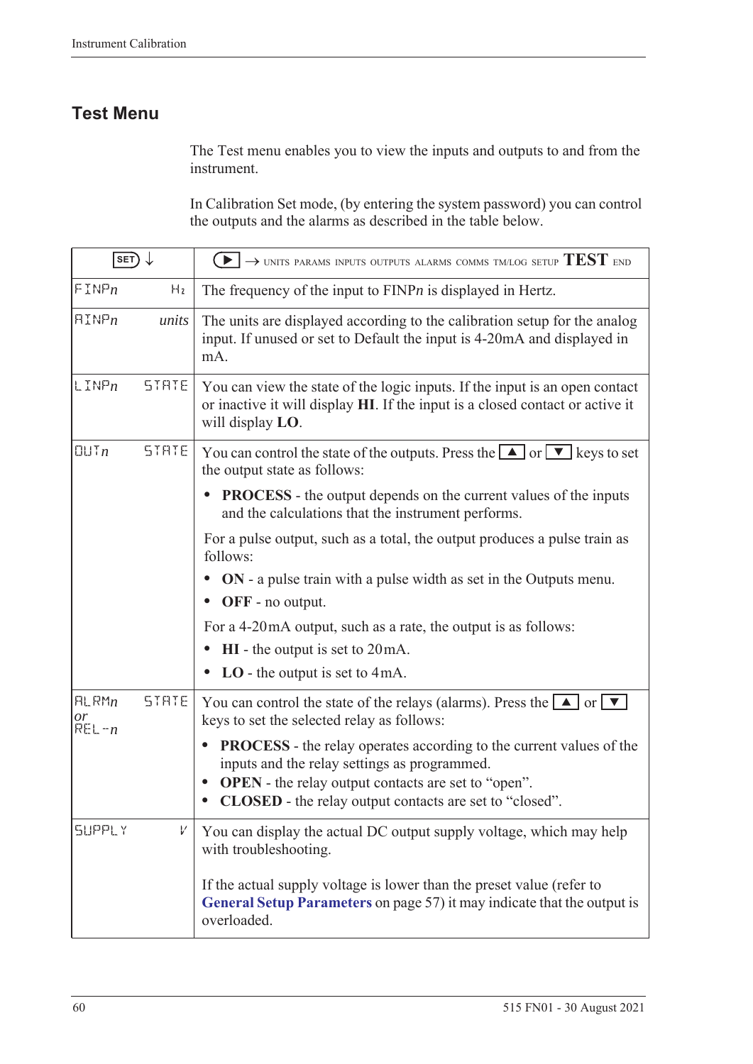## Test Menu

The Test menu enables you to view the inputs and outputs to and from the instrument.

In Calibration Set mode, (by entering the system password) you can control the outputs and the alarms as described in the table below.

| SET ↓ | | ▶ → UNITS PARAMS INPUTS OUTPUTS ALARMS COMMS TM/LOG SETUP **TEST** END |
|---|---|---|
| FINP*n* | Hz | The frequency of the input to FINP*n* is displayed in Hertz. |
| AINP*n* | *units* | The units are displayed according to the calibration setup for the analog input. If unused or set to Default the input is 4-20mA and displayed in mA. |
| LINP*n* | STATE | You can view the state of the logic inputs. If the input is an open contact or inactive it will display **HI**. If the input is a closed contact or active it will display **LO**. |
| OUT*n* | STATE | You can control the state of the outputs. Press the ▲ or ▼ keys to set the output state as follows:<br>• **PROCESS** - the output depends on the current values of the inputs and the calculations that the instrument performs.<br>For a pulse output, such as a total, the output produces a pulse train as follows:<br>• **ON** - a pulse train with a pulse width as set in the Outputs menu.<br>• **OFF** - no output.<br>For a 4-20mA output, such as a rate, the output is as follows:<br>• **HI** - the output is set to 20mA.<br>• **LO** - the output is set to 4mA. |
| ALRM*n* *or* REL-*n* | STATE | You can control the state of the relays (alarms). Press the ▲ or ▼ keys to set the selected relay as follows:<br>• **PROCESS** - the relay operates according to the current values of the inputs and the relay settings as programmed.<br>• **OPEN** - the relay output contacts are set to "open".<br>• **CLOSED** - the relay output contacts are set to "closed". |
| SUPPLY | V | You can display the actual DC output supply voltage, which may help with troubleshooting.<br><br>If the actual supply voltage is lower than the preset value (refer to **General Setup Parameters** on page 57) it may indicate that the output is overloaded. |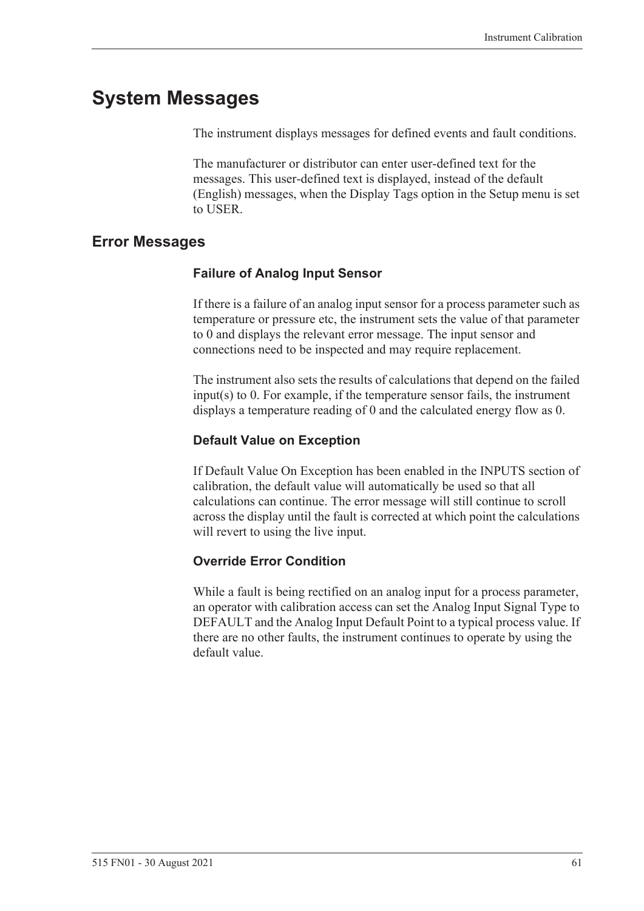# System Messages

The instrument displays messages for defined events and fault conditions.

The manufacturer or distributor can enter user-defined text for the messages. This user-defined text is displayed, instead of the default (English) messages, when the Display Tags option in the Setup menu is set to USER.

## Error Messages

### Failure of Analog Input Sensor

If there is a failure of an analog input sensor for a process parameter such as temperature or pressure etc, the instrument sets the value of that parameter to 0 and displays the relevant error message. The input sensor and connections need to be inspected and may require replacement.

The instrument also sets the results of calculations that depend on the failed input(s) to 0. For example, if the temperature sensor fails, the instrument displays a temperature reading of 0 and the calculated energy flow as 0.

### Default Value on Exception

If Default Value On Exception has been enabled in the INPUTS section of calibration, the default value will automatically be used so that all calculations can continue. The error message will still continue to scroll across the display until the fault is corrected at which point the calculations will revert to using the live input.

### Override Error Condition

While a fault is being rectified on an analog input for a process parameter, an operator with calibration access can set the Analog Input Signal Type to DEFAULT and the Analog Input Default Point to a typical process value. If there are no other faults, the instrument continues to operate by using the default value.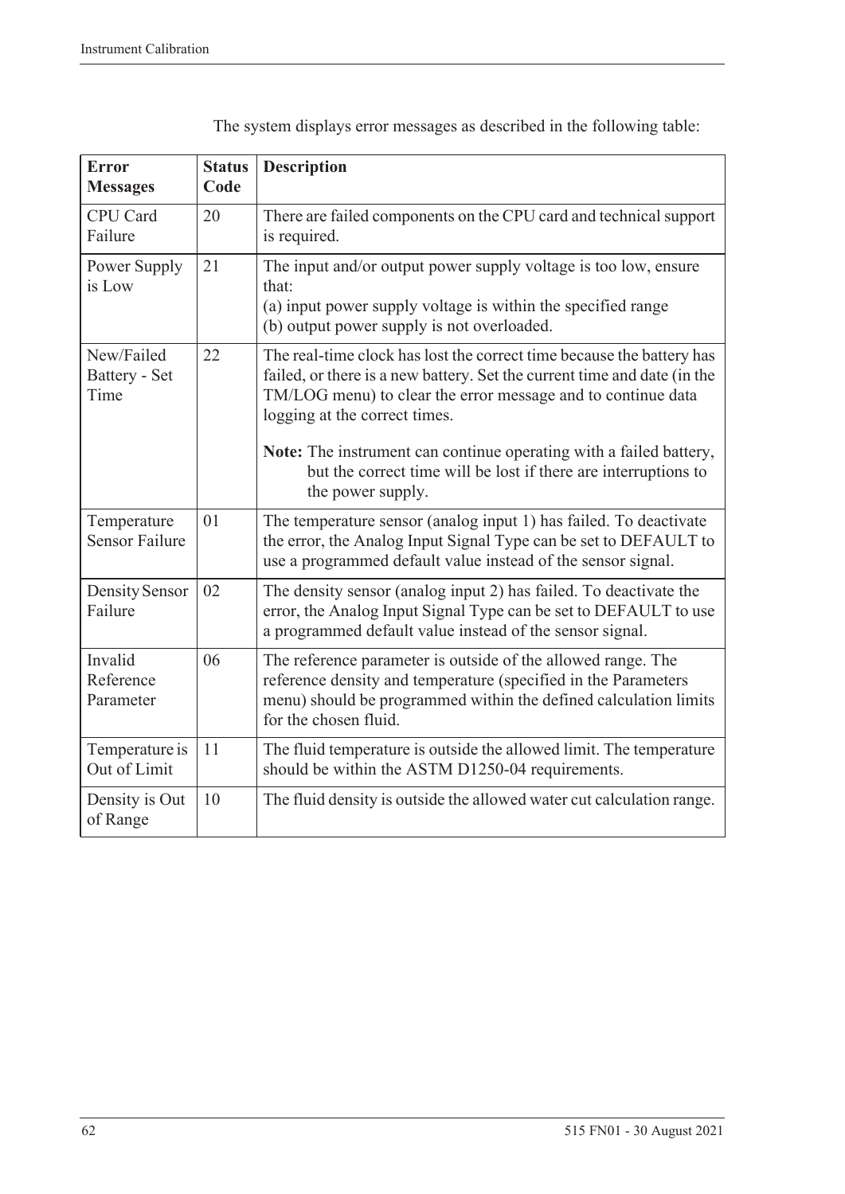The system displays error messages as described in the following table:

| Error Messages | Status Code | Description |
|---|---|---|
| CPU Card Failure | 20 | There are failed components on the CPU card and technical support is required. |
| Power Supply is Low | 21 | The input and/or output power supply voltage is too low, ensure that:<br>(a) input power supply voltage is within the specified range<br>(b) output power supply is not overloaded. |
| New/Failed Battery - Set Time | 22 | The real-time clock has lost the correct time because the battery has failed, or there is a new battery. Set the current time and date (in the TM/LOG menu) to clear the error message and to continue data logging at the correct times.<br><br>**Note:** The instrument can continue operating with a failed battery, but the correct time will be lost if there are interruptions to the power supply. |
| Temperature Sensor Failure | 01 | The temperature sensor (analog input 1) has failed. To deactivate the error, the Analog Input Signal Type can be set to DEFAULT to use a programmed default value instead of the sensor signal. |
| Density Sensor Failure | 02 | The density sensor (analog input 2) has failed. To deactivate the error, the Analog Input Signal Type can be set to DEFAULT to use a programmed default value instead of the sensor signal. |
| Invalid Reference Parameter | 06 | The reference parameter is outside of the allowed range. The reference density and temperature (specified in the Parameters menu) should be programmed within the defined calculation limits for the chosen fluid. |
| Temperature is Out of Limit | 11 | The fluid temperature is outside the allowed limit. The temperature should be within the ASTM D1250-04 requirements. |
| Density is Out of Range | 10 | The fluid density is outside the allowed water cut calculation range. |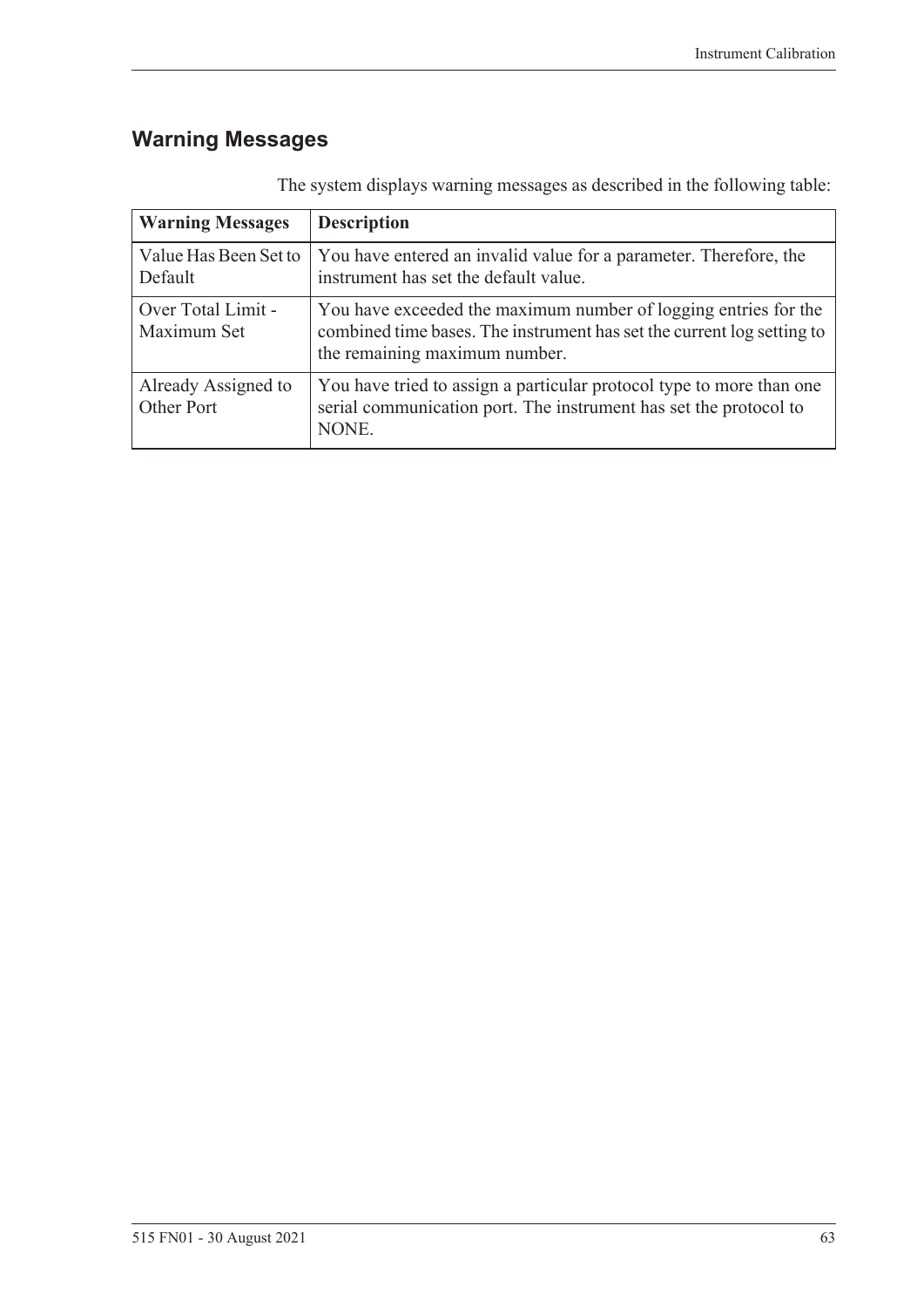## Warning Messages

The system displays warning messages as described in the following table:

| Warning Messages | Description |
| --- | --- |
| Value Has Been Set to Default | You have entered an invalid value for a parameter. Therefore, the instrument has set the default value. |
| Over Total Limit - Maximum Set | You have exceeded the maximum number of logging entries for the combined time bases. The instrument has set the current log setting to the remaining maximum number. |
| Already Assigned to Other Port | You have tried to assign a particular protocol type to more than one serial communication port. The instrument has set the protocol to NONE. |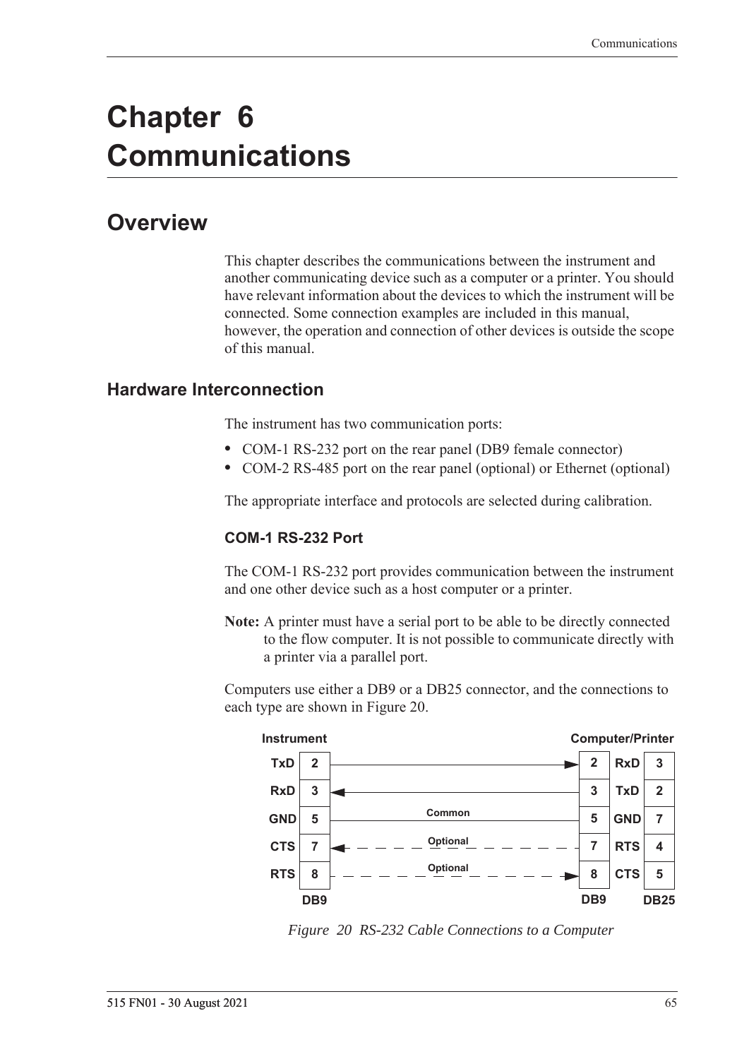# Chapter 6 Communications

## Overview

This chapter describes the communications between the instrument and another communicating device such as a computer or a printer. You should have relevant information about the devices to which the instrument will be connected. Some connection examples are included in this manual, however, the operation and connection of other devices is outside the scope of this manual.

### Hardware Interconnection

The instrument has two communication ports:

- COM-1 RS-232 port on the rear panel (DB9 female connector)
- COM-2 RS-485 port on the rear panel (optional) or Ethernet (optional)

The appropriate interface and protocols are selected during calibration.

#### COM-1 RS-232 Port

The COM-1 RS-232 port provides communication between the instrument and one other device such as a host computer or a printer.

**Note:** A printer must have a serial port to be able to be directly connected to the flow computer. It is not possible to communicate directly with a printer via a parallel port.

Computers use either a DB9 or a DB25 connector, and the connections to each type are shown in Figure 20.

| Instrument | DB9 | Connection | DB9 | Computer/Printer | DB25 |
|---|---|---|---|---|---|
| TxD | 2 | → | 2 | RxD | 3 |
| RxD | 3 | ← | 3 | TxD | 2 |
| GND | 5 | Common | 5 | GND | 7 |
| CTS | 7 | ← Optional | 7 | RTS | 4 |
| RTS | 8 | Optional → | 8 | CTS | 5 |

*Figure 20 RS-232 Cable Connections to a Computer*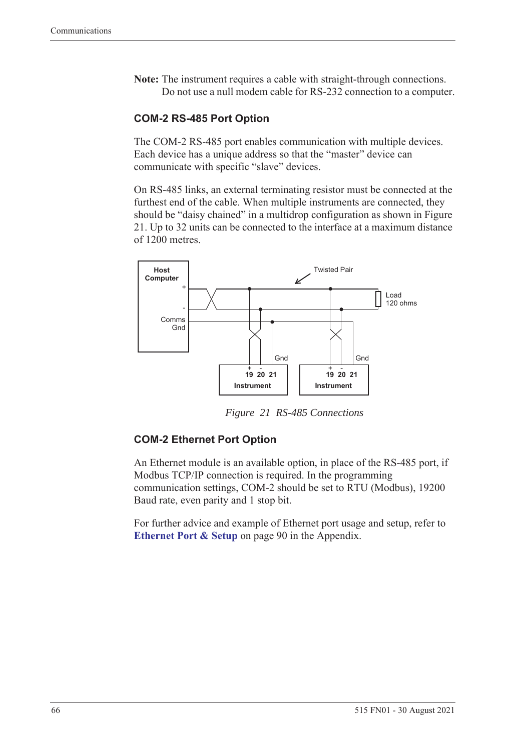**Note:** The instrument requires a cable with straight-through connections. Do not use a null modem cable for RS-232 connection to a computer.

### COM-2 RS-485 Port Option

The COM-2 RS-485 port enables communication with multiple devices. Each device has a unique address so that the "master" device can communicate with specific "slave" devices.

On RS-485 links, an external terminating resistor must be connected at the furthest end of the cable. When multiple instruments are connected, they should be "daisy chained" in a multidrop configuration as shown in Figure 21. Up to 32 units can be connected to the interface at a maximum distance of 1200 metres.

*Figure 21 RS-485 Connections*

### COM-2 Ethernet Port Option

An Ethernet module is an available option, in place of the RS-485 port, if Modbus TCP/IP connection is required. In the programming communication settings, COM-2 should be set to RTU (Modbus), 19200 Baud rate, even parity and 1 stop bit.

For further advice and example of Ethernet port usage and setup, refer to **Ethernet Port & Setup** on page 90 in the Appendix.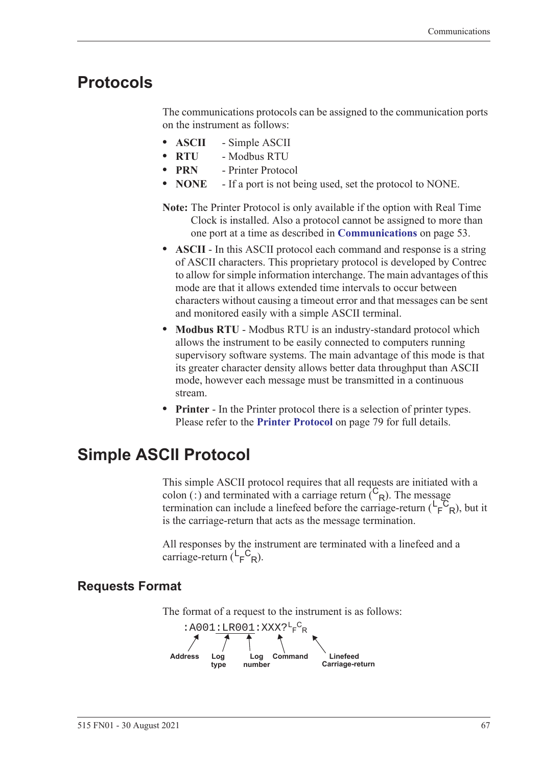## Protocols

The communications protocols can be assigned to the communication ports on the instrument as follows:

- **ASCII** - Simple ASCII
- **RTU** - Modbus RTU
- **PRN** - Printer Protocol
- **NONE** - If a port is not being used, set the protocol to NONE.

**Note:** The Printer Protocol is only available if the option with Real Time Clock is installed. Also a protocol cannot be assigned to more than one port at a time as described in **Communications** on page 53.

- **ASCII** - In this ASCII protocol each command and response is a string of ASCII characters. This proprietary protocol is developed by Contrec to allow for simple information interchange. The main advantages of this mode are that it allows extended time intervals to occur between characters without causing a timeout error and that messages can be sent and monitored easily with a simple ASCII terminal.
- **Modbus RTU** - Modbus RTU is an industry-standard protocol which allows the instrument to be easily connected to computers running supervisory software systems. The main advantage of this mode is that its greater character density allows better data throughput than ASCII mode, however each message must be transmitted in a continuous stream.
- **Printer** - In the Printer protocol there is a selection of printer types. Please refer to the **Printer Protocol** on page 79 for full details.

## Simple ASCII Protocol

This simple ASCII protocol requires that all requests are initiated with a colon (:) and terminated with a carriage return ($^{C}_{R}$). The message termination can include a linefeed before the carriage-return ($^{L}_{F}{}^{C}_{R}$), but it is the carriage-return that acts as the message termination.

All responses by the instrument are terminated with a linefeed and a carriage-return ($^{L}_{F}{}^{C}_{R}$).

### Requests Format

The format of a request to the instrument is as follows:

```
:A001:LR001:XXX?LFCR
```

- Address: `:A001`
- Log type: `LR`
- Log number: `001`
- Command: `XXX?`
- Linefeed Carriage-return: $^{L}_{F}{}^{C}_{R}$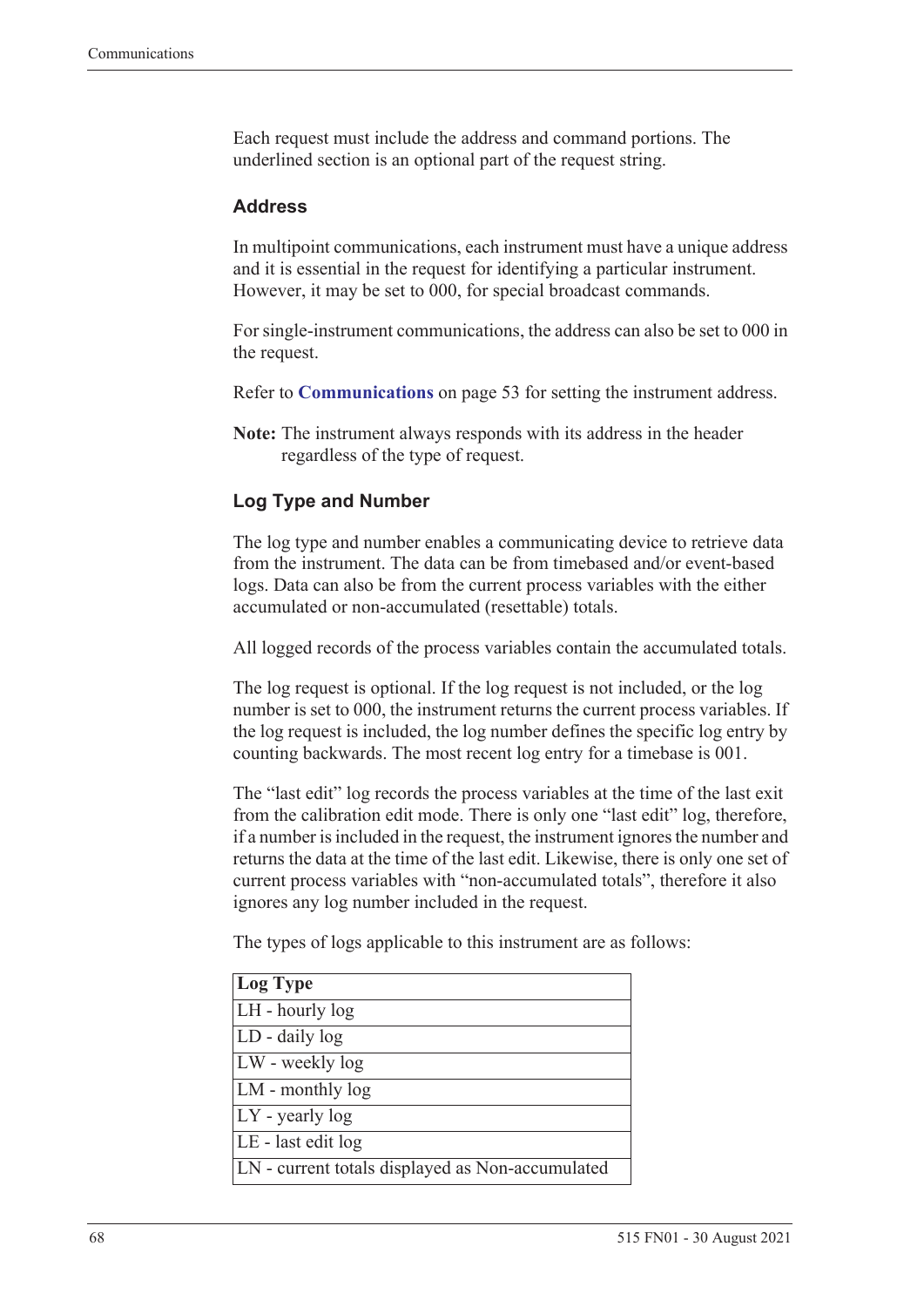Each request must include the address and command portions. The underlined section is an optional part of the request string.

### Address

In multipoint communications, each instrument must have a unique address and it is essential in the request for identifying a particular instrument. However, it may be set to 000, for special broadcast commands.

For single-instrument communications, the address can also be set to 000 in the request.

Refer to **Communications** on page 53 for setting the instrument address.

**Note:** The instrument always responds with its address in the header regardless of the type of request.

### Log Type and Number

The log type and number enables a communicating device to retrieve data from the instrument. The data can be from timebased and/or event-based logs. Data can also be from the current process variables with the either accumulated or non-accumulated (resettable) totals.

All logged records of the process variables contain the accumulated totals.

The log request is optional. If the log request is not included, or the log number is set to 000, the instrument returns the current process variables. If the log request is included, the log number defines the specific log entry by counting backwards. The most recent log entry for a timebase is 001.

The "last edit" log records the process variables at the time of the last exit from the calibration edit mode. There is only one "last edit" log, therefore, if a number is included in the request, the instrument ignores the number and returns the data at the time of the last edit. Likewise, there is only one set of current process variables with "non-accumulated totals", therefore it also ignores any log number included in the request.

The types of logs applicable to this instrument are as follows:

| Log Type |
| --- |
| LH - hourly log |
| LD - daily log |
| LW - weekly log |
| LM - monthly log |
| LY - yearly log |
| LE - last edit log |
| LN - current totals displayed as Non-accumulated |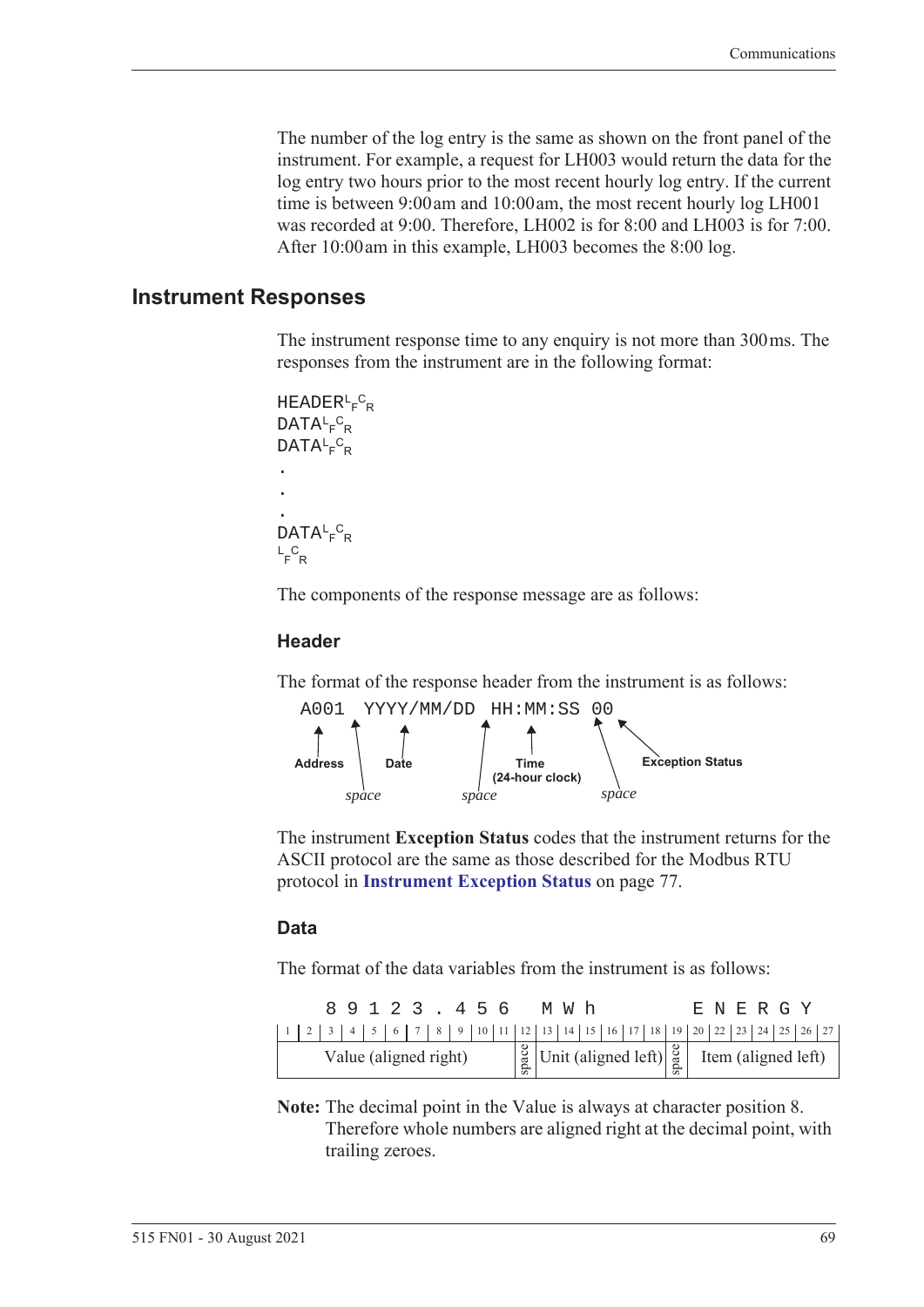The number of the log entry is the same as shown on the front panel of the instrument. For example, a request for LH003 would return the data for the log entry two hours prior to the most recent hourly log entry. If the current time is between 9:00 am and 10:00 am, the most recent hourly log LH001 was recorded at 9:00. Therefore, LH002 is for 8:00 and LH003 is for 7:00. After 10:00 am in this example, LH003 becomes the 8:00 log.

## Instrument Responses

The instrument response time to any enquiry is not more than 300 ms. The responses from the instrument are in the following format:

```
HEADER LF CR
DATA LF CR
DATA LF CR
.
.
.
DATA LF CR
LF CR
```

The components of the response message are as follows:

### Header

The format of the response header from the instrument is as follows:

```
A001 YYYY/MM/DD HH:MM:SS 00
```

- **Address**: A001
- *space*
- **Date**: YYYY/MM/DD
- *space*
- **Time (24-hour clock)**: HH:MM:SS
- *space*
- **Exception Status**: 00

The instrument **Exception Status** codes that the instrument returns for the ASCII protocol are the same as those described for the Modbus RTU protocol in **Instrument Exception Status** on page 77.

### Data

The format of the data variables from the instrument is as follows:

| 1 | 2 | 3 | 4 | 5 | 6 | 7 | 8 | 9 | 10 | 11 | 12 | 13 | 14 | 15 | 16 | 17 | 18 | 19 | 20 | 22 | 23 | 24 | 25 | 26 | 27 |
|---|---|---|---|---|---|---|---|---|---|---|---|---|---|---|---|---|---|---|---|---|---|---|---|---|---|
| | | 8 | 9 | 1 | 2 | 3 | . | 4 | 5 | 6 | | M | W | h | | | | | E | N | E | R | G | Y | |
| Value (aligned right) | | | | | | | | | | | space | Unit (aligned left) | | | | | | space | Item (aligned left) | | | | | | |

**Note:** The decimal point in the Value is always at character position 8. Therefore whole numbers are aligned right at the decimal point, with trailing zeroes.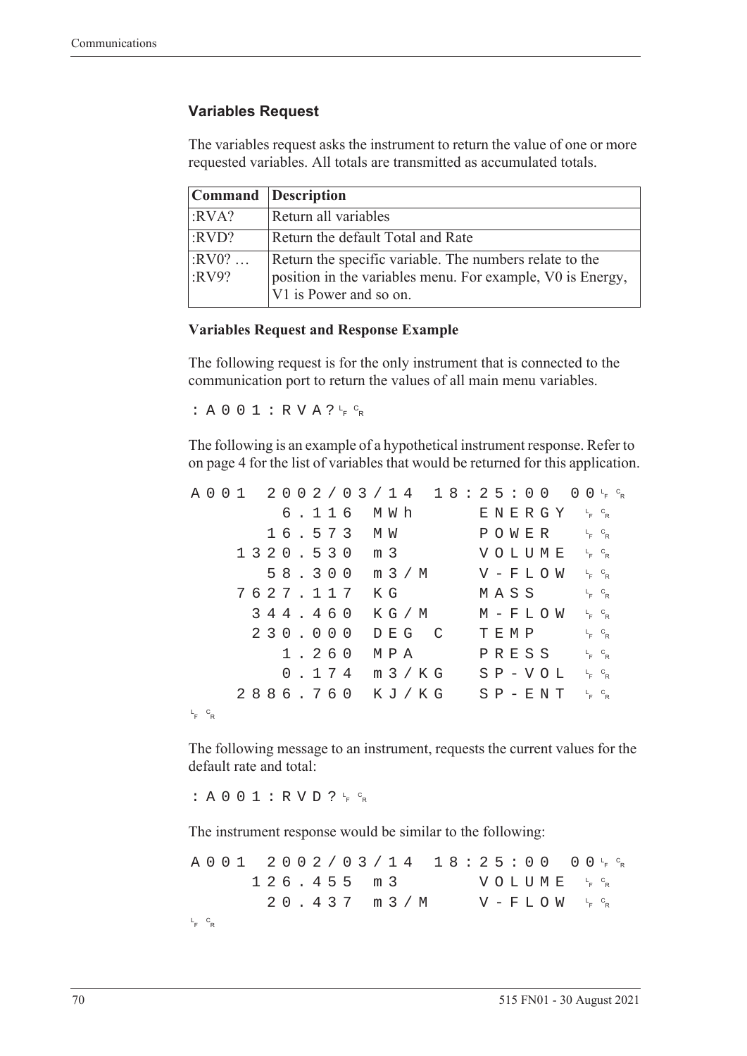### Variables Request

The variables request asks the instrument to return the value of one or more requested variables. All totals are transmitted as accumulated totals.

| Command | Description |
| --- | --- |
| :RVA? | Return all variables |
| :RVD? | Return the default Total and Rate |
| :RV0? … :RV9? | Return the specific variable. The numbers relate to the position in the variables menu. For example, V0 is Energy, V1 is Power and so on. |

**Variables Request and Response Example**

The following request is for the only instrument that is connected to the communication port to return the values of all main menu variables.

```
:A001:RVA?LFCR
```

The following is an example of a hypothetical instrument response. Refer to on page 4 for the list of variables that would be returned for this application.

```
A001  2002/03/14  18:25:00  00LFCR
        6.116  MWh       ENERGY  LFCR
       16.573  MW        POWER   LFCR
     1320.530  m3        VOLUME  LFCR
       58.300  m3/M      V-FLOW  LFCR
     7627.117  KG        MASS    LFCR
      344.460  KG/M      M-FLOW  LFCR
      230.000  DEG C     TEMP    LFCR
        1.260  MPA       PRESS   LFCR
        0.174  m3/KG     SP-VOL  LFCR
     2886.760  KJ/KG     SP-ENT  LFCR
LFCR
```

The following message to an instrument, requests the current values for the default rate and total:

```
:A001:RVD?LFCR
```

The instrument response would be similar to the following:

```
A001  2002/03/14  18:25:00  00LFCR
      126.455  m3        VOLUME  LFCR
       20.437  m3/M      V-FLOW  LFCR
LFCR
```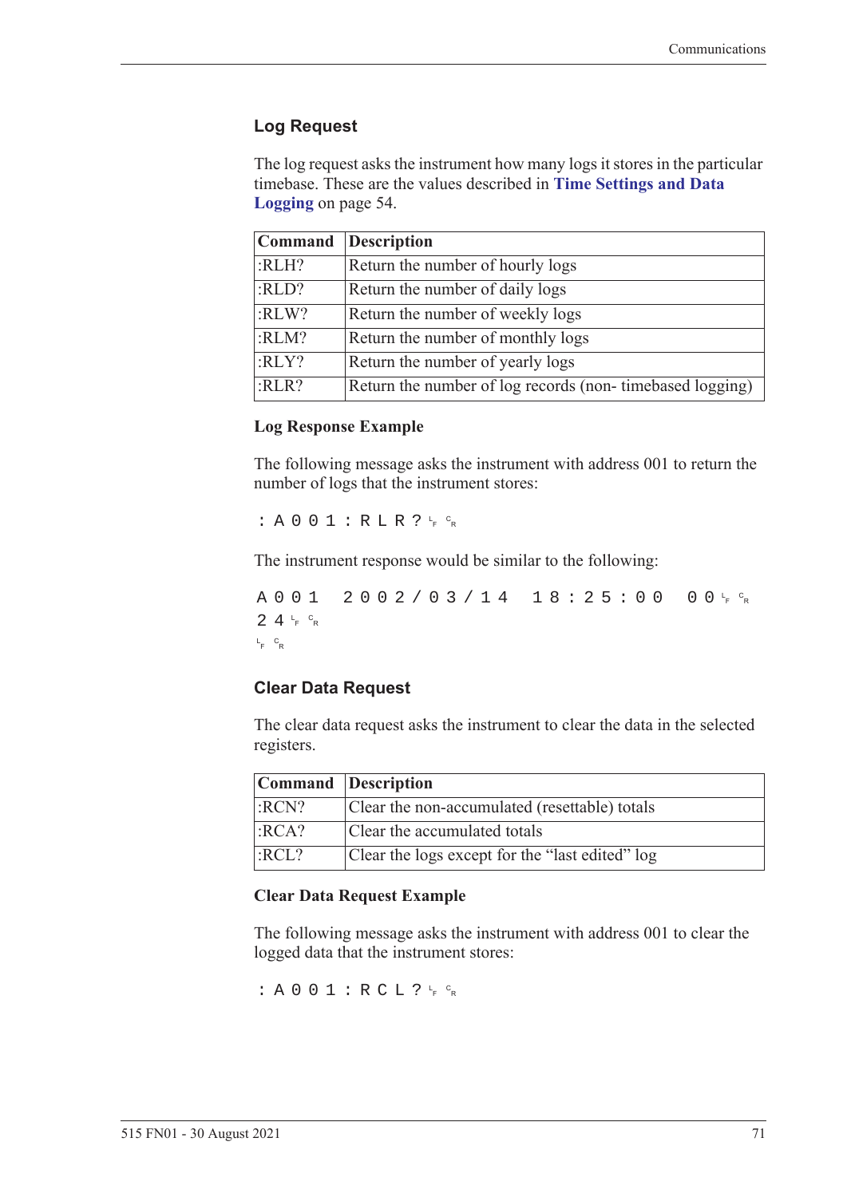## Log Request

The log request asks the instrument how many logs it stores in the particular timebase. These are the values described in **Time Settings and Data Logging** on page 54.

| Command | Description |
|---|---|
| :RLH? | Return the number of hourly logs |
| :RLD? | Return the number of daily logs |
| :RLW? | Return the number of weekly logs |
| :RLM? | Return the number of monthly logs |
| :RLY? | Return the number of yearly logs |
| :RLR? | Return the number of log records (non- timebased logging) |

### Log Response Example

The following message asks the instrument with address 001 to return the number of logs that the instrument stores:

```
:A001:RLR?LF CR
```

The instrument response would be similar to the following:

```
A001 2002/03/14 18:25:00 00LF CR
24LF CR
LF CR
```

## Clear Data Request

The clear data request asks the instrument to clear the data in the selected registers.

| Command | Description |
|---|---|
| :RCN? | Clear the non-accumulated (resettable) totals |
| :RCA? | Clear the accumulated totals |
| :RCL? | Clear the logs except for the "last edited" log |

### Clear Data Request Example

The following message asks the instrument with address 001 to clear the logged data that the instrument stores:

```
:A001:RCL?LF CR
```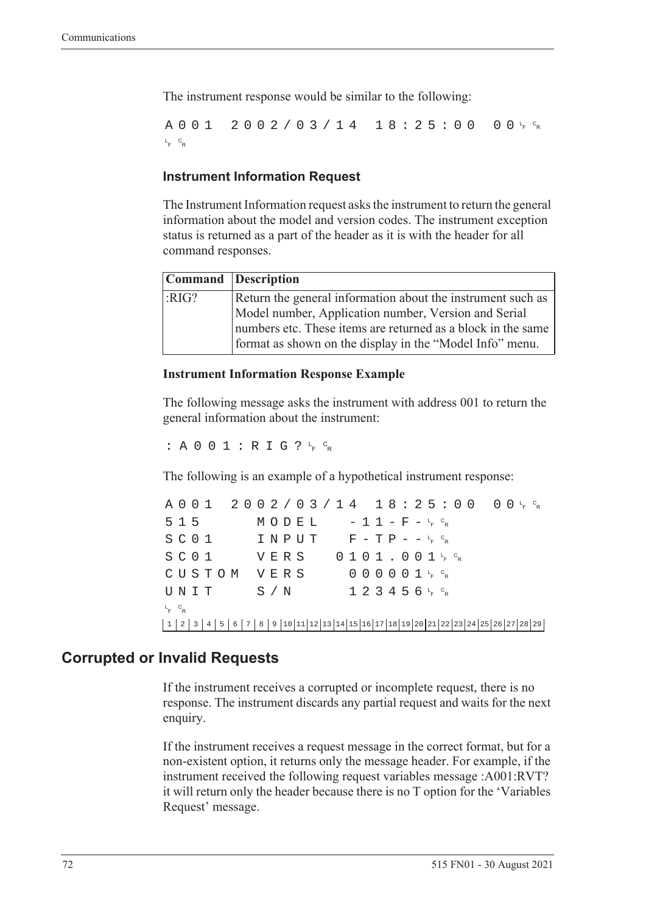The instrument response would be similar to the following:

```
A001 2002/03/14 18:25:00 00<LF><CR>
<LF><CR>
```

### Instrument Information Request

The Instrument Information request asks the instrument to return the general information about the model and version codes. The instrument exception status is returned as a part of the header as it is with the header for all command responses.

| Command | Description |
|---|---|
| :RIG? | Return the general information about the instrument such as Model number, Application number, Version and Serial numbers etc. These items are returned as a block in the same format as shown on the display in the "Model Info" menu. |

**Instrument Information Response Example**

The following message asks the instrument with address 001 to return the general information about the instrument:

```
:A001:RIG?<LF><CR>
```

The following is an example of a hypothetical instrument response:

```
A001 2002/03/14 18:25:00 00<LF><CR>
515      MODEL    -11-F-<LF><CR>
SC01     INPUT    F-TP--<LF><CR>
SC01     VERS   0101.001<LF><CR>
CUSTOM   VERS     000001<LF><CR>
UNIT     S/N      123456<LF><CR>
<LF><CR>
1 2 3 4 5 6 7 8 9 10 11 12 13 14 15 16 17 18 19 20 21 22 23 24 25 26 27 28 29
```

## Corrupted or Invalid Requests

If the instrument receives a corrupted or incomplete request, there is no response. The instrument discards any partial request and waits for the next enquiry.

If the instrument receives a request message in the correct format, but for a non-existent option, it returns only the message header. For example, if the instrument received the following request variables message :A001:RVT? it will return only the header because there is no T option for the 'Variables Request' message.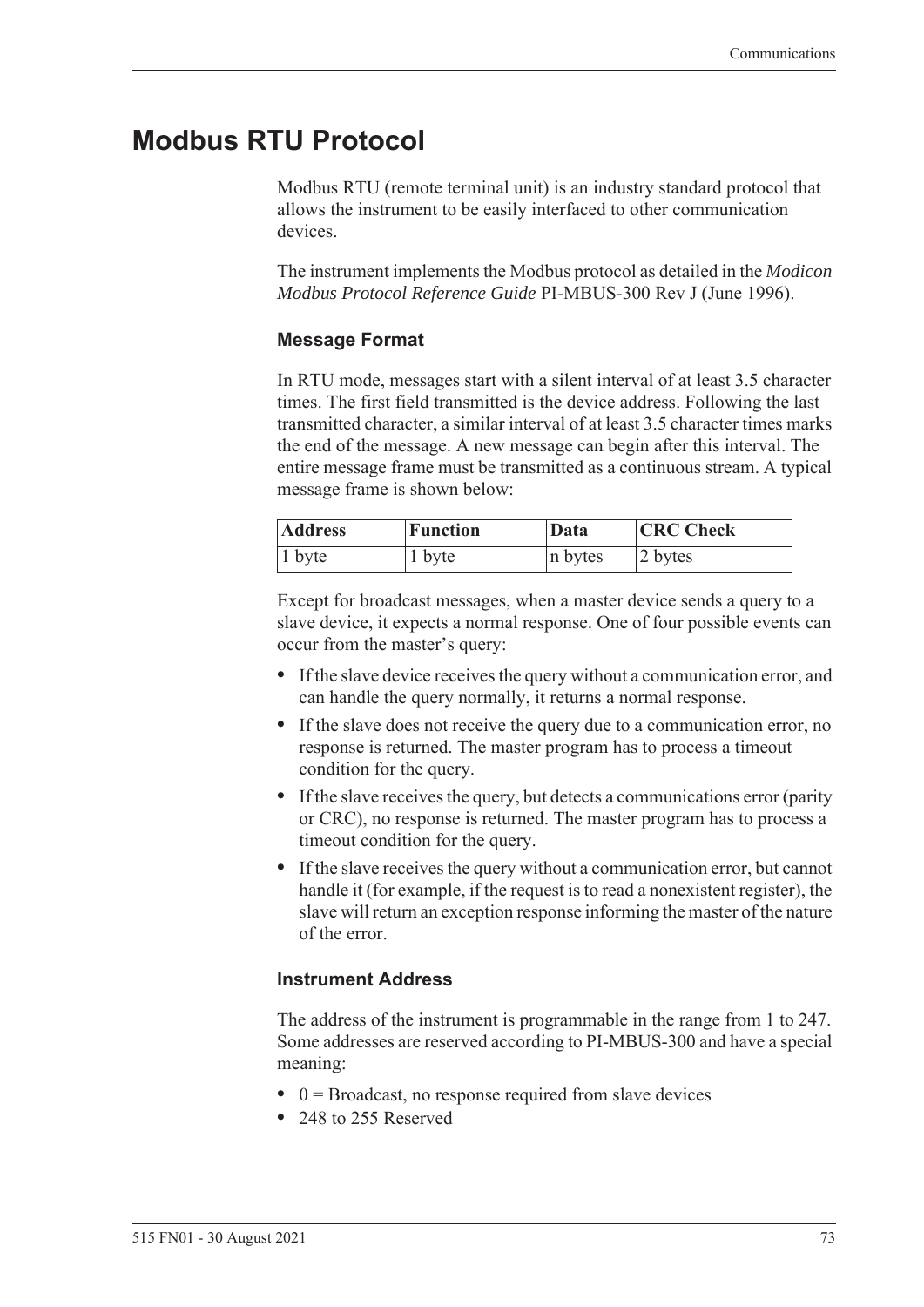# Modbus RTU Protocol

Modbus RTU (remote terminal unit) is an industry standard protocol that allows the instrument to be easily interfaced to other communication devices.

The instrument implements the Modbus protocol as detailed in the *Modicon Modbus Protocol Reference Guide* PI-MBUS-300 Rev J (June 1996).

### Message Format

In RTU mode, messages start with a silent interval of at least 3.5 character times. The first field transmitted is the device address. Following the last transmitted character, a similar interval of at least 3.5 character times marks the end of the message. A new message can begin after this interval. The entire message frame must be transmitted as a continuous stream. A typical message frame is shown below:

| **Address** | **Function** | **Data** | **CRC Check** |
|---|---|---|---|
| 1 byte | 1 byte | n bytes | 2 bytes |

Except for broadcast messages, when a master device sends a query to a slave device, it expects a normal response. One of four possible events can occur from the master's query:

- If the slave device receives the query without a communication error, and can handle the query normally, it returns a normal response.
- If the slave does not receive the query due to a communication error, no response is returned. The master program has to process a timeout condition for the query.
- If the slave receives the query, but detects a communications error (parity or CRC), no response is returned. The master program has to process a timeout condition for the query.
- If the slave receives the query without a communication error, but cannot handle it (for example, if the request is to read a nonexistent register), the slave will return an exception response informing the master of the nature of the error.

### Instrument Address

The address of the instrument is programmable in the range from 1 to 247. Some addresses are reserved according to PI-MBUS-300 and have a special meaning:

- 0 = Broadcast, no response required from slave devices
- 248 to 255 Reserved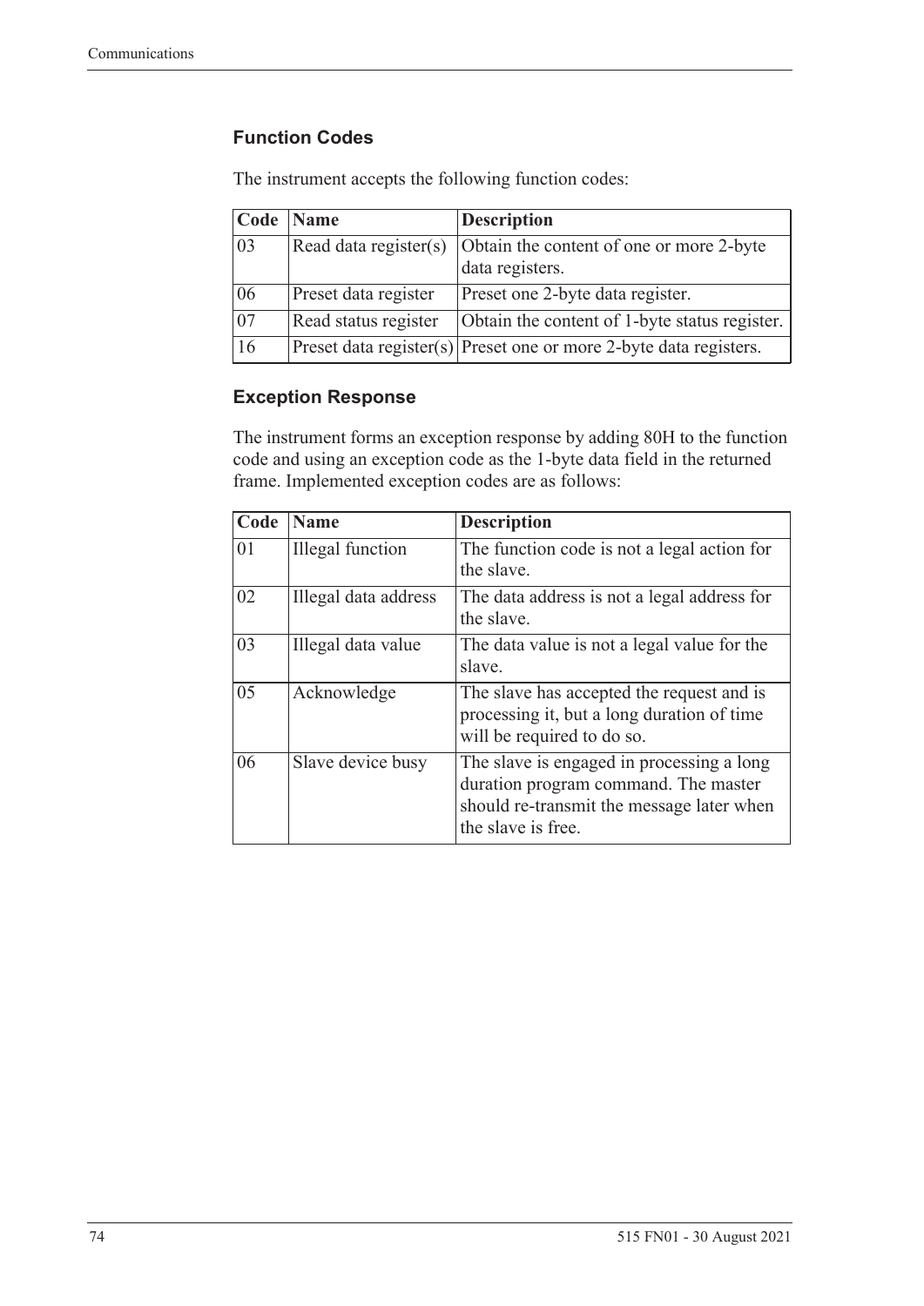### Function Codes

The instrument accepts the following function codes:

| Code | Name | Description |
|---|---|---|
| 03 | Read data register(s) | Obtain the content of one or more 2-byte data registers. |
| 06 | Preset data register | Preset one 2-byte data register. |
| 07 | Read status register | Obtain the content of 1-byte status register. |
| 16 | Preset data register(s) | Preset one or more 2-byte data registers. |

### Exception Response

The instrument forms an exception response by adding 80H to the function code and using an exception code as the 1-byte data field in the returned frame. Implemented exception codes are as follows:

| Code | Name | Description |
|---|---|---|
| 01 | Illegal function | The function code is not a legal action for the slave. |
| 02 | Illegal data address | The data address is not a legal address for the slave. |
| 03 | Illegal data value | The data value is not a legal value for the slave. |
| 05 | Acknowledge | The slave has accepted the request and is processing it, but a long duration of time will be required to do so. |
| 06 | Slave device busy | The slave is engaged in processing a long duration program command. The master should re-transmit the message later when the slave is free. |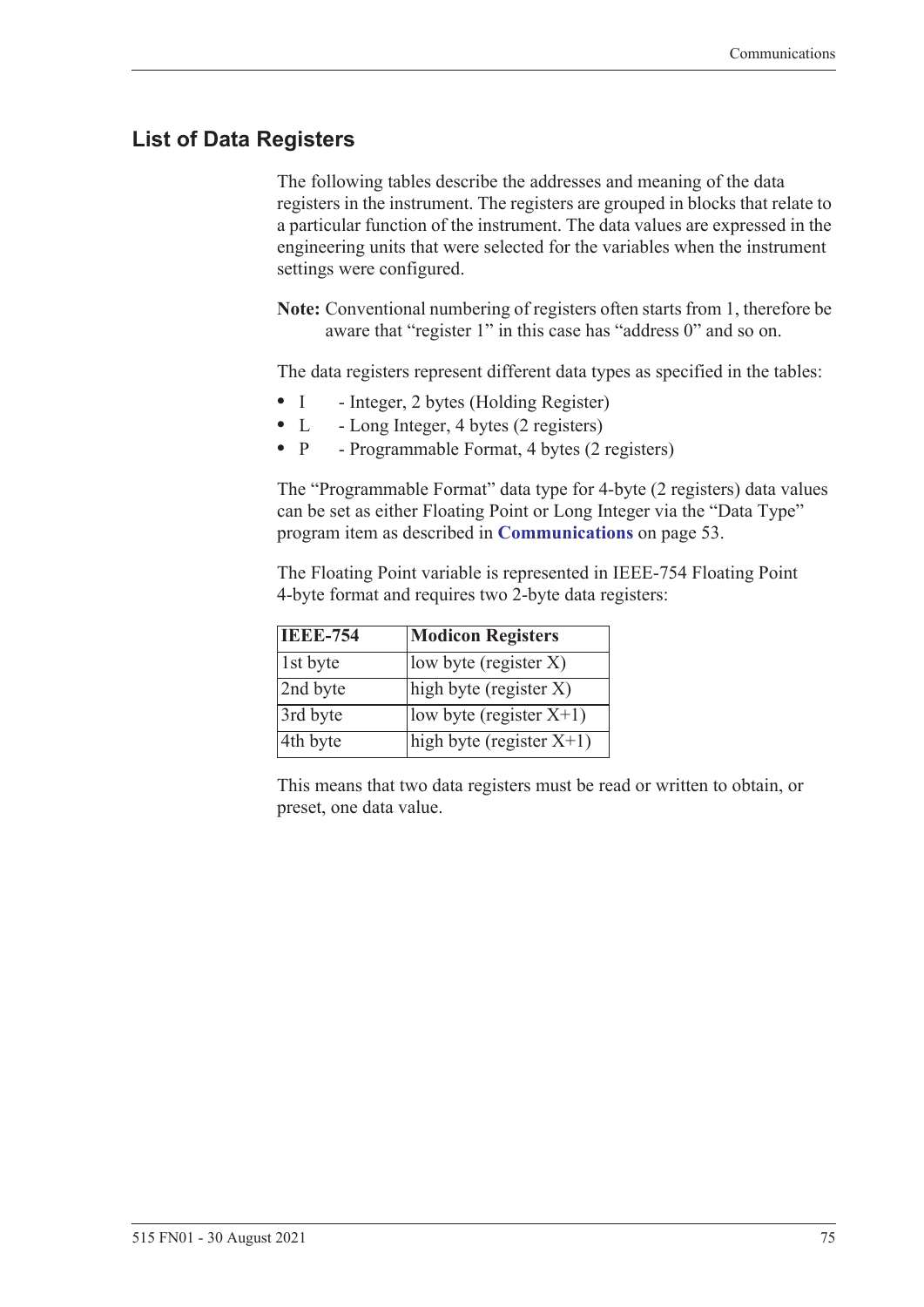## List of Data Registers

The following tables describe the addresses and meaning of the data registers in the instrument. The registers are grouped in blocks that relate to a particular function of the instrument. The data values are expressed in the engineering units that were selected for the variables when the instrument settings were configured.

**Note:** Conventional numbering of registers often starts from 1, therefore be aware that "register 1" in this case has "address 0" and so on.

The data registers represent different data types as specified in the tables:

- I - Integer, 2 bytes (Holding Register)
- L - Long Integer, 4 bytes (2 registers)
- P - Programmable Format, 4 bytes (2 registers)

The "Programmable Format" data type for 4-byte (2 registers) data values can be set as either Floating Point or Long Integer via the "Data Type" program item as described in **Communications** on page 53.

The Floating Point variable is represented in IEEE-754 Floating Point 4-byte format and requires two 2-byte data registers:

| IEEE-754 | Modicon Registers |
|---|---|
| 1st byte | low byte (register X) |
| 2nd byte | high byte (register X) |
| 3rd byte | low byte (register X+1) |
| 4th byte | high byte (register X+1) |

This means that two data registers must be read or written to obtain, or preset, one data value.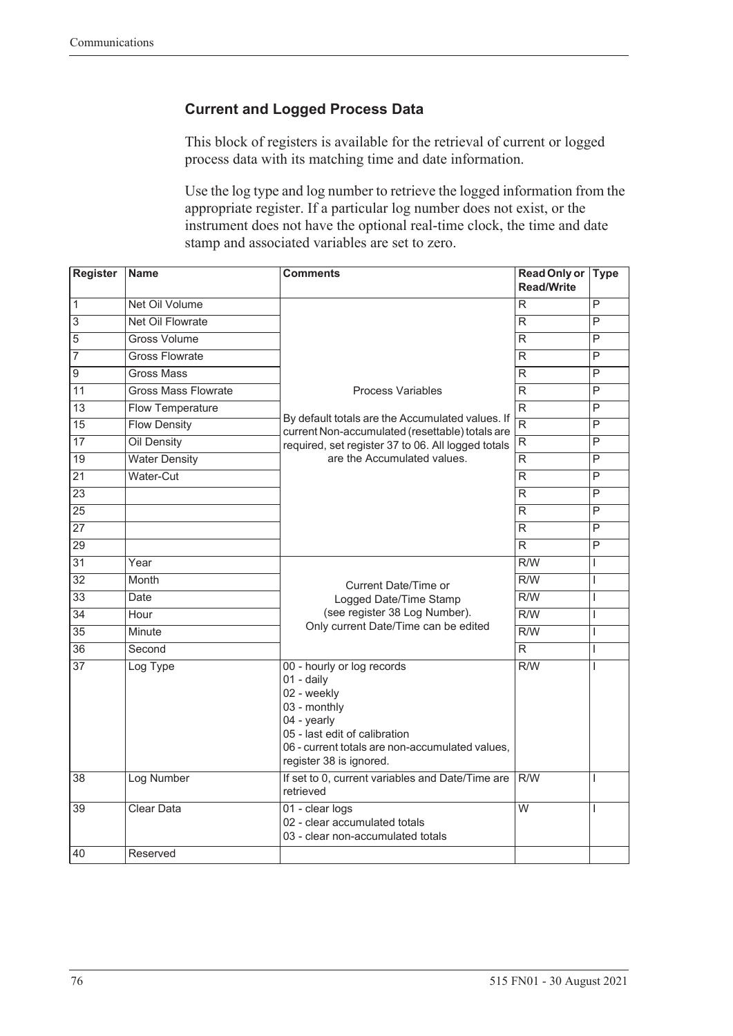## Current and Logged Process Data

This block of registers is available for the retrieval of current or logged process data with its matching time and date information.

Use the log type and log number to retrieve the logged information from the appropriate register. If a particular log number does not exist, or the instrument does not have the optional real-time clock, the time and date stamp and associated variables are set to zero.

| Register | Name | Comments | Read Only or Read/Write | Type |
|---|---|---|---|---|
| 1 | Net Oil Volume | Process Variables<br><br>By default totals are the Accumulated values. If current Non-accumulated (resettable) totals are required, set register 37 to 06. All logged totals are the Accumulated values. | R | P |
| 3 | Net Oil Flowrate | | R | P |
| 5 | Gross Volume | | R | P |
| 7 | Gross Flowrate | | R | P |
| 9 | Gross Mass | | R | P |
| 11 | Gross Mass Flowrate | | R | P |
| 13 | Flow Temperature | | R | P |
| 15 | Flow Density | | R | P |
| 17 | Oil Density | | R | P |
| 19 | Water Density | | R | P |
| 21 | Water-Cut | | R | P |
| 23 | | | R | P |
| 25 | | | R | P |
| 27 | | | R | P |
| 29 | | | R | P |
| 31 | Year | Current Date/Time or Logged Date/Time Stamp (see register 38 Log Number). Only current Date/Time can be edited | R/W | I |
| 32 | Month | | R/W | I |
| 33 | Date | | R/W | I |
| 34 | Hour | | R/W | I |
| 35 | Minute | | R/W | I |
| 36 | Second | | R | I |
| 37 | Log Type | 00 - hourly or log records<br>01 - daily<br>02 - weekly<br>03 - monthly<br>04 - yearly<br>05 - last edit of calibration<br>06 - current totals are non-accumulated values, register 38 is ignored. | R/W | I |
| 38 | Log Number | If set to 0, current variables and Date/Time are retrieved | R/W | I |
| 39 | Clear Data | 01 - clear logs<br>02 - clear accumulated totals<br>03 - clear non-accumulated totals | W | I |
| 40 | Reserved | | | |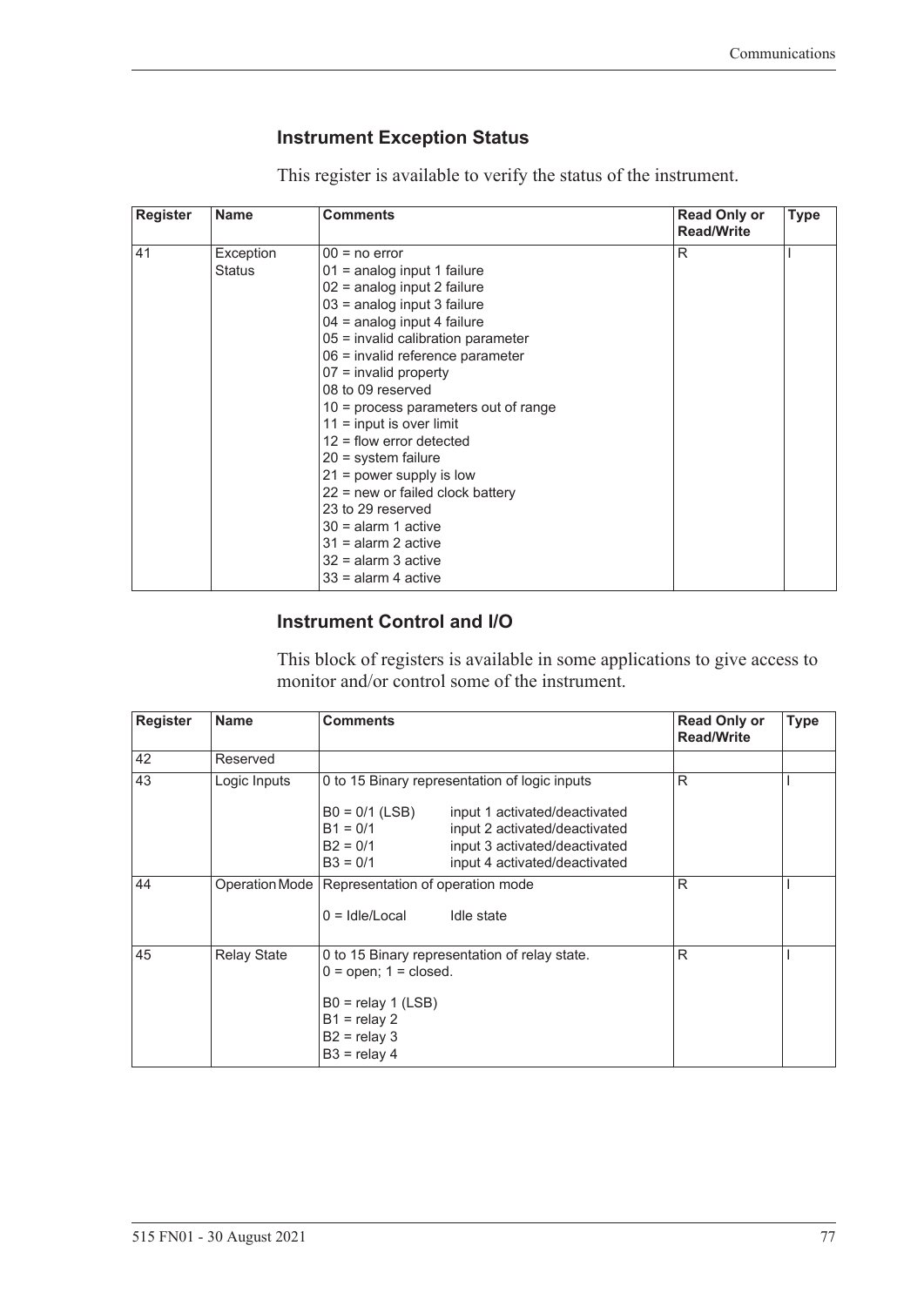### Instrument Exception Status

This register is available to verify the status of the instrument.

| Register | Name | Comments | Read Only or Read/Write | Type |
|---|---|---|---|---|
| 41 | Exception Status | 00 = no error<br>01 = analog input 1 failure<br>02 = analog input 2 failure<br>03 = analog input 3 failure<br>04 = analog input 4 failure<br>05 = invalid calibration parameter<br>06 = invalid reference parameter<br>07 = invalid property<br>08 to 09 reserved<br>10 = process parameters out of range<br>11 = input is over limit<br>12 = flow error detected<br>20 = system failure<br>21 = power supply is low<br>22 = new or failed clock battery<br>23 to 29 reserved<br>30 = alarm 1 active<br>31 = alarm 2 active<br>32 = alarm 3 active<br>33 = alarm 4 active | R | I |

### Instrument Control and I/O

This block of registers is available in some applications to give access to monitor and/or control some of the instrument.

| Register | Name | Comments | Read Only or Read/Write | Type |
|---|---|---|---|---|
| 42 | Reserved | | | |
| 43 | Logic Inputs | 0 to 15 Binary representation of logic inputs<br><br>B0 = 0/1 (LSB) input 1 activated/deactivated<br>B1 = 0/1 input 2 activated/deactivated<br>B2 = 0/1 input 3 activated/deactivated<br>B3 = 0/1 input 4 activated/deactivated | R | I |
| 44 | Operation Mode | Representation of operation mode<br><br>0 = Idle/Local Idle state | R | I |
| 45 | Relay State | 0 to 15 Binary representation of relay state.<br>0 = open; 1 = closed.<br><br>B0 = relay 1 (LSB)<br>B1 = relay 2<br>B2 = relay 3<br>B3 = relay 4 | R | I |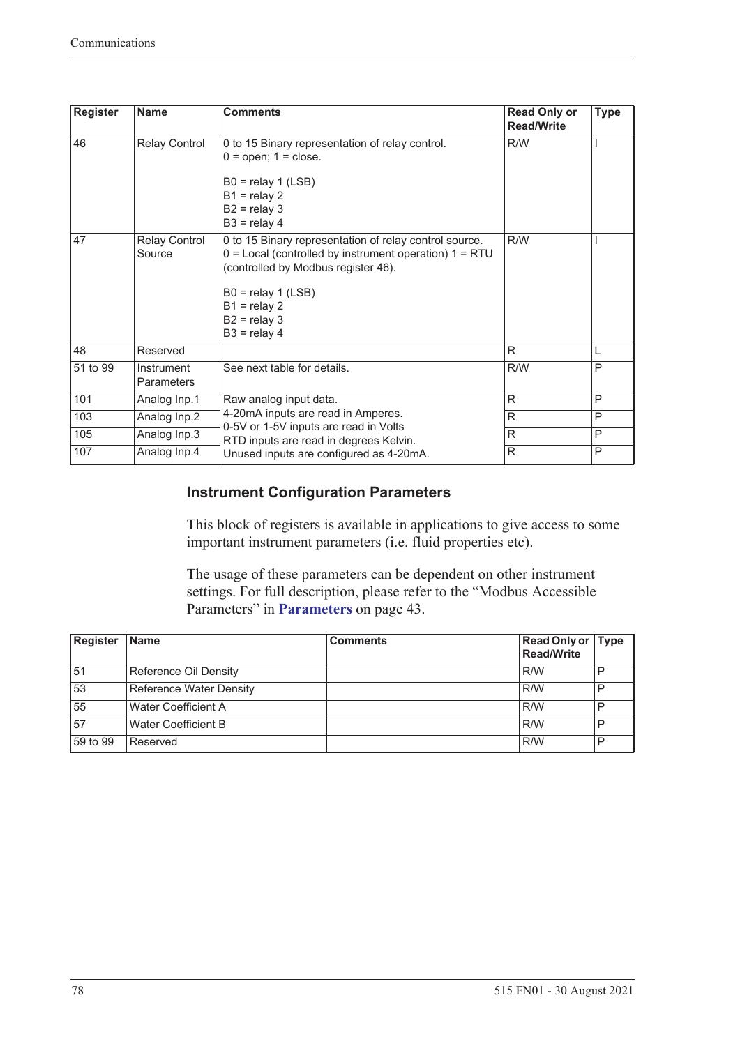| Register | Name | Comments | Read Only or Read/Write | Type |
|---|---|---|---|---|
| 46 | Relay Control | 0 to 15 Binary representation of relay control.<br>0 = open; 1 = close.<br><br>B0 = relay 1 (LSB)<br>B1 = relay 2<br>B2 = relay 3<br>B3 = relay 4 | R/W | I |
| 47 | Relay Control Source | 0 to 15 Binary representation of relay control source.<br>0 = Local (controlled by instrument operation) 1 = RTU (controlled by Modbus register 46).<br><br>B0 = relay 1 (LSB)<br>B1 = relay 2<br>B2 = relay 3<br>B3 = relay 4 | R/W | I |
| 48 | Reserved | | R | L |
| 51 to 99 | Instrument Parameters | See next table for details. | R/W | P |
| 101 | Analog Inp.1 | Raw analog input data.<br>4-20mA inputs are read in Amperes.<br>0-5V or 1-5V inputs are read in Volts<br>RTD inputs are read in degrees Kelvin.<br>Unused inputs are configured as 4-20mA. | R | P |
| 103 | Analog Inp.2 | | R | P |
| 105 | Analog Inp.3 | | R | P |
| 107 | Analog Inp.4 | | R | P |

### Instrument Configuration Parameters

This block of registers is available in applications to give access to some important instrument parameters (i.e. fluid properties etc).

The usage of these parameters can be dependent on other instrument settings. For full description, please refer to the "Modbus Accessible Parameters" in **Parameters** on page 43.

| Register | Name | Comments | Read Only or Read/Write | Type |
|---|---|---|---|---|
| 51 | Reference Oil Density | | R/W | P |
| 53 | Reference Water Density | | R/W | P |
| 55 | Water Coefficient A | | R/W | P |
| 57 | Water Coefficient B | | R/W | P |
| 59 to 99 | Reserved | | R/W | P |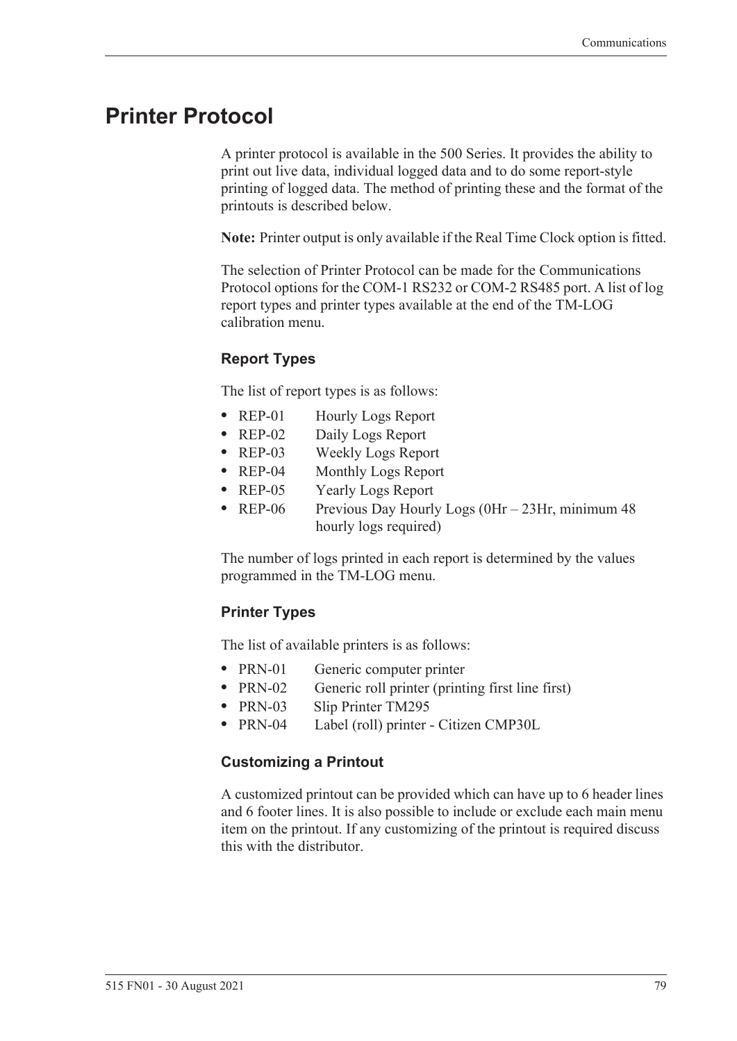# Printer Protocol

A printer protocol is available in the 500 Series. It provides the ability to print out live data, individual logged data and to do some report-style printing of logged data. The method of printing these and the format of the printouts is described below.

**Note:** Printer output is only available if the Real Time Clock option is fitted.

The selection of Printer Protocol can be made for the Communications Protocol options for the COM-1 RS232 or COM-2 RS485 port. A list of log report types and printer types available at the end of the TM-LOG calibration menu.

### Report Types

The list of report types is as follows:

- REP-01 Hourly Logs Report
- REP-02 Daily Logs Report
- REP-03 Weekly Logs Report
- REP-04 Monthly Logs Report
- REP-05 Yearly Logs Report
- REP-06 Previous Day Hourly Logs (0Hr – 23Hr, minimum 48 hourly logs required)

The number of logs printed in each report is determined by the values programmed in the TM-LOG menu.

### Printer Types

The list of available printers is as follows:

- PRN-01 Generic computer printer
- PRN-02 Generic roll printer (printing first line first)
- PRN-03 Slip Printer TM295
- PRN-04 Label (roll) printer - Citizen CMP30L

### Customizing a Printout

A customized printout can be provided which can have up to 6 header lines and 6 footer lines. It is also possible to include or exclude each main menu item on the printout. If any customizing of the printout is required discuss this with the distributor.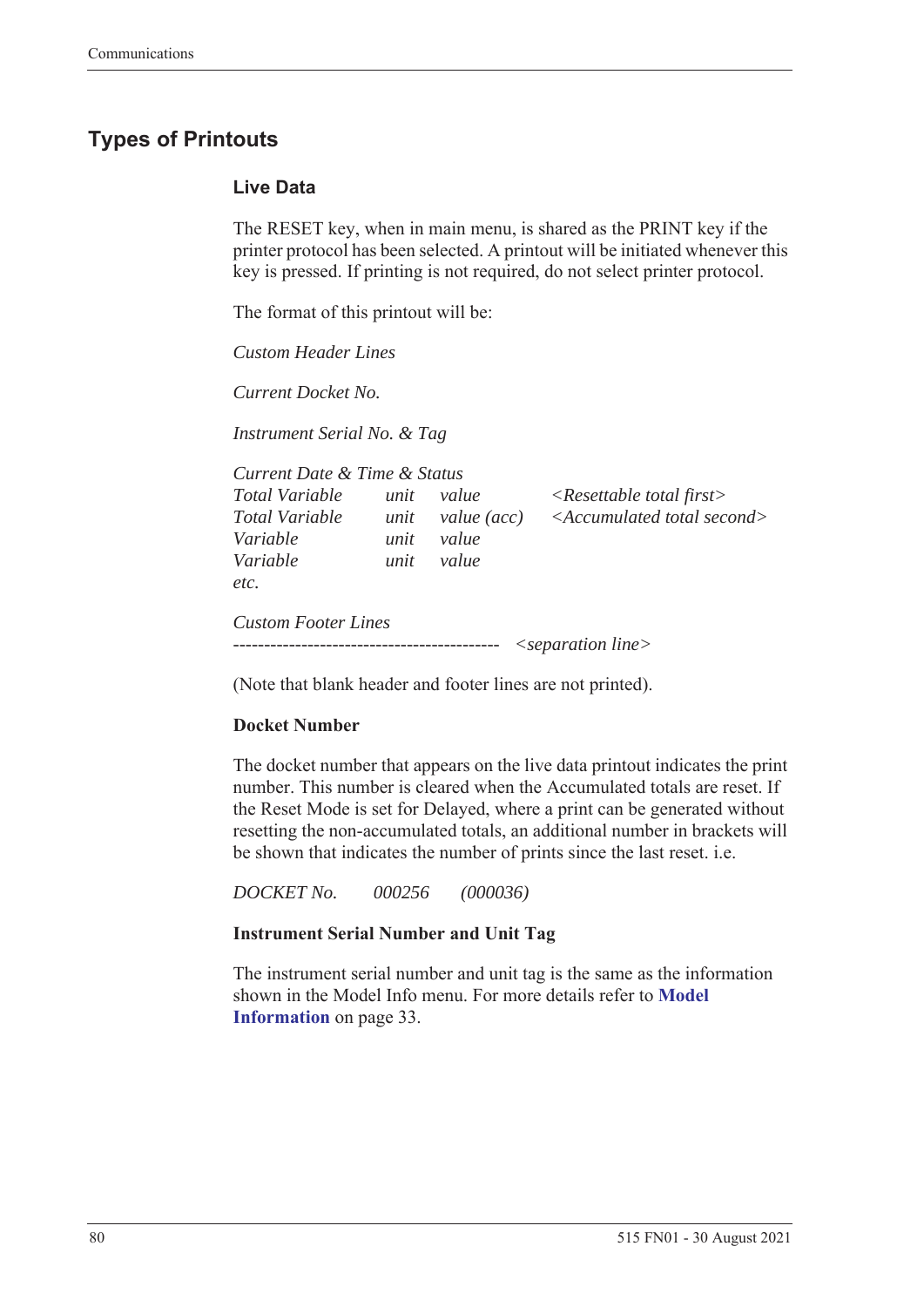## Types of Printouts

### Live Data

The RESET key, when in main menu, is shared as the PRINT key if the printer protocol has been selected. A printout will be initiated whenever this key is pressed. If printing is not required, do not select printer protocol.

The format of this printout will be:

*Custom Header Lines*

*Current Docket No.*

*Instrument Serial No. & Tag*

*Current Date & Time & Status*

| | | | |
|---|---|---|---|
| *Total Variable* | *unit* | *value* | *<Resettable total first>* |
| *Total Variable* | *unit* | *value (acc)* | *<Accumulated total second>* |
| *Variable* | *unit* | *value* | |
| *Variable* | *unit* | *value* | |
| *etc.* | | | |

*Custom Footer Lines*

*-------------------------------------------  <separation line>*

(Note that blank header and footer lines are not printed).

**Docket Number**

The docket number that appears on the live data printout indicates the print number. This number is cleared when the Accumulated totals are reset. If the Reset Mode is set for Delayed, where a print can be generated without resetting the non-accumulated totals, an additional number in brackets will be shown that indicates the number of prints since the last reset. i.e.

*DOCKET No.    000256    (000036)*

**Instrument Serial Number and Unit Tag**

The instrument serial number and unit tag is the same as the information shown in the Model Info menu. For more details refer to **Model Information** on page 33.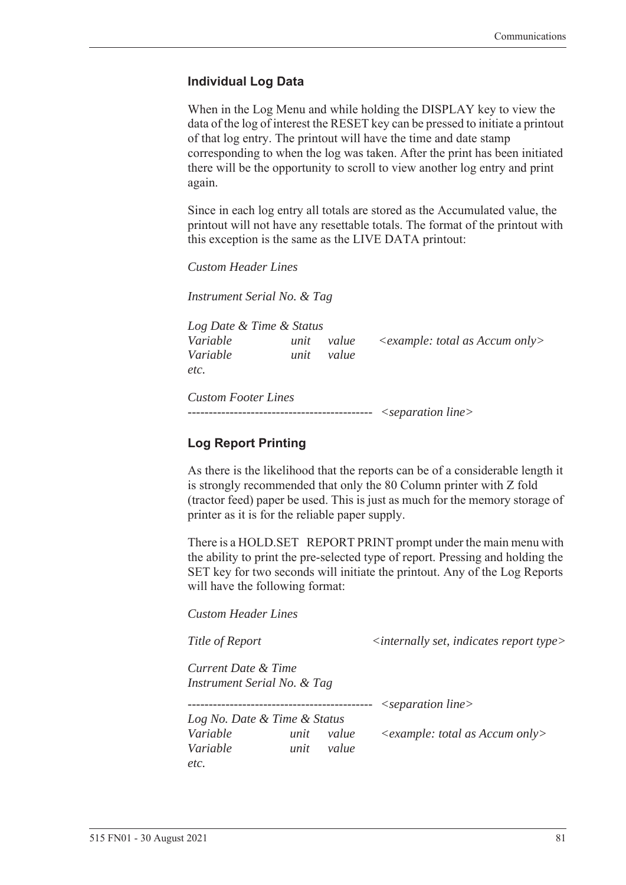### Individual Log Data

When in the Log Menu and while holding the DISPLAY key to view the data of the log of interest the RESET key can be pressed to initiate a printout of that log entry. The printout will have the time and date stamp corresponding to when the log was taken. After the print has been initiated there will be the opportunity to scroll to view another log entry and print again.

Since in each log entry all totals are stored as the Accumulated value, the printout will not have any resettable totals. The format of the printout with this exception is the same as the LIVE DATA printout:

*Custom Header Lines*

*Instrument Serial No. & Tag*

*Log Date & Time & Status*
*Variable unit value <example: total as Accum only>*
*Variable unit value*
*etc.*

*Custom Footer Lines*
-------------------------------------------- *<separation line>*

### Log Report Printing

As there is the likelihood that the reports can be of a considerable length it is strongly recommended that only the 80 Column printer with Z fold (tractor feed) paper be used. This is just as much for the memory storage of printer as it is for the reliable paper supply.

There is a HOLD.SET REPORT PRINT prompt under the main menu with the ability to print the pre-selected type of report. Pressing and holding the SET key for two seconds will initiate the printout. Any of the Log Reports will have the following format:

*Custom Header Lines*

*Title of Report <internally set, indicates report type>*

*Current Date & Time*
*Instrument Serial No. & Tag*

-------------------------------------------- *<separation line>*
*Log No. Date & Time & Status*
*Variable unit value <example: total as Accum only>*
*Variable unit value*
*etc.*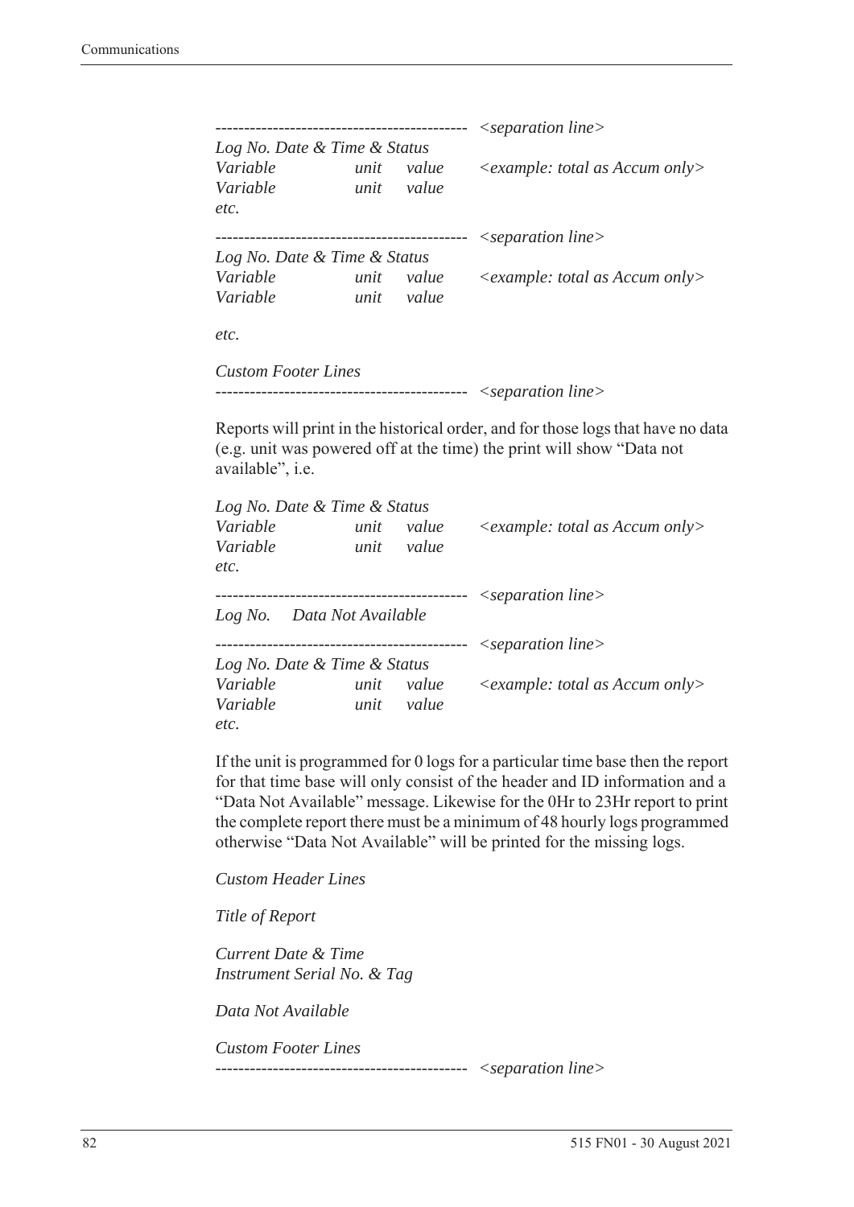```
--------------------------------------------  <separation line>
Log No. Date & Time & Status
Variable            unit    value     <example: total as Accum only>
Variable            unit    value
etc.

--------------------------------------------  <separation line>
Log No. Date & Time & Status
Variable            unit    value     <example: total as Accum only>
Variable            unit    value

etc.

Custom Footer Lines
--------------------------------------------  <separation line>
```

Reports will print in the historical order, and for those logs that have no data (e.g. unit was powered off at the time) the print will show "Data not available", i.e.

```
Log No. Date & Time & Status
Variable            unit    value     <example: total as Accum only>
Variable            unit    value
etc.

--------------------------------------------  <separation line>
Log No.     Data Not Available

--------------------------------------------  <separation line>
Log No. Date & Time & Status
Variable            unit    value     <example: total as Accum only>
Variable            unit    value
etc.
```

If the unit is programmed for 0 logs for a particular time base then the report for that time base will only consist of the header and ID information and a "Data Not Available" message. Likewise for the 0Hr to 23Hr report to print the complete report there must be a minimum of 48 hourly logs programmed otherwise "Data Not Available" will be printed for the missing logs.

```
Custom Header Lines

Title of Report

Current Date & Time
Instrument Serial No. & Tag

Data Not Available

Custom Footer Lines
--------------------------------------------  <separation line>
```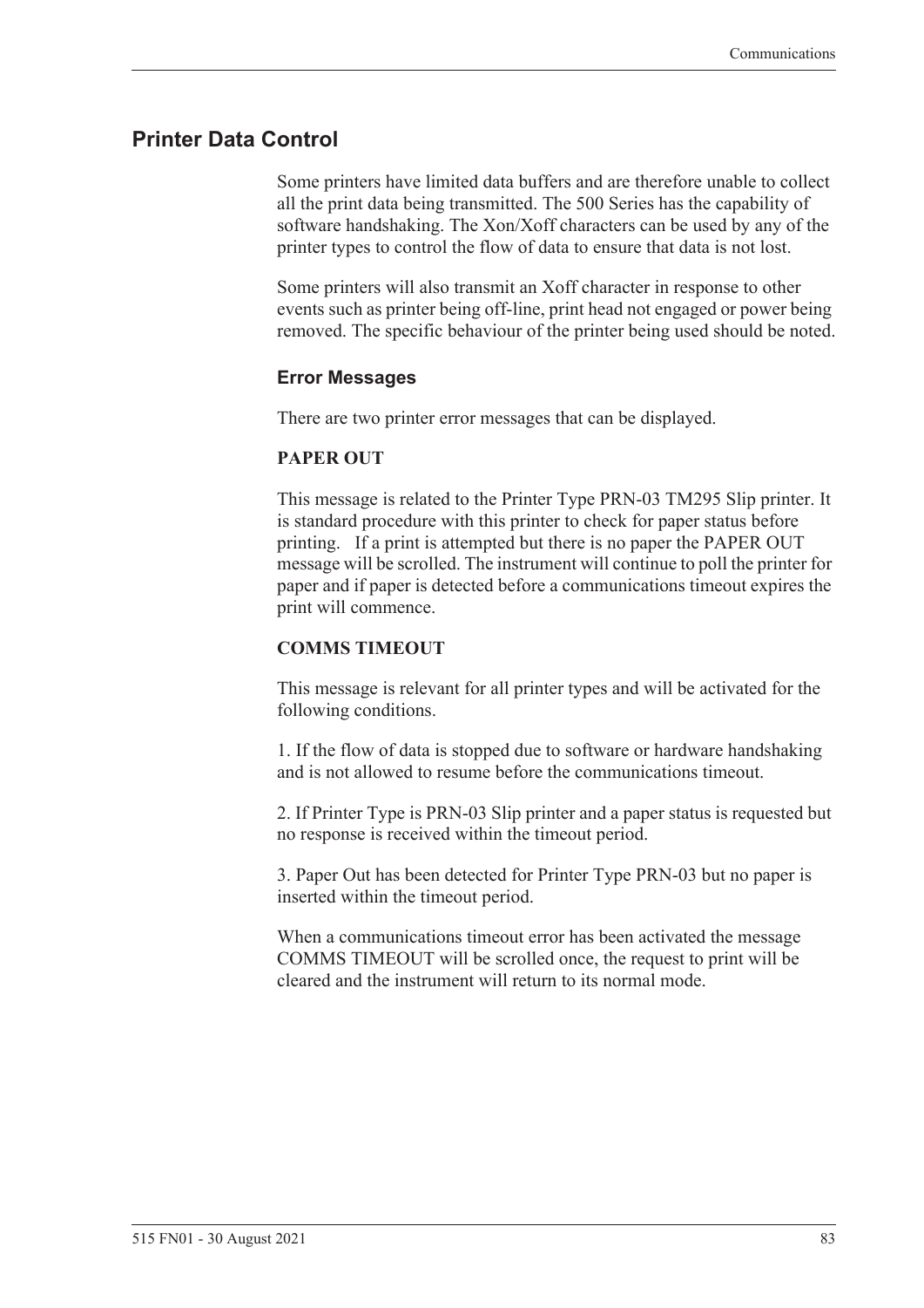## Printer Data Control

Some printers have limited data buffers and are therefore unable to collect all the print data being transmitted. The 500 Series has the capability of software handshaking. The Xon/Xoff characters can be used by any of the printer types to control the flow of data to ensure that data is not lost.

Some printers will also transmit an Xoff character in response to other events such as printer being off-line, print head not engaged or power being removed. The specific behaviour of the printer being used should be noted.

### Error Messages

There are two printer error messages that can be displayed.

**PAPER OUT**

This message is related to the Printer Type PRN-03 TM295 Slip printer. It is standard procedure with this printer to check for paper status before printing. If a print is attempted but there is no paper the PAPER OUT message will be scrolled. The instrument will continue to poll the printer for paper and if paper is detected before a communications timeout expires the print will commence.

**COMMS TIMEOUT**

This message is relevant for all printer types and will be activated for the following conditions.

1. If the flow of data is stopped due to software or hardware handshaking and is not allowed to resume before the communications timeout.

2. If Printer Type is PRN-03 Slip printer and a paper status is requested but no response is received within the timeout period.

3. Paper Out has been detected for Printer Type PRN-03 but no paper is inserted within the timeout period.

When a communications timeout error has been activated the message COMMS TIMEOUT will be scrolled once, the request to print will be cleared and the instrument will return to its normal mode.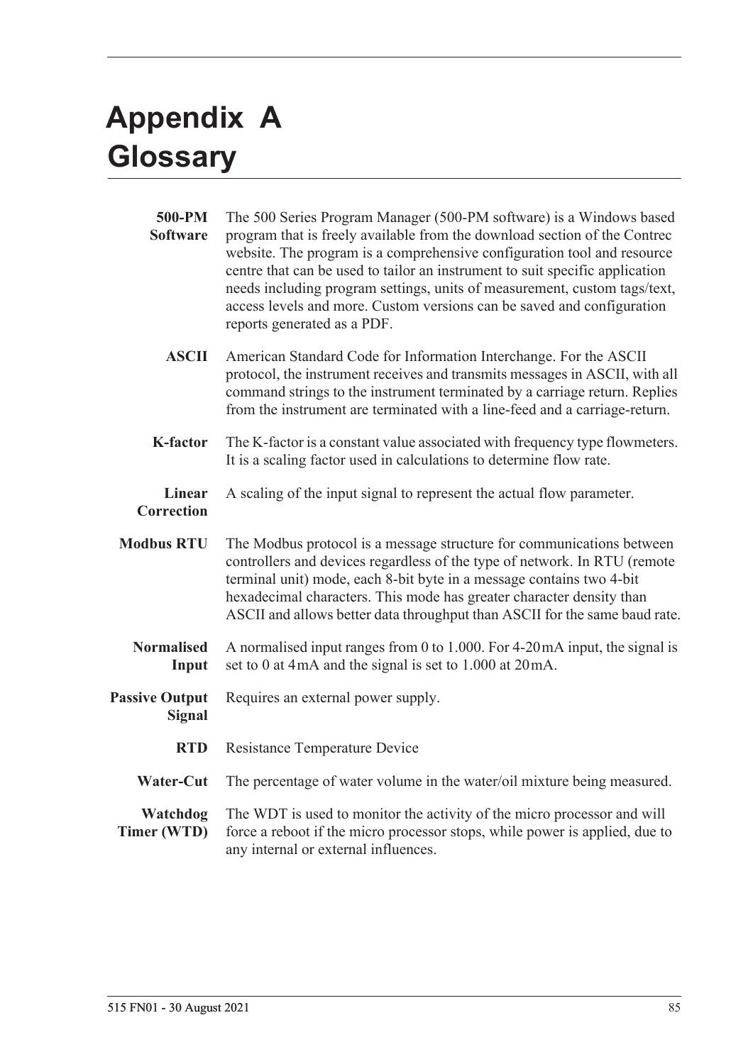# Appendix A Glossary

**500-PM Software** The 500 Series Program Manager (500-PM software) is a Windows based program that is freely available from the download section of the Contrec website. The program is a comprehensive configuration tool and resource centre that can be used to tailor an instrument to suit specific application needs including program settings, units of measurement, custom tags/text, access levels and more. Custom versions can be saved and configuration reports generated as a PDF.

**ASCII** American Standard Code for Information Interchange. For the ASCII protocol, the instrument receives and transmits messages in ASCII, with all command strings to the instrument terminated by a carriage return. Replies from the instrument are terminated with a line-feed and a carriage-return.

**K-factor** The K-factor is a constant value associated with frequency type flowmeters. It is a scaling factor used in calculations to determine flow rate.

**Linear Correction** A scaling of the input signal to represent the actual flow parameter.

**Modbus RTU** The Modbus protocol is a message structure for communications between controllers and devices regardless of the type of network. In RTU (remote terminal unit) mode, each 8-bit byte in a message contains two 4-bit hexadecimal characters. This mode has greater character density than ASCII and allows better data throughput than ASCII for the same baud rate.

**Normalised Input** A normalised input ranges from 0 to 1.000. For 4-20 mA input, the signal is set to 0 at 4 mA and the signal is set to 1.000 at 20 mA.

**Passive Output Signal** Requires an external power supply.

**RTD** Resistance Temperature Device

**Water-Cut** The percentage of water volume in the water/oil mixture being measured.

**Watchdog Timer (WTD)** The WDT is used to monitor the activity of the micro processor and will force a reboot if the micro processor stops, while power is applied, due to any internal or external influences.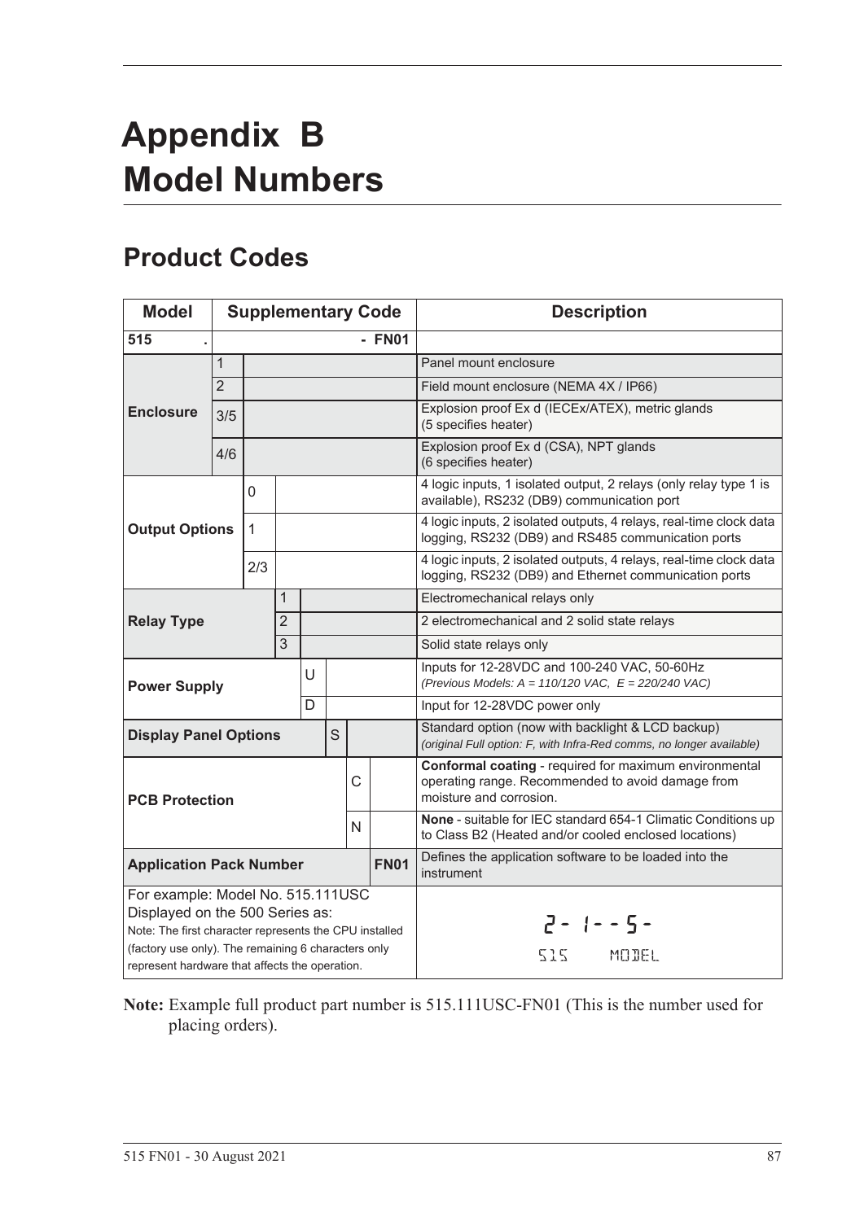# Appendix B Model Numbers

## Product Codes

| Model | Supplementary Code | | | | | | | Description |
|---|---|---|---|---|---|---|---|---|
| **515** | **.** | | | | | | **- FN01** | |
| **Enclosure** | 1 | | | | | | | Panel mount enclosure |
| | 2 | | | | | | | Field mount enclosure (NEMA 4X / IP66) |
| | 3/5 | | | | | | | Explosion proof Ex d (IECEx/ATEX), metric glands (5 specifies heater) |
| | 4/6 | | | | | | | Explosion proof Ex d (CSA), NPT glands (6 specifies heater) |
| **Output Options** | | 0 | | | | | | 4 logic inputs, 1 isolated output, 2 relays (only relay type 1 is available), RS232 (DB9) communication port |
| | | 1 | | | | | | 4 logic inputs, 2 isolated outputs, 4 relays, real-time clock data logging, RS232 (DB9) and RS485 communication ports |
| | | 2/3 | | | | | | 4 logic inputs, 2 isolated outputs, 4 relays, real-time clock data logging, RS232 (DB9) and Ethernet communication ports |
| **Relay Type** | | | 1 | | | | | Electromechanical relays only |
| | | | 2 | | | | | 2 electromechanical and 2 solid state relays |
| | | | 3 | | | | | Solid state relays only |
| **Power Supply** | | | | U | | | | Inputs for 12-28VDC and 100-240 VAC, 50-60Hz *(Previous Models: A = 110/120 VAC, E = 220/240 VAC)* |
| | | | | D | | | | Input for 12-28VDC power only |
| **Display Panel Options** | | | | | S | | | Standard option (now with backlight & LCD backup) *(original Full option: F, with Infra-Red comms, no longer available)* |
| **PCB Protection** | | | | | | C | | **Conformal coating** - required for maximum environmental operating range. Recommended to avoid damage from moisture and corrosion. |
| | | | | | | N | | **None** - suitable for IEC standard 654-1 Climatic Conditions up to Class B2 (Heated and/or cooled enclosed locations) |
| **Application Pack Number** | | | | | | | **FN01** | Defines the application software to be loaded into the instrument |
| For example: Model No. 515.111USC Displayed on the 500 Series as: Note: The first character represents the CPU installed (factory use only). The remaining 6 characters only represent hardware that affects the operation. | | | | | | | | 2- 1--5- 515 MODEL |

**Note:** Example full product part number is 515.111USC-FN01 (This is the number used for placing orders).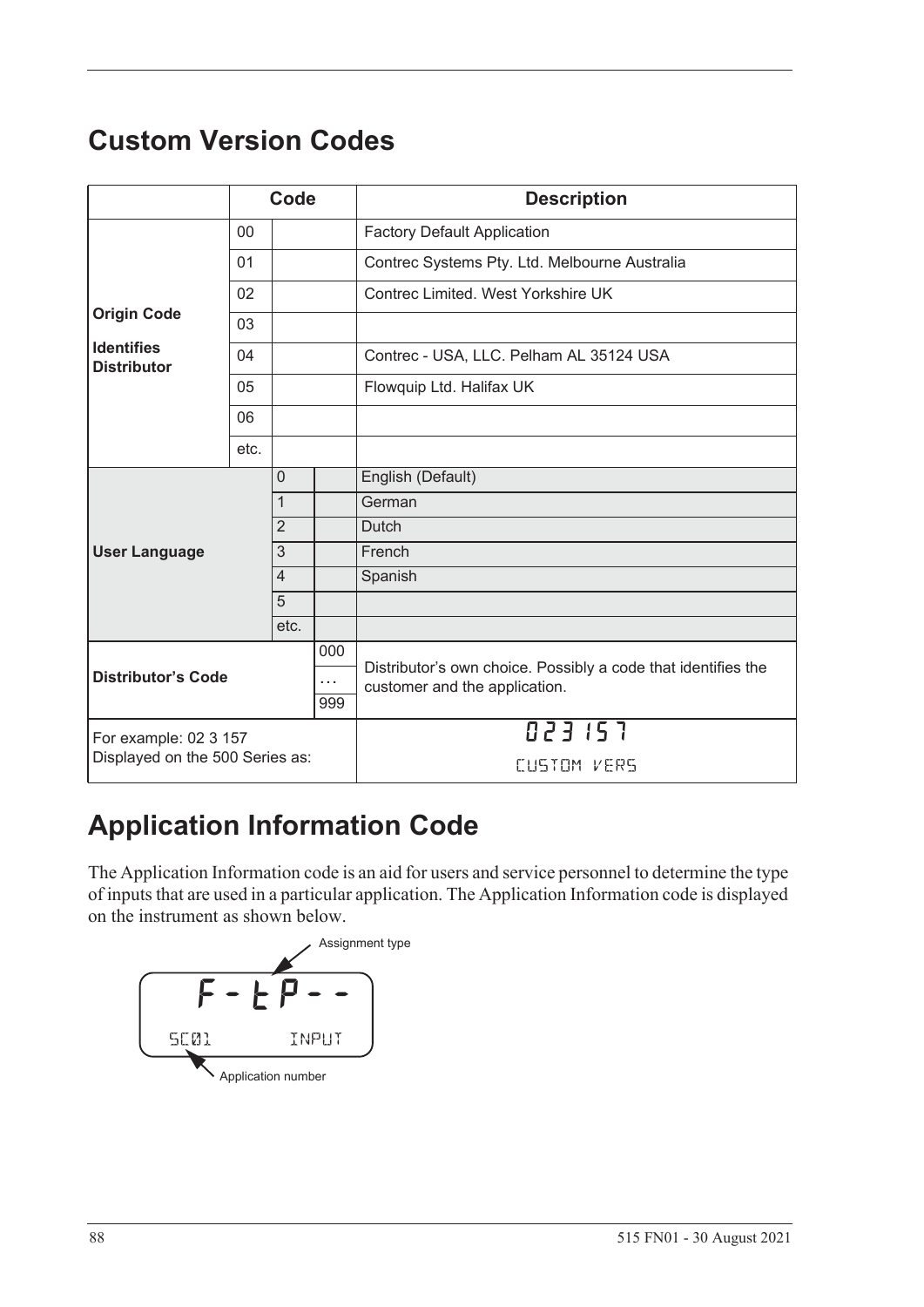# Custom Version Codes

| | Code | | | Description |
|---|---|---|---|---|
| **Origin Code**<br>**Identifies Distributor** | 00 | | | Factory Default Application |
| | 01 | | | Contrec Systems Pty. Ltd. Melbourne Australia |
| | 02 | | | Contrec Limited. West Yorkshire UK |
| | 03 | | | |
| | 04 | | | Contrec - USA, LLC. Pelham AL 35124 USA |
| | 05 | | | Flowquip Ltd. Halifax UK |
| | 06 | | | |
| | etc. | | | |
| **User Language** | | 0 | | English (Default) |
| | | 1 | | German |
| | | 2 | | Dutch |
| | | 3 | | French |
| | | 4 | | Spanish |
| | | 5 | | |
| | | etc. | | |
| **Distributor's Code** | | | 000<br>…<br>999 | Distributor's own choice. Possibly a code that identifies the customer and the application. |
| For example: 02 3 157<br>Displayed on the 500 Series as: | | | | 023 157<br>CUSTOM VERS |

# Application Information Code

The Application Information code is an aid for users and service personnel to determine the type of inputs that are used in a particular application. The Application Information code is displayed on the instrument as shown below.

```
Assignment type
   F - t P - -
SC01        INPUT
Application number
```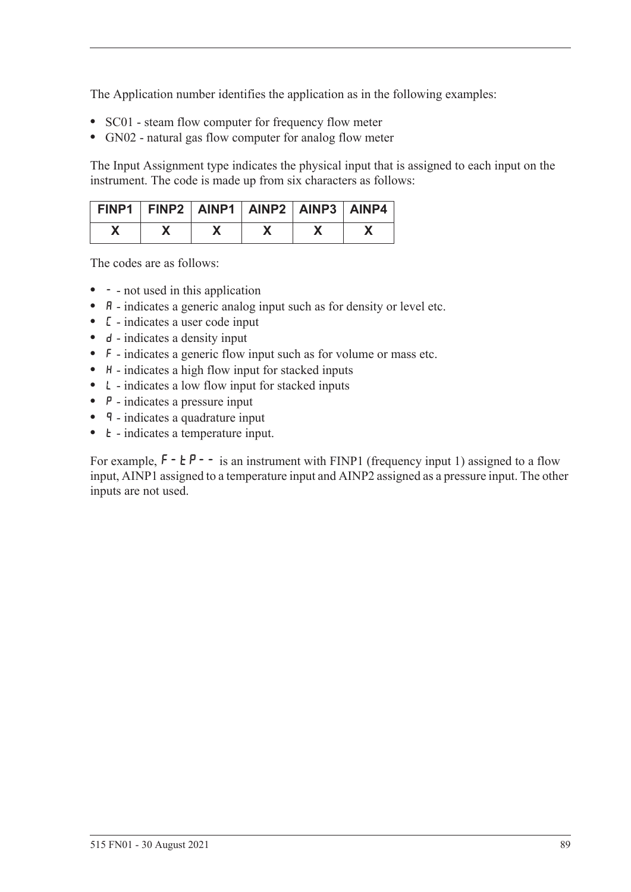The Application number identifies the application as in the following examples:

- SC01 - steam flow computer for frequency flow meter
- GN02 - natural gas flow computer for analog flow meter

The Input Assignment type indicates the physical input that is assigned to each input on the instrument. The code is made up from six characters as follows:

| FINP1 | FINP2 | AINP1 | AINP2 | AINP3 | AINP4 |
|---|---|---|---|---|---|
| X | X | X | X | X | X |

The codes are as follows:

- - - not used in this application
- A - indicates a generic analog input such as for density or level etc.
- C - indicates a user code input
- d - indicates a density input
- F - indicates a generic flow input such as for volume or mass etc.
- H - indicates a high flow input for stacked inputs
- L - indicates a low flow input for stacked inputs
- P - indicates a pressure input
- q - indicates a quadrature input
- t - indicates a temperature input.

For example, F-tP-- is an instrument with FINP1 (frequency input 1) assigned to a flow input, AINP1 assigned to a temperature input and AINP2 assigned as a pressure input. The other inputs are not used.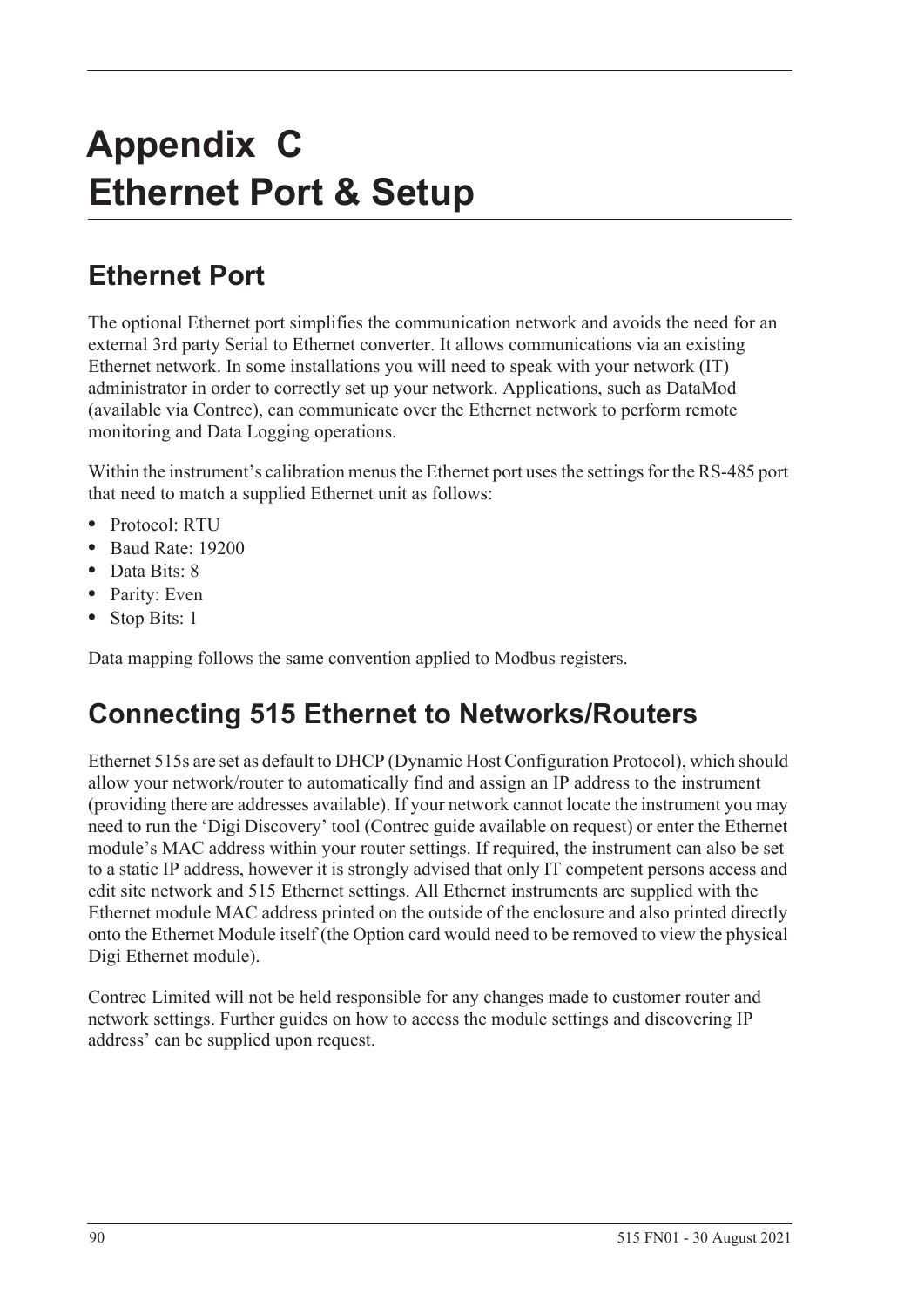# Appendix C
# Ethernet Port & Setup

## Ethernet Port

The optional Ethernet port simplifies the communication network and avoids the need for an external 3rd party Serial to Ethernet converter. It allows communications via an existing Ethernet network. In some installations you will need to speak with your network (IT) administrator in order to correctly set up your network. Applications, such as DataMod (available via Contrec), can communicate over the Ethernet network to perform remote monitoring and Data Logging operations.

Within the instrument's calibration menus the Ethernet port uses the settings for the RS-485 port that need to match a supplied Ethernet unit as follows:

- Protocol: RTU
- Baud Rate: 19200
- Data Bits: 8
- Parity: Even
- Stop Bits: 1

Data mapping follows the same convention applied to Modbus registers.

## Connecting 515 Ethernet to Networks/Routers

Ethernet 515s are set as default to DHCP (Dynamic Host Configuration Protocol), which should allow your network/router to automatically find and assign an IP address to the instrument (providing there are addresses available). If your network cannot locate the instrument you may need to run the 'Digi Discovery' tool (Contrec guide available on request) or enter the Ethernet module's MAC address within your router settings. If required, the instrument can also be set to a static IP address, however it is strongly advised that only IT competent persons access and edit site network and 515 Ethernet settings. All Ethernet instruments are supplied with the Ethernet module MAC address printed on the outside of the enclosure and also printed directly onto the Ethernet Module itself (the Option card would need to be removed to view the physical Digi Ethernet module).

Contrec Limited will not be held responsible for any changes made to customer router and network settings. Further guides on how to access the module settings and discovering IP address' can be supplied upon request.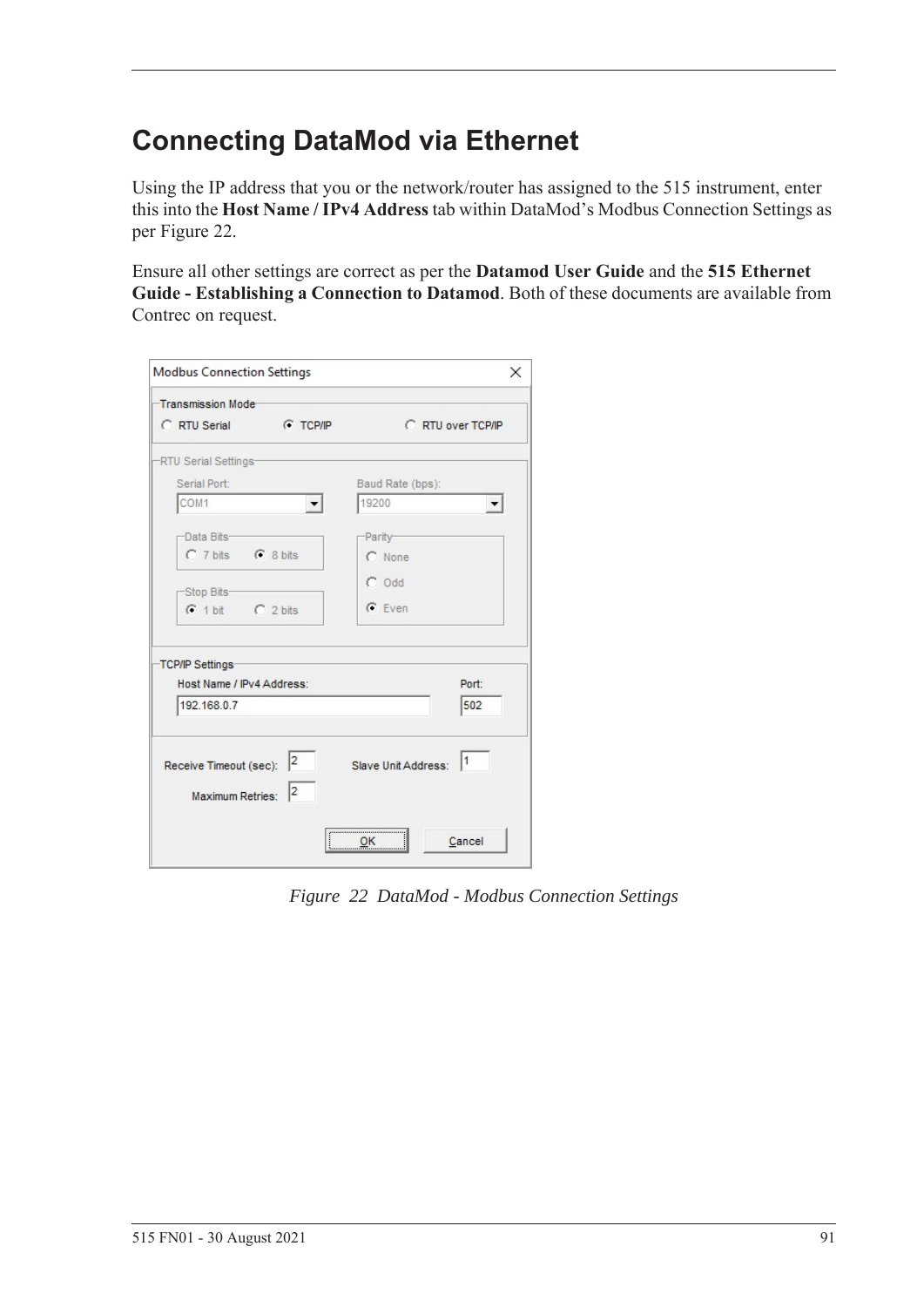# Connecting DataMod via Ethernet

Using the IP address that you or the network/router has assigned to the 515 instrument, enter this into the **Host Name / IPv4 Address** tab within DataMod's Modbus Connection Settings as per Figure 22.

Ensure all other settings are correct as per the **Datamod User Guide** and the **515 Ethernet Guide - Establishing a Connection to Datamod**. Both of these documents are available from Contrec on request.

*Figure 22 DataMod - Modbus Connection Settings*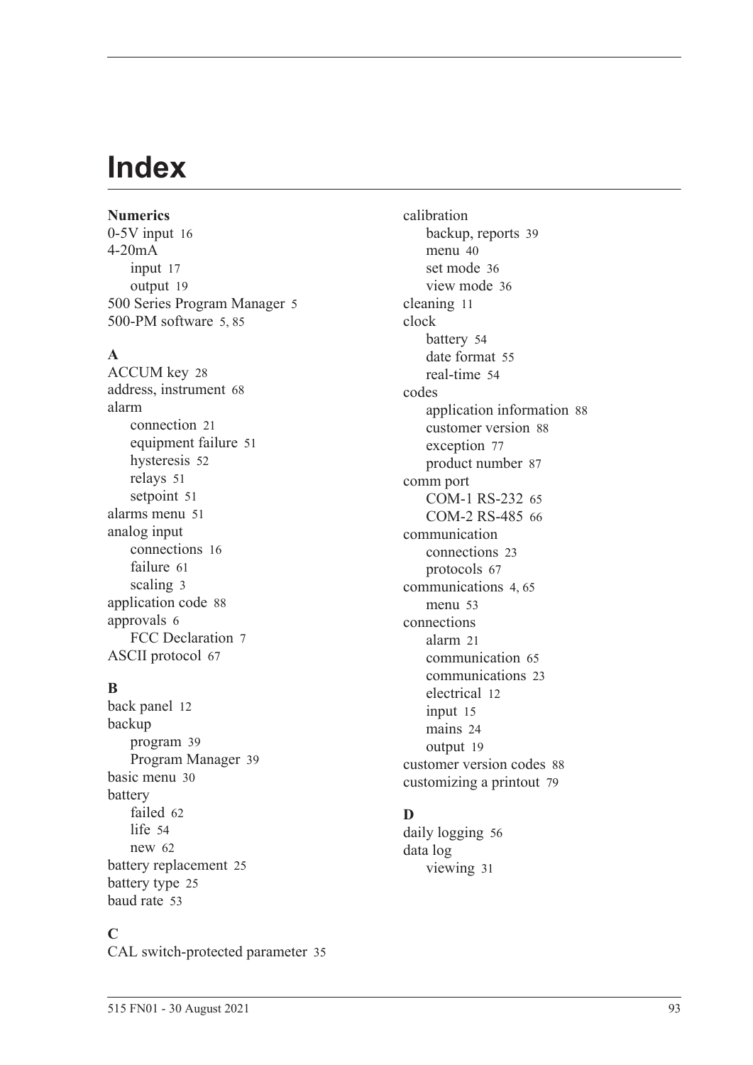# Index

**Numerics**

0-5V input 16
4-20mA
- input 17
- output 19

500 Series Program Manager 5
500-PM software 5, 85

**A**

ACCUM key 28
address, instrument 68
alarm
- connection 21
- equipment failure 51
- hysteresis 52
- relays 51
- setpoint 51

alarms menu 51
analog input
- connections 16
- failure 61
- scaling 3

application code 88
approvals 6
- FCC Declaration 7

ASCII protocol 67

**B**

back panel 12
backup
- program 39
- Program Manager 39

basic menu 30
battery
- failed 62
- life 54
- new 62

battery replacement 25
battery type 25
baud rate 53

**C**

CAL switch-protected parameter 35
calibration
- backup, reports 39
- menu 40
- set mode 36
- view mode 36

cleaning 11
clock
- battery 54
- date format 55
- real-time 54

codes
- application information 88
- customer version 88
- exception 77
- product number 87

comm port
- COM-1 RS-232 65
- COM-2 RS-485 66

communication
- connections 23
- protocols 67

communications 4, 65
- menu 53

connections
- alarm 21
- communication 65
- communications 23
- electrical 12
- input 15
- mains 24
- output 19

customer version codes 88
customizing a printout 79

**D**

daily logging 56
data log
- viewing 31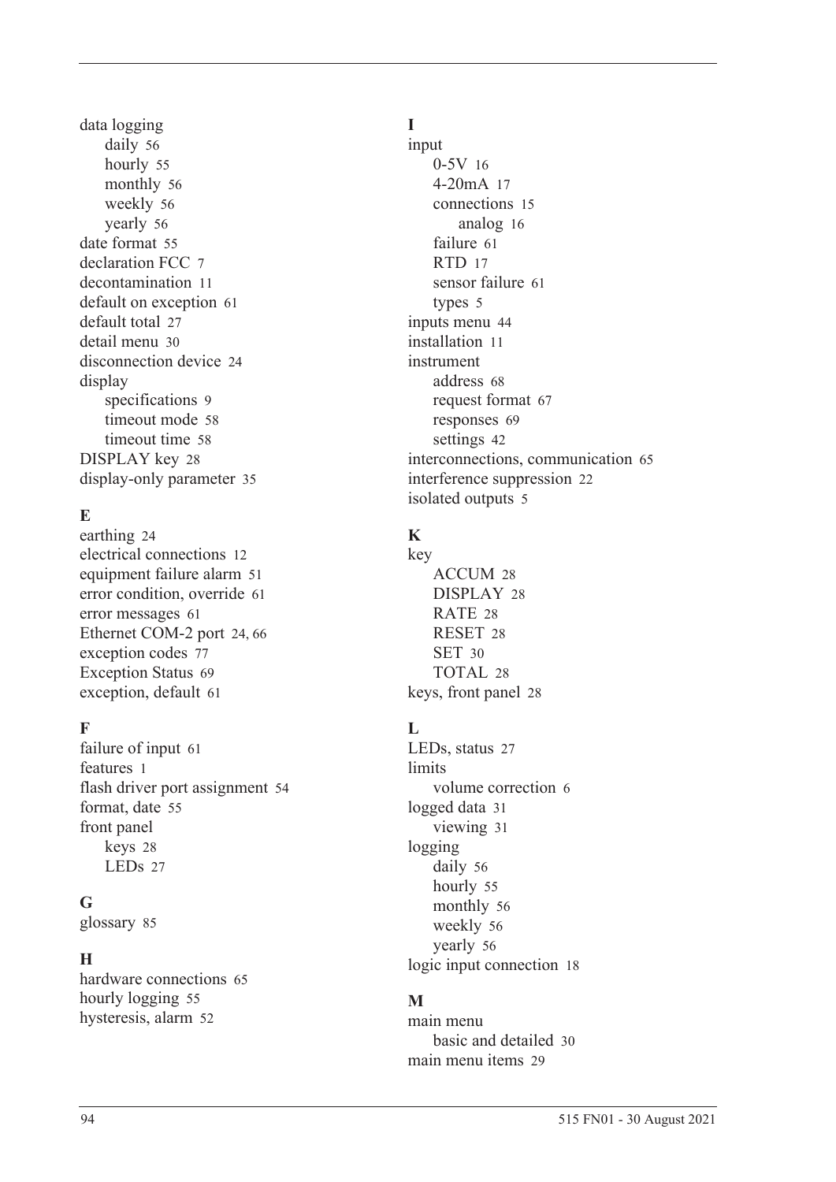data logging
- daily 56
- hourly 55
- monthly 56
- weekly 56
- yearly 56

date format 55
declaration FCC 7
decontamination 11
default on exception 61
default total 27
detail menu 30
disconnection device 24
display
- specifications 9
- timeout mode 58
- timeout time 58

DISPLAY key 28
display-only parameter 35

## E

earthing 24
electrical connections 12
equipment failure alarm 51
error condition, override 61
error messages 61
Ethernet COM-2 port 24, 66
exception codes 77
Exception Status 69
exception, default 61

## F

failure of input 61
features 1
flash driver port assignment 54
format, date 55
front panel
- keys 28
- LEDs 27

## G

glossary 85

## H

hardware connections 65
hourly logging 55
hysteresis, alarm 52

## I

input
- 0-5V 16
- 4-20mA 17
- connections 15
    - analog 16
- failure 61
- RTD 17
- sensor failure 61
- types 5

inputs menu 44
installation 11
instrument
- address 68
- request format 67
- responses 69
- settings 42

interconnections, communication 65
interference suppression 22
isolated outputs 5

## K

key
- ACCUM 28
- DISPLAY 28
- RATE 28
- RESET 28
- SET 30
- TOTAL 28

keys, front panel 28

## L

LEDs, status 27
limits
- volume correction 6

logged data 31
- viewing 31

logging
- daily 56
- hourly 55
- monthly 56
- weekly 56
- yearly 56

logic input connection 18

## M

main menu
- basic and detailed 30

main menu items 29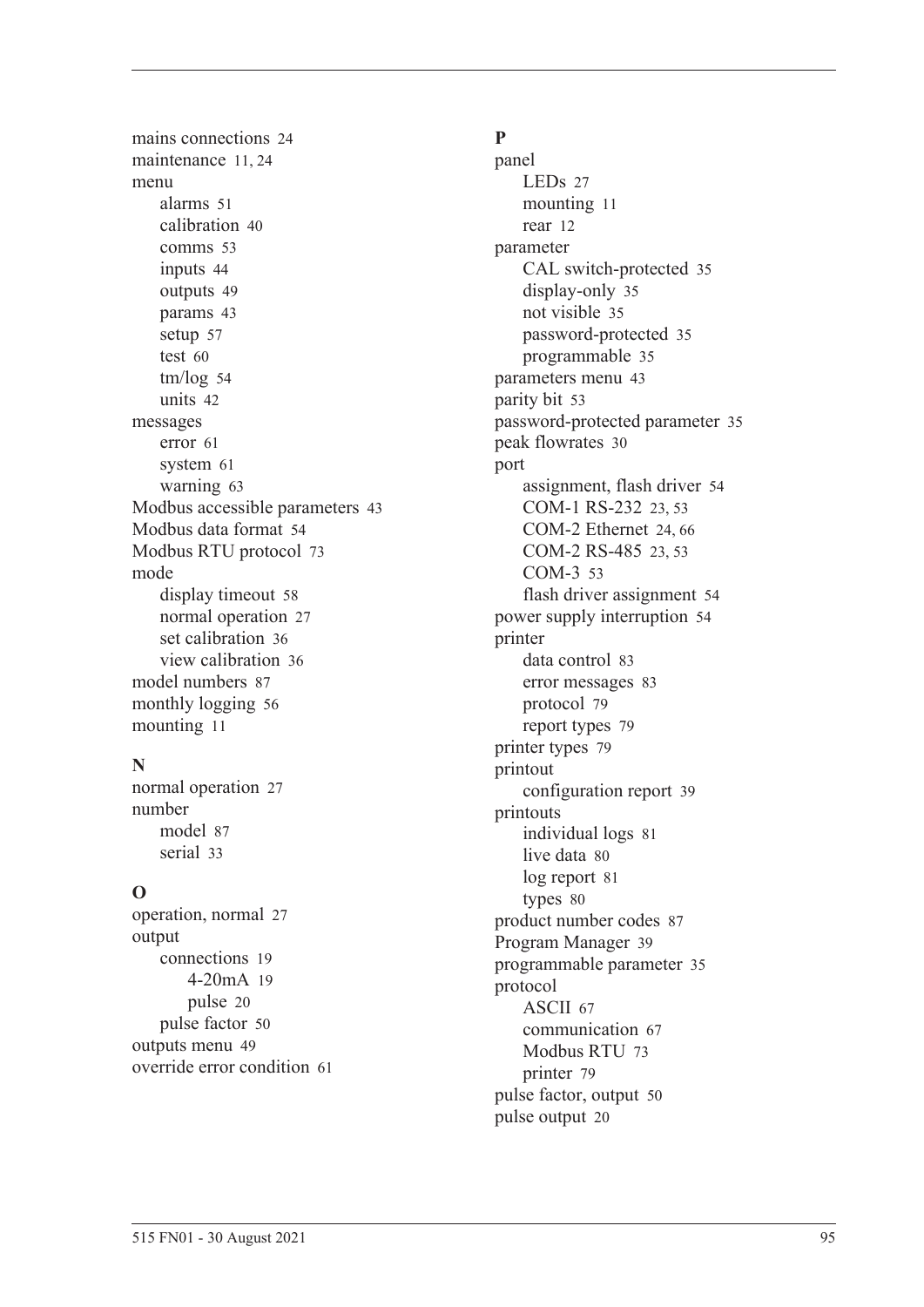mains connections 24
maintenance 11, 24
menu
- alarms 51
- calibration 40
- comms 53
- inputs 44
- outputs 49
- params 43
- setup 57
- test 60
- tm/log 54
- units 42

messages
- error 61
- system 61
- warning 63

Modbus accessible parameters 43
Modbus data format 54
Modbus RTU protocol 73
mode
- display timeout 58
- normal operation 27
- set calibration 36
- view calibration 36

model numbers 87
monthly logging 56
mounting 11

**N**

normal operation 27
number
- model 87
- serial 33

**O**

operation, normal 27
output
- connections 19
  - 4-20mA 19
  - pulse 20
- pulse factor 50

outputs menu 49
override error condition 61

**P**

panel
- LEDs 27
- mounting 11
- rear 12

parameter
- CAL switch-protected 35
- display-only 35
- not visible 35
- password-protected 35
- programmable 35

parameters menu 43
parity bit 53
password-protected parameter 35
peak flowrates 30
port
- assignment, flash driver 54
- COM-1 RS-232 23, 53
- COM-2 Ethernet 24, 66
- COM-2 RS-485 23, 53
- COM-3 53
- flash driver assignment 54

power supply interruption 54
printer
- data control 83
- error messages 83
- protocol 79
- report types 79

printer types 79
printout
- configuration report 39

printouts
- individual logs 81
- live data 80
- log report 81
- types 80

product number codes 87
Program Manager 39
programmable parameter 35
protocol
- ASCII 67
- communication 67
- Modbus RTU 73
- printer 79

pulse factor, output 50
pulse output 20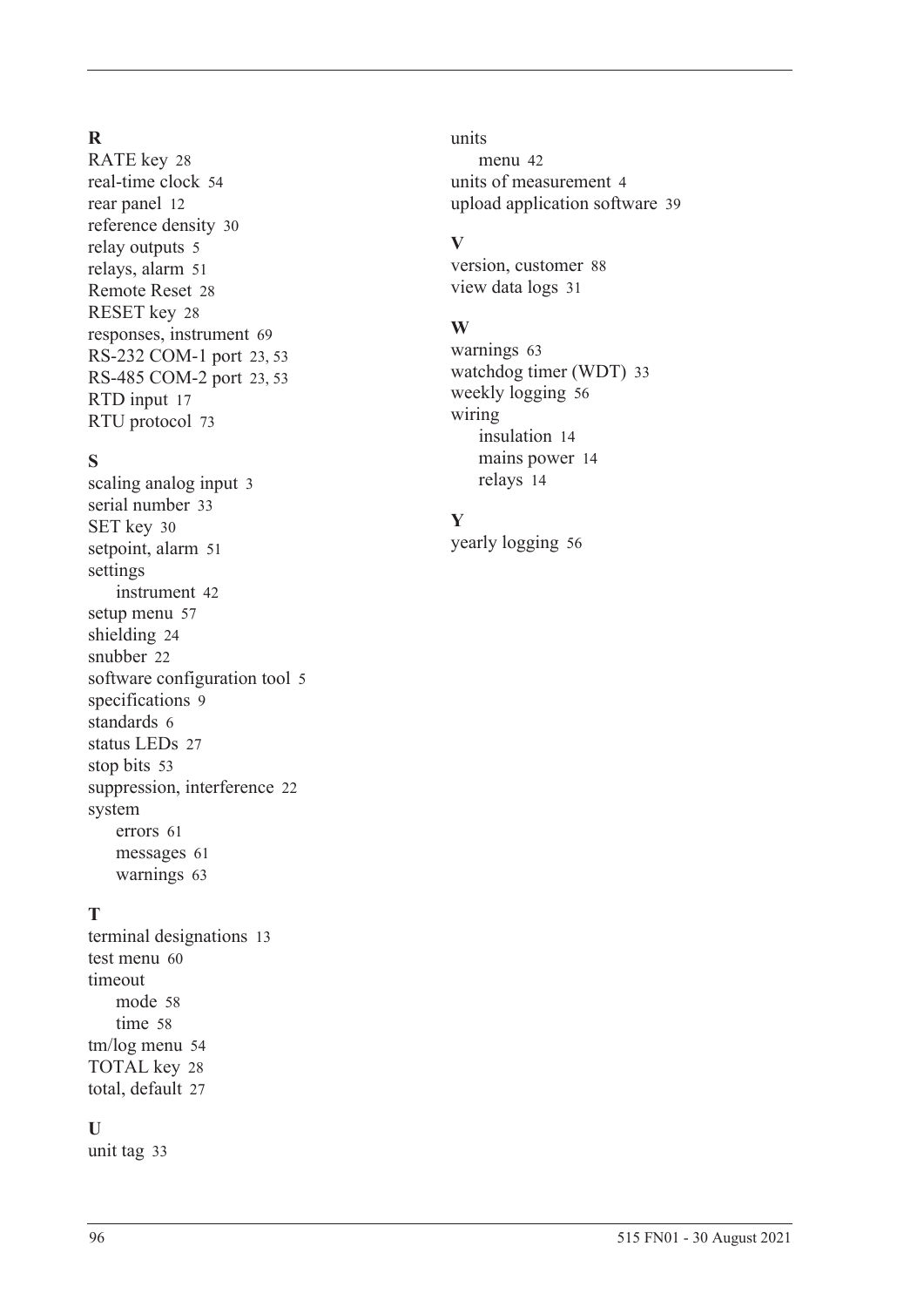**R**

RATE key 28
real-time clock 54
rear panel 12
reference density 30
relay outputs 5
relays, alarm 51
Remote Reset 28
RESET key 28
responses, instrument 69
RS-232 COM-1 port 23, 53
RS-485 COM-2 port 23, 53
RTD input 17
RTU protocol 73

**S**

scaling analog input 3
serial number 33
SET key 30
setpoint, alarm 51
settings
  instrument 42
setup menu 57
shielding 24
snubber 22
software configuration tool 5
specifications 9
standards 6
status LEDs 27
stop bits 53
suppression, interference 22
system
  errors 61
  messages 61
  warnings 63

**T**

terminal designations 13
test menu 60
timeout
  mode 58
  time 58
tm/log menu 54
TOTAL key 28
total, default 27

**U**

unit tag 33
units
  menu 42
units of measurement 4
upload application software 39

**V**

version, customer 88
view data logs 31

**W**

warnings 63
watchdog timer (WDT) 33
weekly logging 56
wiring
  insulation 14
  mains power 14
  relays 14

**Y**

yearly logging 56